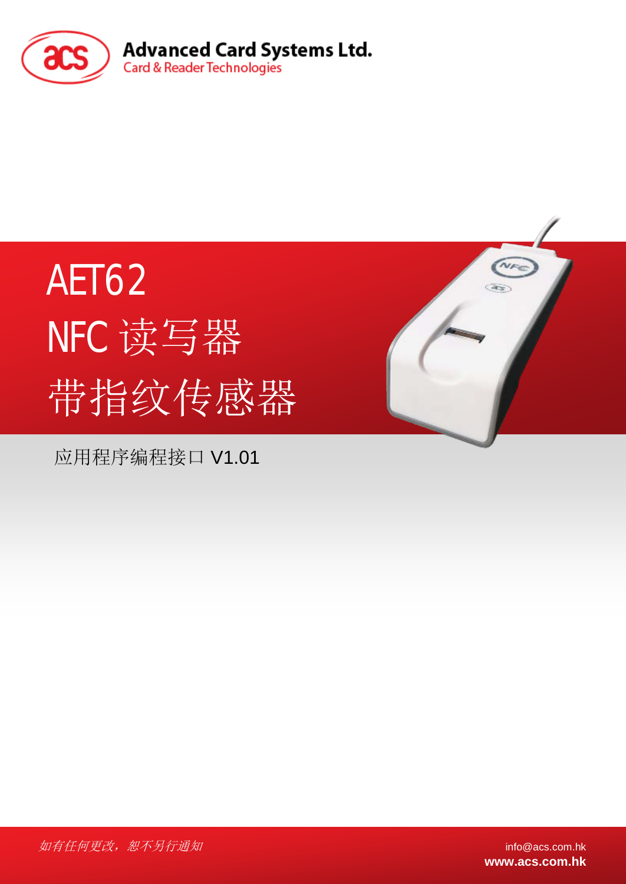Advanced Card Systems Ltd.
Card & Reader Technologies

# AET62 NFC 读写器 带指纹传感器

应用程序编程接口 V1.01

*如有任何更改，恕不另行通知*

info@acs.com.hk
**www.acs.com.hk**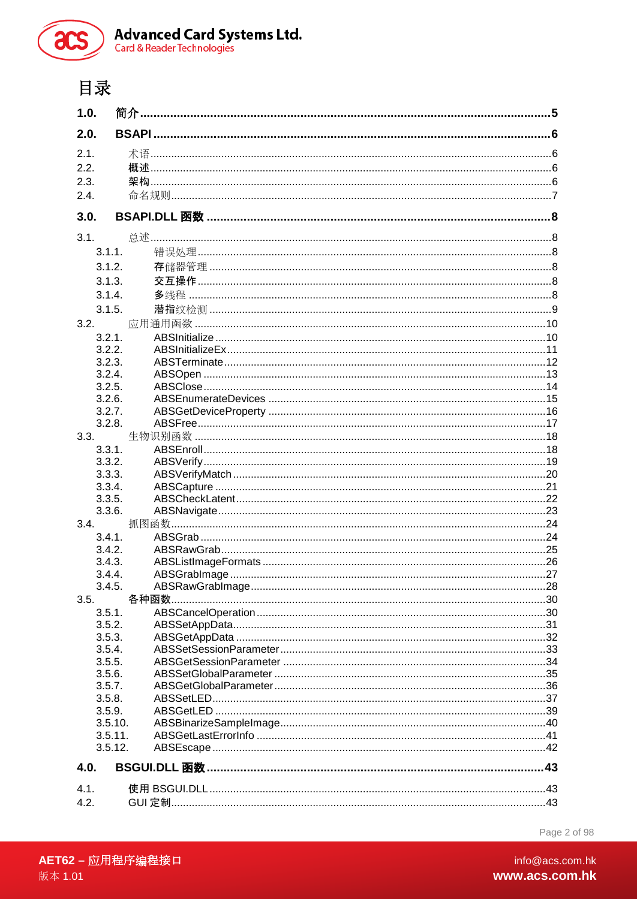# 目录

**1.0. 简介 ..........5**

**2.0. BSAPI ..........6**

2.1. 术语 ..........6
2.2. 概述 ..........6
2.3. 架构 ..........6
2.4. 命名规则 ..........7

**3.0. BSAPI.DLL 函数 ..........8**

3.1. 总述 ..........8
- 3.1.1. 错误处理 ..........8
- 3.1.2. 存储器管理 ..........8
- 3.1.3. 交互操作 ..........8
- 3.1.4. 多线程 ..........8
- 3.1.5. 潜指纹检测 ..........9

3.2. 应用通用函数 ..........10
- 3.2.1. ABSInitialize ..........10
- 3.2.2. ABSInitializeEx ..........11
- 3.2.3. ABSTerminate ..........12
- 3.2.4. ABSOpen ..........13
- 3.2.5. ABSClose ..........14
- 3.2.6. ABSEnumerateDevices ..........15
- 3.2.7. ABSGetDeviceProperty ..........16
- 3.2.8. ABSFree ..........17

3.3. 生物识别函数 ..........18
- 3.3.1. ABSEnroll ..........18
- 3.3.2. ABSVerify ..........19
- 3.3.3. ABSVerifyMatch ..........20
- 3.3.4. ABSCapture ..........21
- 3.3.5. ABSCheckLatent ..........22
- 3.3.6. ABSNavigate ..........23

3.4. 抓图函数 ..........24
- 3.4.1. ABSGrab ..........24
- 3.4.2. ABSRawGrab ..........25
- 3.4.3. ABSListImageFormats ..........26
- 3.4.4. ABSGrabImage ..........27
- 3.4.5. ABSRawGrabImage ..........28

3.5. 各种函数 ..........30
- 3.5.1. ABSCancelOperation ..........30
- 3.5.2. ABSSetAppData ..........31
- 3.5.3. ABSGetAppData ..........32
- 3.5.4. ABSSetSessionParameter ..........33
- 3.5.5. ABSGetSessionParameter ..........34
- 3.5.6. ABSSetGlobalParameter ..........35
- 3.5.7. ABSGetGlobalParameter ..........36
- 3.5.8. ABSSetLED ..........37
- 3.5.9. ABSGetLED ..........39
- 3.5.10. ABSBinarizeSampleImage ..........40
- 3.5.11. ABSGetLastErrorInfo ..........41
- 3.5.12. ABSEscape ..........42

**4.0. BSGUI.DLL 函数 ..........43**

4.1. 使用 BSGUI.DLL ..........43
4.2. GUI 定制 ..........43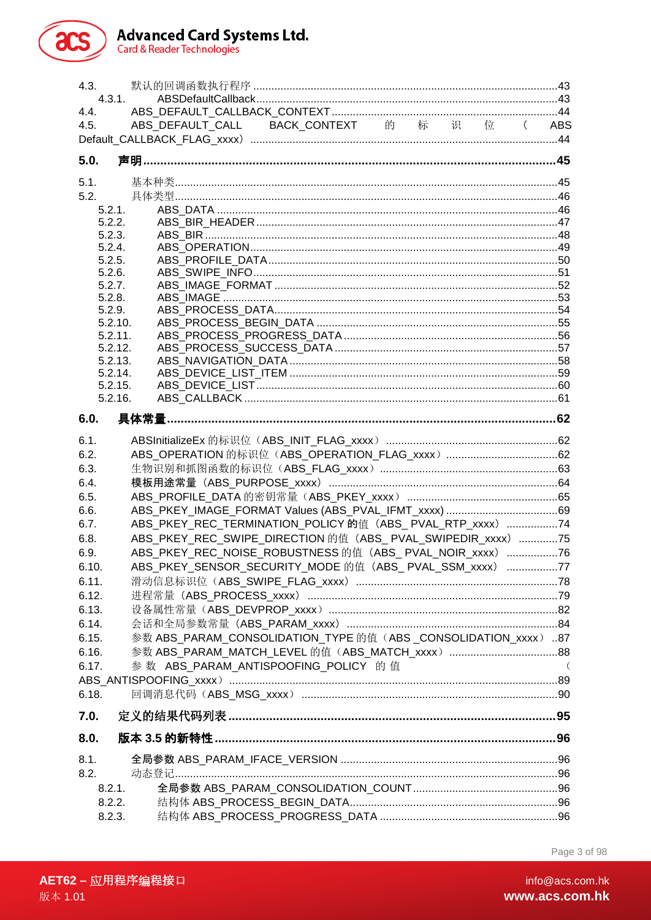4.3. 默认的回调函数执行程序 ....................................................................................43

4.3.1. ABSDefaultCallback....................................................................................43

4.4. ABS_DEFAULT_CALLBACK_CONTEXT ...........................................................................44

4.5. ABS_DEFAULT_CALL BACK_CONTEXT 的 标 识 位 （ ABS Default_CALLBACK_FLAG_xxxx） ....................................................................................44

**5.0. 声明.........................................................................................................45**

5.1. 基本种类.............................................................................................45

5.2. 具体类型.............................................................................................46

5.2.1. ABS_DATA ...............................................................................46

5.2.2. ABS_BIR_HEADER ...............................................................................47

5.2.3. ABS_BIR ...............................................................................48

5.2.4. ABS_OPERATION...............................................................................49

5.2.5. ABS_PROFILE_DATA...............................................................................50

5.2.6. ABS_SWIPE_INFO...............................................................................51

5.2.7. ABS_IMAGE_FORMAT ...............................................................................52

5.2.8. ABS_IMAGE ...............................................................................53

5.2.9. ABS_PROCESS_DATA...............................................................................54

5.2.10. ABS_PROCESS_BEGIN_DATA ...............................................................................55

5.2.11. ABS_PROCESS_PROGRESS_DATA ...............................................................................56

5.2.12. ABS_PROCESS_SUCCESS_DATA ...............................................................................57

5.2.13. ABS_NAVIGATION_DATA ...............................................................................58

5.2.14. ABS_DEVICE_LIST_ITEM ...............................................................................59

5.2.15. ABS_DEVICE_LIST ...............................................................................60

5.2.16. ABS_CALLBACK ...............................................................................61

**6.0. 具体常量...............................................................................................62**

6.1. ABSInitializeEx 的标识位（ABS_INIT_FLAG_xxxx） ...............................................................................62

6.2. ABS_OPERATION 的标识位（ABS_OPERATION_FLAG_xxxx） ...............................................................................62

6.3. 生物识别和抓图函数的标识位（ABS_FLAG_xxxx） ...............................................................................63

6.4. 模板用途常量（ABS_PURPOSE_xxxx） ...............................................................................64

6.5. ABS_PROFILE_DATA 的密钥常量（ABS_PKEY_xxxx） ...............................................................................65

6.6. ABS_PKEY_IMAGE_FORMAT Values (ABS_PVAL_IFMT_xxxx) ...............................................................................69

6.7. ABS_PKEY_REC_TERMINATION_POLICY 的值（ABS_ PVAL_RTP_xxxx） ...............................................................................74

6.8. ABS_PKEY_REC_SWIPE_DIRECTION 的值（ABS_ PVAL_SWIPEDIR_xxxx） ...............................................................................75

6.9. ABS_PKEY_REC_NOISE_ROBUSTNESS 的值（ABS_ PVAL_NOIR_xxxx） ...............................................................................76

6.10. ABS_PKEY_SENSOR_SECURITY_MODE 的值（ABS_ PVAL_SSM_xxxx） ...............................................................................77

6.11. 滑动信息标识位（ABS_SWIPE_FLAG_xxxx） ...............................................................................78

6.12. 进程常量（ABS_PROCESS_xxxx） ...............................................................................79

6.13. 设备属性常量（ABS_DEVPROP_xxxx） ...............................................................................82

6.14. 会话和全局参数常量（ABS_PARAM_xxxx） ...............................................................................84

6.15. 参数 ABS_PARAM_CONSOLIDATION_TYPE 的值（ABS _CONSOLIDATION_xxxx） ..87

6.16. 参数 ABS_PARAM_MATCH_LEVEL 的值（ABS_MATCH_xxxx） ...............................................................................88

6.17. 参 数 ABS_PARAM_ANTISPOOFING_POLICY 的 值 （ ABS_ANTISPOOFING_xxxx） ...............................................................................89

6.18. 回调消息代码（ABS_MSG_xxxx） ...............................................................................90

**7.0. 定义的结果代码列表...............................................................................95**

**8.0. 版本 3.5 的新特性...............................................................................96**

8.1. 全局参数 ABS_PARAM_IFACE_VERSION ...............................................................................96

8.2. 动态登记...............................................................................96

8.2.1. 全局参数 ABS_PARAM_CONSOLIDATION_COUNT...............................................................................96

8.2.2. 结构体 ABS_PROCESS_BEGIN_DATA...............................................................................96

8.2.3. 结构体 ABS_PROCESS_PROGRESS_DATA ...............................................................................96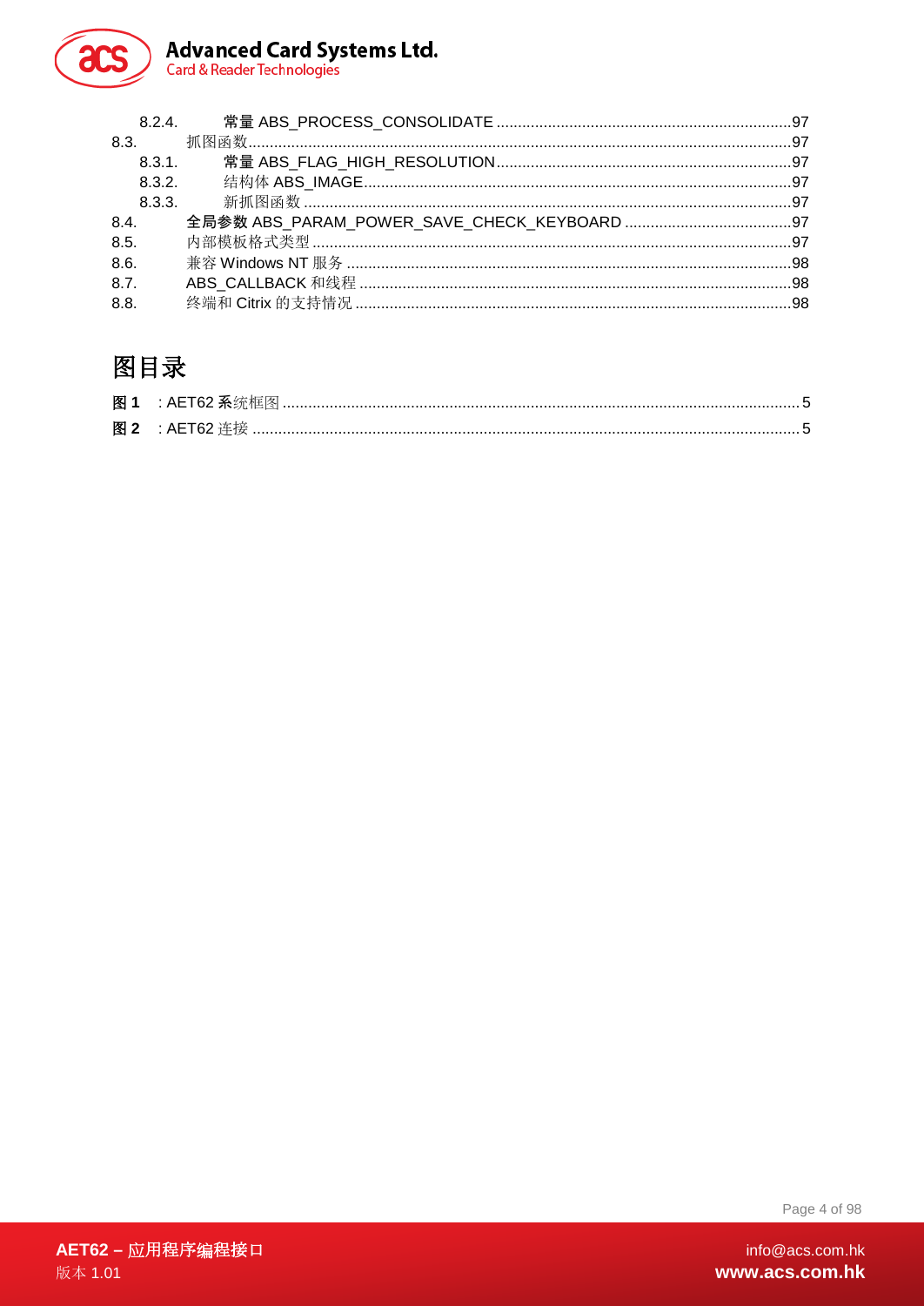8.2.4. 常量 ABS_PROCESS_CONSOLIDATE ....................................................................97
8.3. 抓图函数...........................................................................................................................97
8.3.1. 常量 ABS_FLAG_HIGH_RESOLUTION....................................................................97
8.3.2. 结构体 ABS_IMAGE...................................................................................................97
8.3.3. 新抓图函数 .................................................................................................................97
8.4. 全局参数 ABS_PARAM_POWER_SAVE_CHECK_KEYBOARD .......................................97
8.5. 内部模板格式类型 ...............................................................................................................97
8.6. 兼容 Windows NT 服务 .......................................................................................................98
8.7. ABS_CALLBACK 和线程 ....................................................................................................98
8.8. 终端和 Citrix 的支持情况 .....................................................................................................98

# 图目录

**图 1** : AET62 系统框图 .......................................................................................................................5
**图 2** : AET62 连接 ..............................................................................................................................5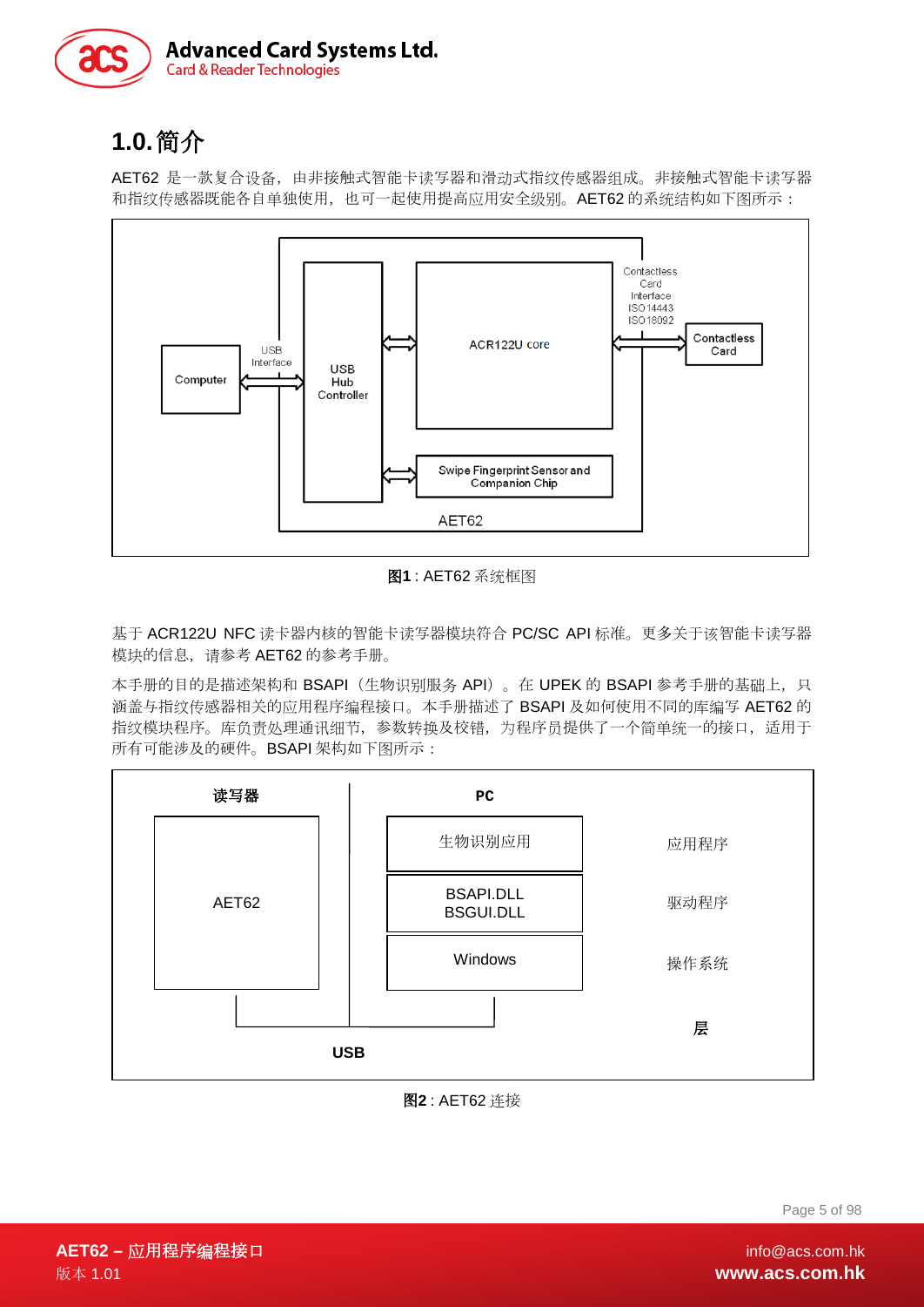# 1.0. 简介

AET62 是一款复合设备，由非接触式智能卡读写器和滑动式指纹传感器组成。非接触式智能卡读写器和指纹传感器既能各自单独使用，也可一起使用提高应用安全级别。AET62 的系统结构如下图所示：

**图1** : AET62 系统框图

基于 ACR122U NFC 读卡器内核的智能卡读写器模块符合 PC/SC API 标准。更多关于该智能卡读写器模块的信息，请参考 AET62 的参考手册。

本手册的目的是描述架构和 BSAPI（生物识别服务 API）。在 UPEK 的 BSAPI 参考手册的基础上，只涵盖与指纹传感器相关的应用程序编程接口。本手册描述了 BSAPI 及如何使用不同的库编写 AET62 的指纹模块程序。库负责处理通讯细节，参数转换及校错，为程序员提供了一个简单统一的接口，适用于所有可能涉及的硬件。BSAPI 架构如下图所示：

**图2** : AET62 连接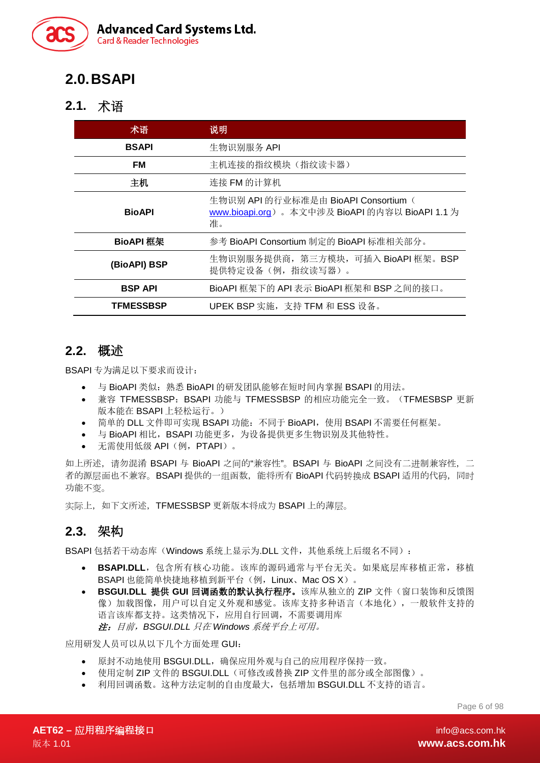# 2.0. BSAPI

## 2.1. 术语

| 术语 | 说明 |
|---|---|
| **BSAPI** | 生物识别服务 API |
| **FM** | 主机连接的指纹模块（指纹读卡器） |
| **主机** | 连接 FM 的计算机 |
| **BioAPI** | 生物识别 API 的行业标准是由 BioAPI Consortium（www.bioapi.org）。本文中涉及 BioAPI 的内容以 BioAPI 1.1 为准。 |
| **BioAPI 框架** | 参考 BioAPI Consortium 制定的 BioAPI 标准相关部分。 |
| **(BioAPI) BSP** | 生物识别服务提供商，第三方模块，可插入 BioAPI 框架。BSP 提供特定设备（例，指纹读写器）。 |
| **BSP API** | BioAPI 框架下的 API 表示 BioAPI 框架和 BSP 之间的接口。 |
| **TFMESSBSP** | UPEK BSP 实施，支持 TFM 和 ESS 设备。 |

## 2.2. 概述

BSAPI 专为满足以下要求而设计：

- 与 BioAPI 类似：熟悉 BioAPI 的研发团队能够在短时间内掌握 BSAPI 的用法。
- 兼容 TFMESSBSP：BSAPI 功能与 TFMESSBSP 的相应功能完全一致。（TFMESBSP 更新版本能在 BSAPI 上轻松运行。）
- 简单的 DLL 文件即可实现 BSAPI 功能：不同于 BioAPI，使用 BSAPI 不需要任何框架。
- 与 BioAPI 相比，BSAPI 功能更多，为设备提供更多生物识别及其他特性。
- 无需使用低级 API（例，PTAPI）。

如上所述，请勿混淆 BSAPI 与 BioAPI 之间的"兼容性"。BSAPI 与 BioAPI 之间没有二进制兼容性，二者的源层面也不兼容。BSAPI 提供的一组函数，能将所有 BioAPI 代码转换成 BSAPI 适用的代码，同时功能不变。

实际上，如下文所述，TFMESSBSP 更新版本将成为 BSAPI 上的薄层。

## 2.3. 架构

BSAPI 包括若干动态库（Windows 系统上显示为.DLL 文件，其他系统上后缀名不同）：

- **BSAPI.DLL**，包含所有核心功能。该库的源码通常与平台无关。如果底层库移植正常，移植 BSAPI 也能简单快捷地移植到新平台（例，Linux、Mac OS X）。
- **BSGUI.DLL 提供 GUI 回调函数的默认执行程序。**该库从独立的 ZIP 文件（窗口装饰和反馈图像）加载图像，用户可以自定义外观和感觉。该库支持多种语言（本地化），一般软件支持的语言该库都支持。这类情况下，应用自行回调，不需要调用库
  ***注：**目前，BSGUI.DLL 只在 Windows 系统平台上可用。*

应用研发人员可以从以下几个方面处理 GUI：

- 原封不动地使用 BSGUI.DLL，确保应用外观与自己的应用程序保持一致。
- 使用定制 ZIP 文件的 BSGUI.DLL（可修改或替换 ZIP 文件里的部分或全部图像）。
- 利用回调函数。这种方法定制的自由度最大，包括增加 BSGUI.DLL 不支持的语言。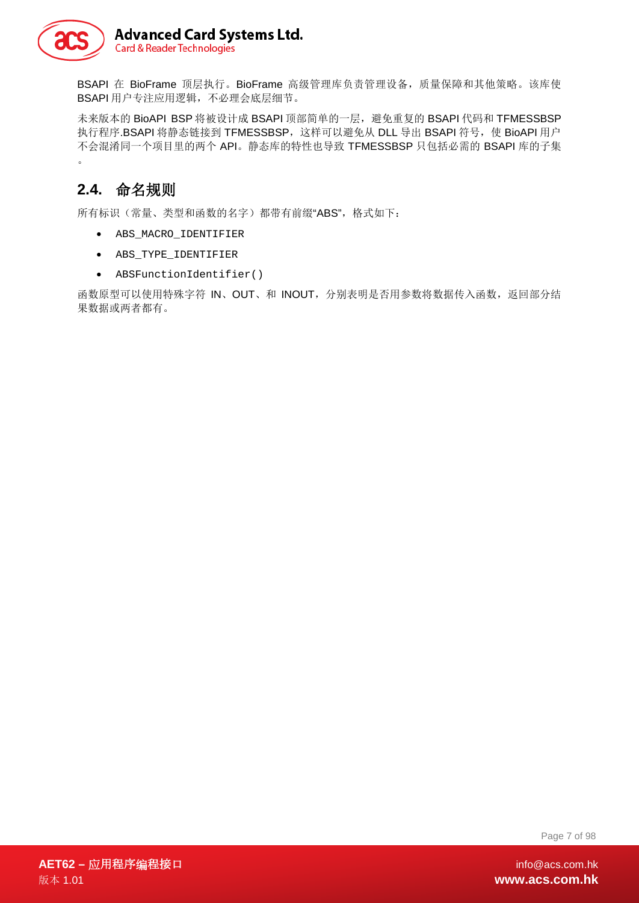BSAPI 在 BioFrame 顶层执行。BioFrame 高级管理库负责管理设备，质量保障和其他策略。该库使 BSAPI 用户专注应用逻辑，不必理会底层细节。

未来版本的 BioAPI BSP 将被设计成 BSAPI 顶部简单的一层，避免重复的 BSAPI 代码和 TFMESSBSP 执行程序.BSAPI 将静态链接到 TFMESSBSP，这样可以避免从 DLL 导出 BSAPI 符号，使 BioAPI 用户不会混淆同一个项目里的两个 API。静态库的特性也导致 TFMESSBSP 只包括必需的 BSAPI 库的子集。

## 2.4. 命名规则

所有标识（常量、类型和函数的名字）都带有前缀"ABS"，格式如下：

- `ABS_MACRO_IDENTIFIER`
- `ABS_TYPE_IDENTIFIER`
- `ABSFunctionIdentifier()`

函数原型可以使用特殊字符 IN、OUT、和 INOUT，分别表明是否用参数将数据传入函数，返回部分结果数据或两者都有。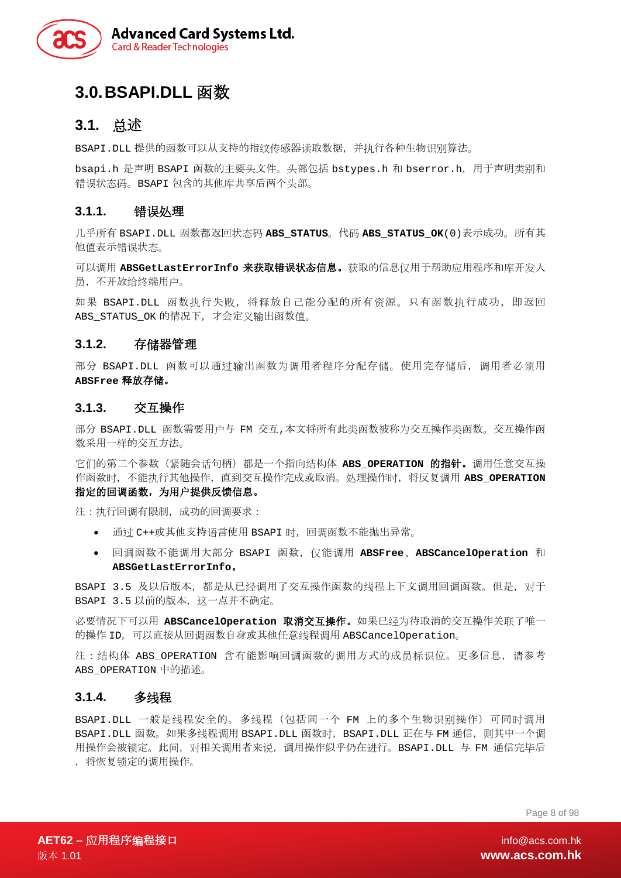# 3.0. BSAPI.DLL 函数

## 3.1. 总述

BSAPI.DLL 提供的函数可以从支持的指纹传感器读取数据，并执行各种生物识别算法。

bsapi.h 是声明 BSAPI 函数的主要头文件。头部包括 bstypes.h 和 bserror.h，用于声明类别和错误状态码。BSAPI 包含的其他库共享后两个头部。

### 3.1.1. 错误处理

几乎所有 BSAPI.DLL 函数都返回状态码 **ABS_STATUS**。代码 **ABS_STATUS_OK**(0)表示成功。所有其他值表示错误状态。

可以调用 **ABSGetLastErrorInfo 来获取错误状态信息。**获取的信息仅用于帮助应用程序和库开发人员，不开放给终端用户。

如果 BSAPI.DLL 函数执行失败，将释放自己能分配的所有资源。只有函数执行成功，即返回 ABS_STATUS_OK 的情况下，才会定义输出函数值。

### 3.1.2. 存储器管理

部分 BSAPI.DLL 函数可以通过输出函数为调用者程序分配存储。使用完存储后，调用者必须用 **ABSFree 释放存储。**

### 3.1.3. 交互操作

部分 BSAPI.DLL 函数需要用户与 FM 交互,本文将所有此类函数被称为交互操作类函数。交互操作函数采用一样的交互方法。

它们的第二个参数（紧随会话句柄）都是一个指向结构体 **ABS_OPERATION 的指针。**调用任意交互操作函数时，不能执行其他操作，直到交互操作完成或取消。处理操作时，将反复调用 **ABS_OPERATION 指定的回调函数，为用户提供反馈信息。**

注：执行回调有限制，成功的回调要求：

- 通过 C++或其他支持语言使用 BSAPI 时，回调函数不能抛出异常。
- 回调函数不能调用大部分 BSAPI 函数，仅能调用 **ABSFree**、**ABSCancelOperation** 和 **ABSGetLastErrorInfo。**

BSAPI 3.5 及以后版本，都是从已经调用了交互操作函数的线程上下文调用回调函数。但是，对于 BSAPI 3.5 以前的版本，这一点并不确定。

必要情况下可以用 **ABSCancelOperation 取消交互操作。**如果已经为待取消的交互操作关联了唯一的操作 ID，可以直接从回调函数自身或其他任意线程调用 ABSCancelOperation。

注：结构体 ABS_OPERATION 含有能影响回调函数的调用方式的成员标识位。更多信息，请参考 ABS_OPERATION 中的描述。

### 3.1.4. 多线程

BSAPI.DLL 一般是线程安全的。多线程（包括同一个 FM 上的多个生物识别操作）可同时调用 BSAPI.DLL 函数。如果多线程调用 BSAPI.DLL 函数时，BSAPI.DLL 正在与 FM 通信，则其中一个调用操作会被锁定。此间，对相关调用者来说，调用操作似乎仍在进行。BSAPI.DLL 与 FM 通信完毕后，将恢复锁定的调用操作。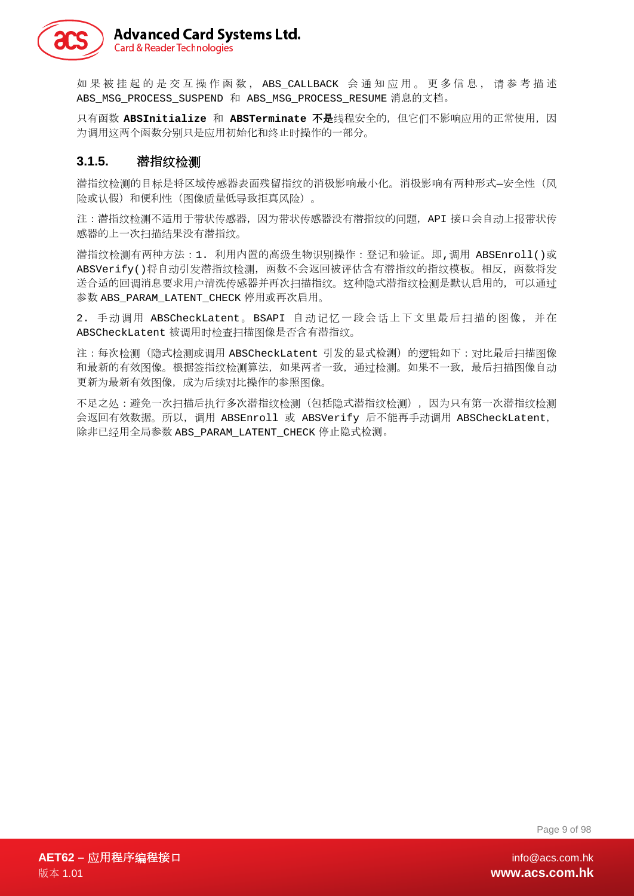如果被挂起的是交互操作函数，ABS_CALLBACK 会通知应用。更多信息，请参考描述 ABS_MSG_PROCESS_SUSPEND 和 ABS_MSG_PROCESS_RESUME 消息的文档。

只有函数 **ABSInitialize** 和 **ABSTerminate** **不是**线程安全的，但它们不影响应用的正常使用，因为调用这两个函数分别只是应用初始化和终止时操作的一部分。

### 3.1.5. 潜指纹检测

潜指纹检测的目标是将区域传感器表面残留指纹的消极影响最小化。消极影响有两种形式—安全性（风险或认假）和便利性（图像质量低导致拒真风险）。

注：潜指纹检测不适用于带状传感器，因为带状传感器没有潜指纹的问题，API 接口会自动上报带状传感器的上一次扫描结果没有潜指纹。

潜指纹检测有两种方法：1. 利用内置的高级生物识别操作：登记和验证。即，调用 ABSEnroll()或 ABSVerify()将自动引发潜指纹检测，函数不会返回被评估含有潜指纹的指纹模板。相反，函数将发送合适的回调消息要求用户清洗传感器并再次扫描指纹。这种隐式潜指纹检测是默认启用的，可以通过参数 ABS_PARAM_LATENT_CHECK 停用或再次启用。

2. 手动调用 ABSCheckLatent。BSAPI 自动记忆一段会话上下文里最后扫描的图像，并在 ABSCheckLatent 被调用时检查扫描图像是否含有潜指纹。

注：每次检测（隐式检测或调用 ABSCheckLatent 引发的显式检测）的逻辑如下：对比最后扫描图像和最新的有效图像。根据签指纹检测算法，如果两者一致，通过检测。如果不一致，最后扫描图像自动更新为最新有效图像，成为后续对比操作的参照图像。

不足之处：避免一次扫描后执行多次潜指纹检测（包括隐式潜指纹检测），因为只有第一次潜指纹检测会返回有效数据。所以，调用 ABSEnroll 或 ABSVerify 后不能再手动调用 ABSCheckLatent，除非已经用全局参数 ABS_PARAM_LATENT_CHECK 停止隐式检测。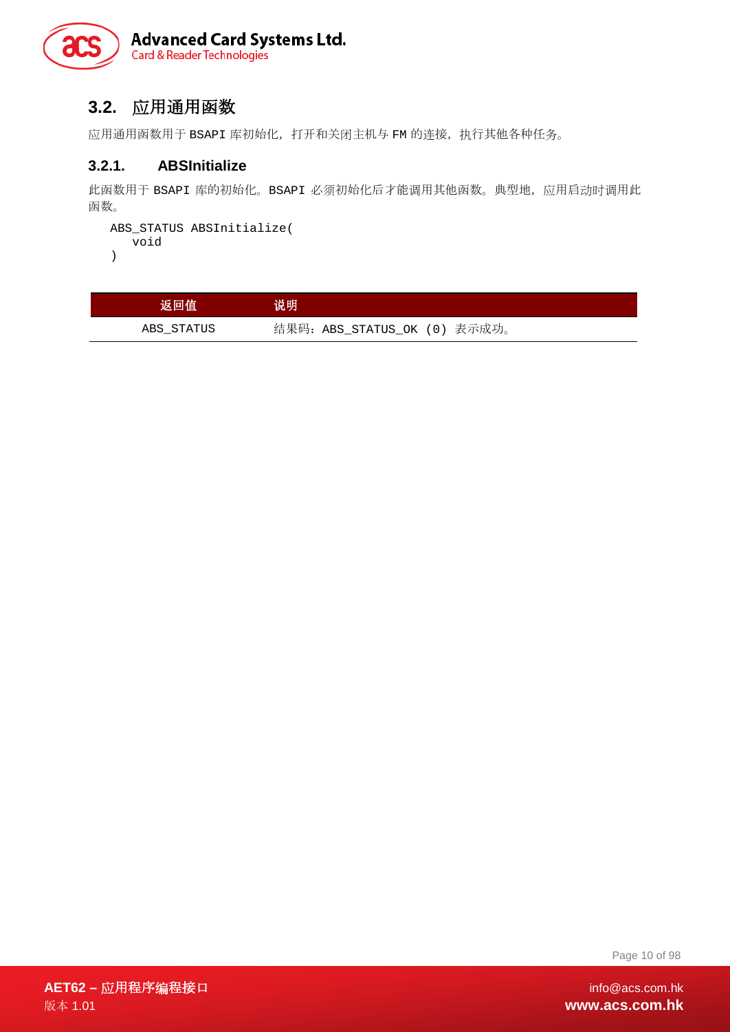## 3.2. 应用通用函数

应用通用函数用于 BSAPI 库初始化，打开和关闭主机与 FM 的连接，执行其他各种任务。

### 3.2.1. ABSInitialize

此函数用于 BSAPI 库的初始化。BSAPI 必须初始化后才能调用其他函数。典型地，应用启动时调用此函数。

```
ABS_STATUS ABSInitialize(
   void
)
```

| 返回值 | 说明 |
|---|---|
| ABS_STATUS | 结果码：ABS_STATUS_OK (0) 表示成功。 |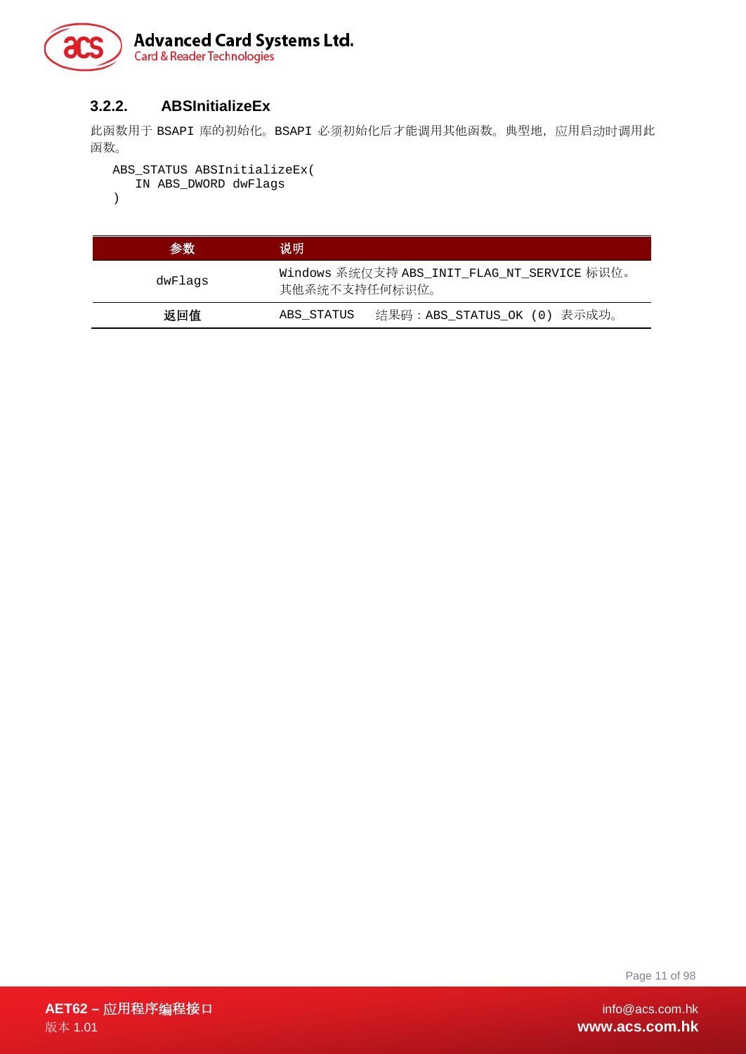### 3.2.2. ABSInitializeEx

此函数用于 BSAPI 库的初始化。BSAPI 必须初始化后才能调用其他函数。典型地，应用启动时调用此函数。

```
ABS_STATUS ABSInitializeEx(
   IN ABS_DWORD dwFlags
)
```

| 参数 | 说明 |
|---|---|
| dwFlags | Windows 系统仅支持 ABS_INIT_FLAG_NT_SERVICE 标识位。其他系统不支持任何标识位。 |
| **返回值** | ABS_STATUS 结果码：ABS_STATUS_OK (0) 表示成功。 |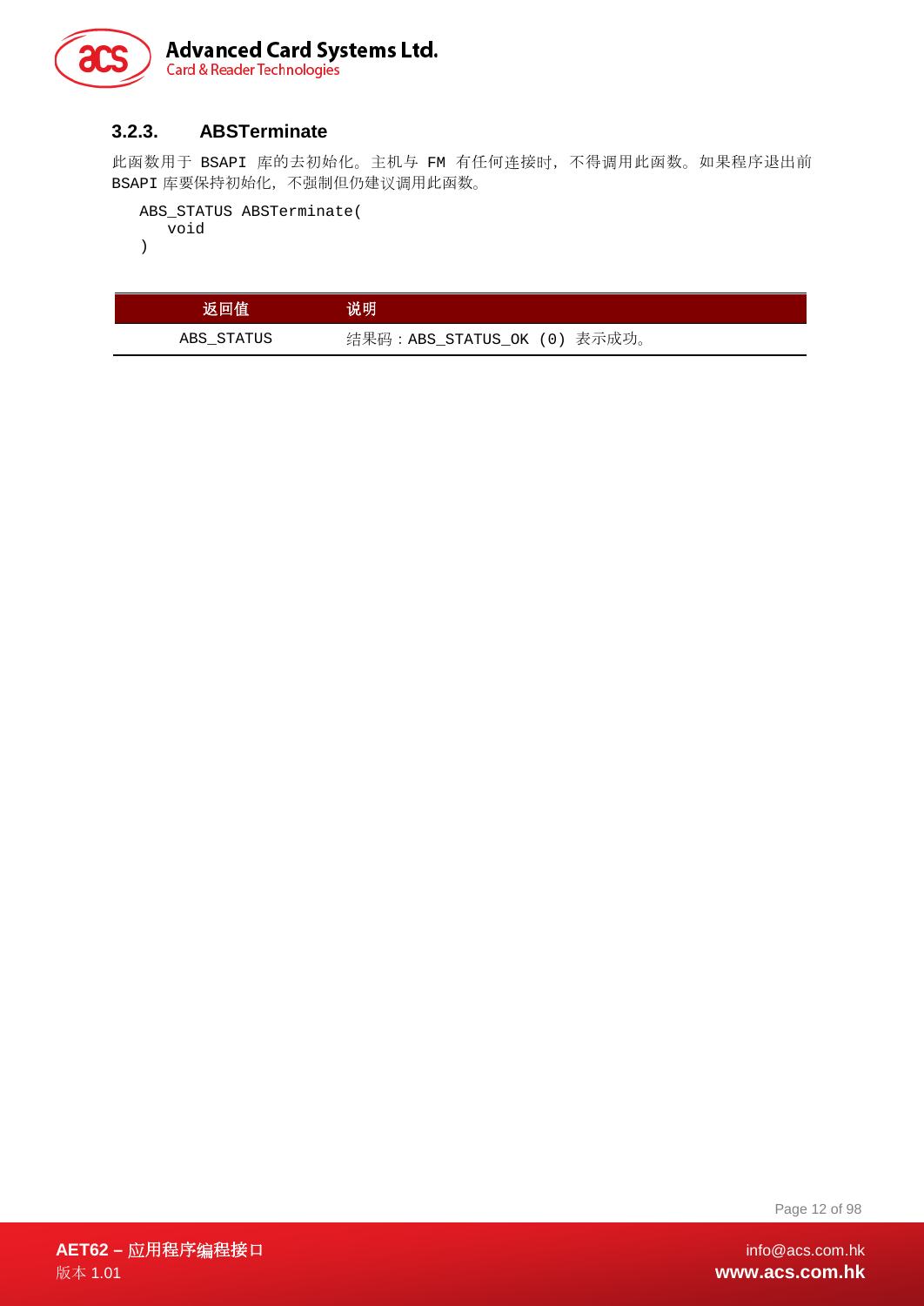### 3.2.3. ABSTerminate

此函数用于 BSAPI 库的去初始化。主机与 FM 有任何连接时，不得调用此函数。如果程序退出前 BSAPI 库要保持初始化，不强制但仍建议调用此函数。

```
ABS_STATUS ABSTerminate(
   void
)
```

| 返回值 | 说明 |
|---|---|
| ABS_STATUS | 结果码：ABS_STATUS_OK (0) 表示成功。 |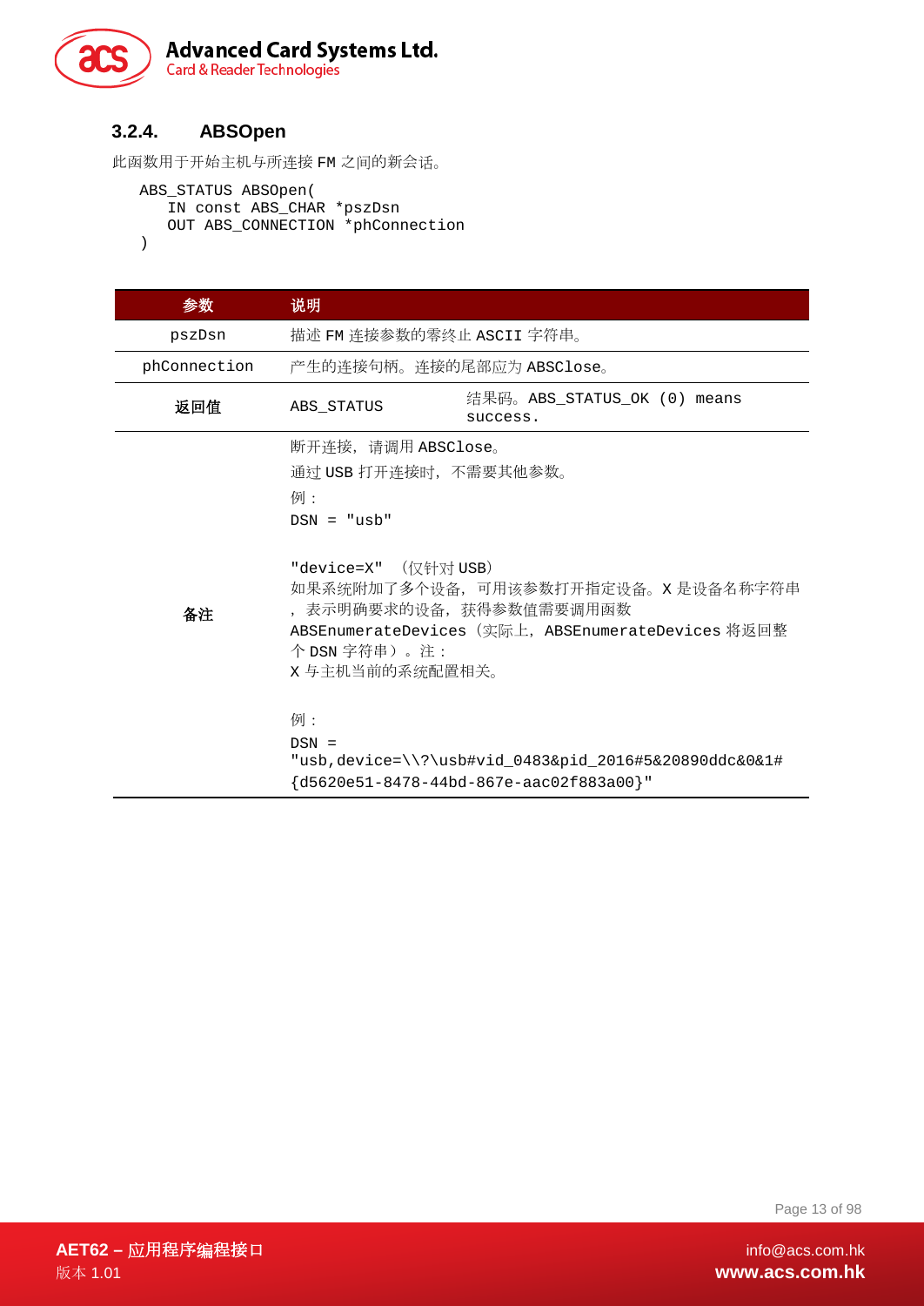### 3.2.4. ABSOpen

此函数用于开始主机与所连接 FM 之间的新会话。

```
ABS_STATUS ABSOpen(
    IN const ABS_CHAR *pszDsn
    OUT ABS_CONNECTION *phConnection
)
```

| 参数 | 说明 | |
|---|---|---|
| pszDsn | 描述 FM 连接参数的零终止 ASCII 字符串。 | |
| phConnection | 产生的连接句柄。连接的尾部应为 ABSClose。 | |
| 返回值 | ABS_STATUS | 结果码。ABS_STATUS_OK (0) means success. |
| 备注 | 断开连接，请调用 ABSClose。<br>通过 USB 打开连接时，不需要其他参数。<br>例：<br>DSN = "usb"<br><br>"device=X" （仅针对 USB）<br>如果系统附加了多个设备，可用该参数打开指定设备。X 是设备名称字符串，表示明确要求的设备，获得参数值需要调用函数 ABSEnumerateDevices（实际上，ABSEnumerateDevices 将返回整个 DSN 字符串）。注：<br>X 与主机当前的系统配置相关。<br><br>例：<br>DSN = "usb,device=\\?\usb#vid_0483&pid_2016#5&20890ddc&0&1#{d5620e51-8478-44bd-867e-aac02f883a00}" | |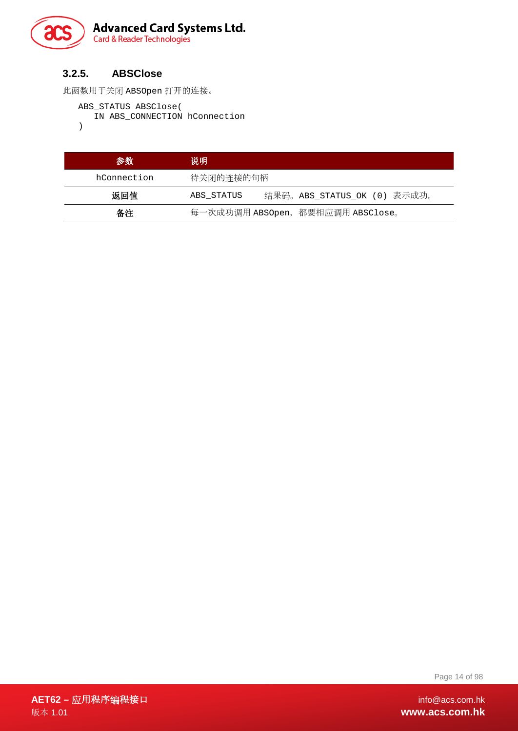### 3.2.5. ABSClose

此函数用于关闭 ABSOpen 打开的连接。

```
ABS_STATUS ABSClose(
   IN ABS_CONNECTION hConnection
)
```

| 参数 | 说明 |
|---|---|
| hConnection | 待关闭的连接的句柄 |
| 返回值 | ABS_STATUS　　结果码。ABS_STATUS_OK (0) 表示成功。 |
| 备注 | 每一次成功调用 ABSOpen，都要相应调用 ABSClose。 |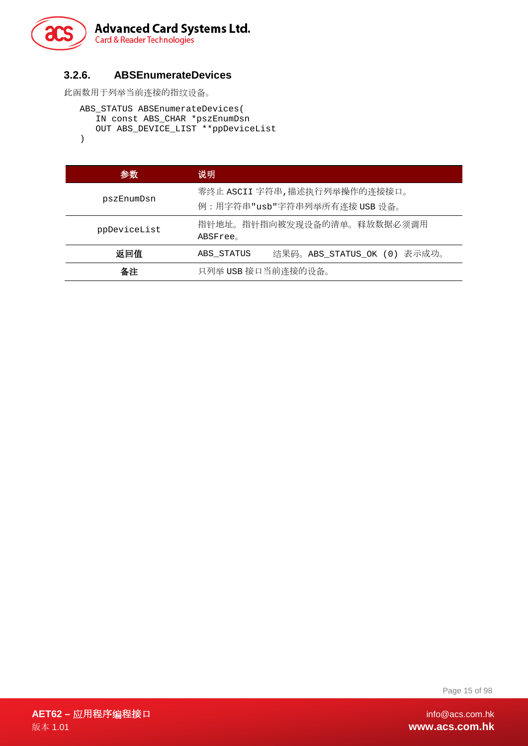### 3.2.6. ABSEnumerateDevices

此函数用于列举当前连接的指纹设备。

```
ABS_STATUS ABSEnumerateDevices(
   IN const ABS_CHAR *pszEnumDsn
   OUT ABS_DEVICE_LIST **ppDeviceList
)
```

| 参数 | 说明 |
|---|---|
| pszEnumDsn | 零终止 ASCII 字符串,描述执行列举操作的连接接口。<br>例：用字符串"usb"字符串列举所有连接 USB 设备。 |
| ppDeviceList | 指针地址。指针指向被发现设备的清单。释放数据必须调用 ABSFree。 |
| **返回值** | ABS_STATUS　结果码。ABS_STATUS_OK (0) 表示成功。 |
| **备注** | 只列举 USB 接口当前连接的设备。 |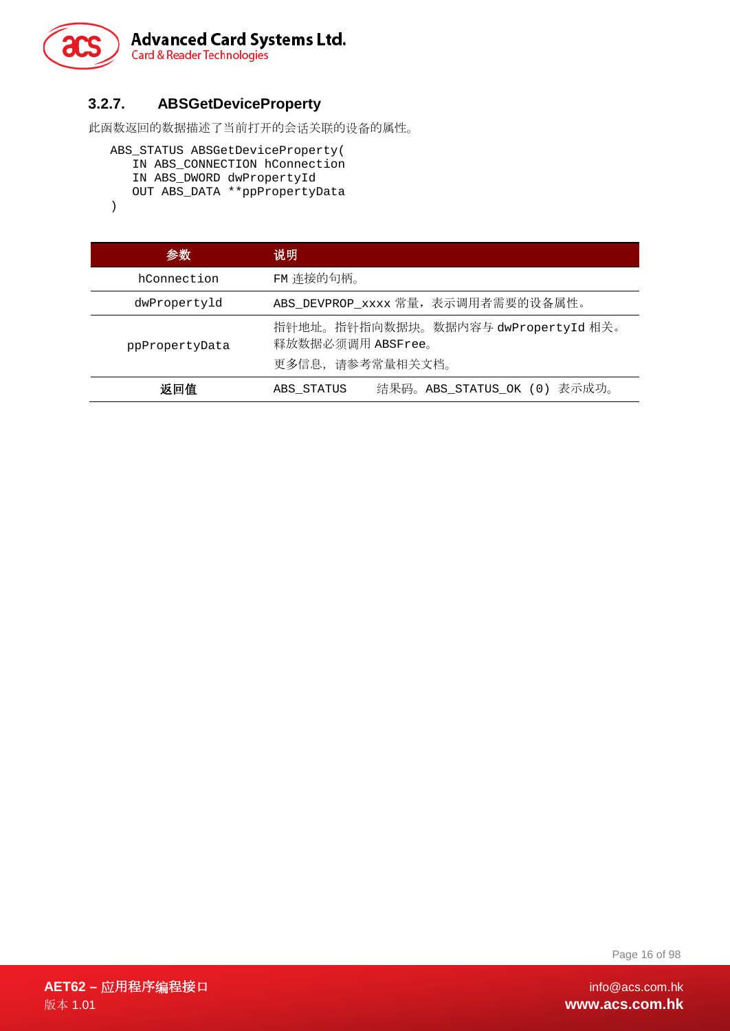### 3.2.7. ABSGetDeviceProperty

此函数返回的数据描述了当前打开的会话关联的设备的属性。

```
ABS_STATUS ABSGetDeviceProperty(
   IN ABS_CONNECTION hConnection
   IN ABS_DWORD dwPropertyId
   OUT ABS_DATA **ppPropertyData
)
```

| 参数 | 说明 |
| --- | --- |
| hConnection | FM 连接的句柄。 |
| dwPropertyld | ABS_DEVPROP_xxxx 常量，表示调用者需要的设备属性。 |
| ppPropertyData | 指针地址。指针指向数据块。数据内容与 dwPropertyId 相关。释放数据必须调用 ABSFree。<br>更多信息，请参考常量相关文档。 |
| **返回值** | ABS_STATUS　　结果码。ABS_STATUS_OK (0) 表示成功。 |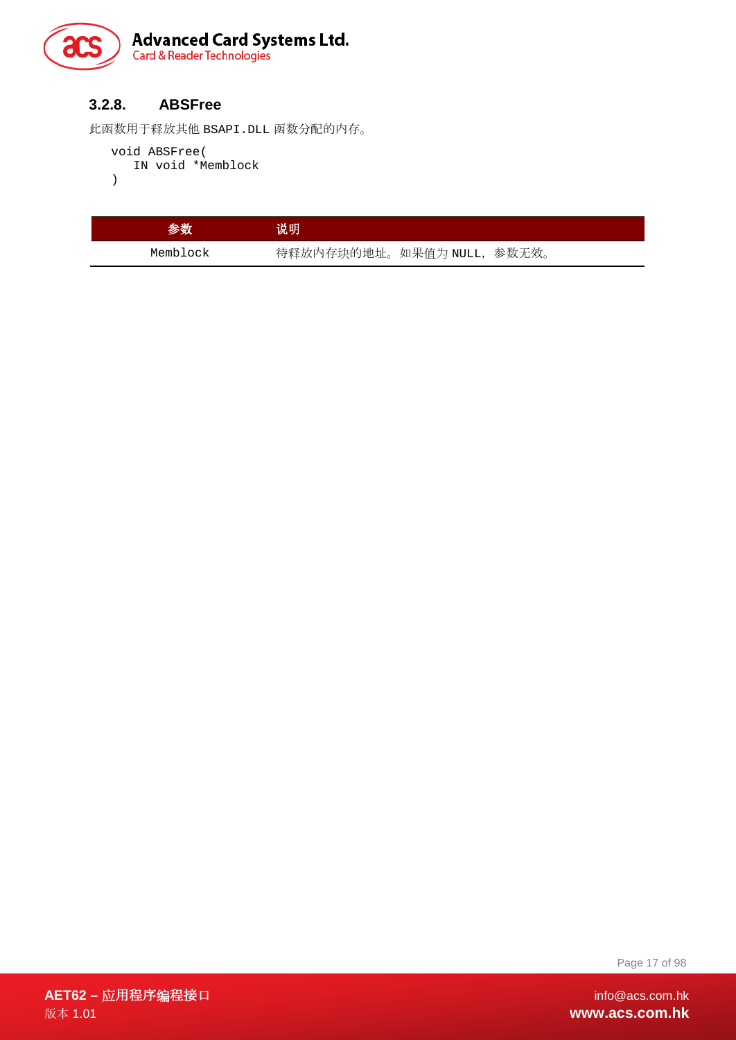### 3.2.8. ABSFree

此函数用于释放其他 BSAPI.DLL 函数分配的内存。

```
void ABSFree(
   IN void *Memblock
)
```

| 参数 | 说明 |
| --- | --- |
| Memblock | 待释放内存块的地址。如果值为 NULL，参数无效。 |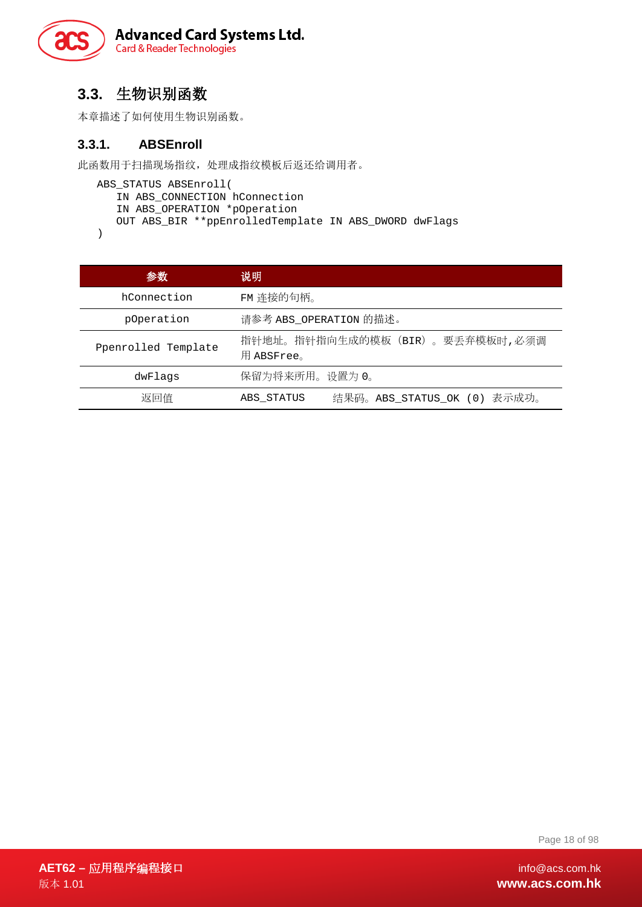## 3.3. 生物识别函数

本章描述了如何使用生物识别函数。

### 3.3.1. ABSEnroll

此函数用于扫描现场指纹，处理成指纹模板后返还给调用者。

```
ABS_STATUS ABSEnroll(
   IN ABS_CONNECTION hConnection
   IN ABS_OPERATION *pOperation
   OUT ABS_BIR **ppEnrolledTemplate IN ABS_DWORD dwFlags
)
```

| 参数 | 说明 |
|---|---|
| hConnection | FM 连接的句柄。 |
| pOperation | 请参考 ABS_OPERATION 的描述。 |
| Ppenrolled Template | 指针地址。指针指向生成的模板（BIR）。要丢弃模板时,必须调用 ABSFree。 |
| dwFlags | 保留为将来所用。设置为 0。 |
| 返回值 | ABS_STATUS　　结果码。ABS_STATUS_OK (0) 表示成功。 |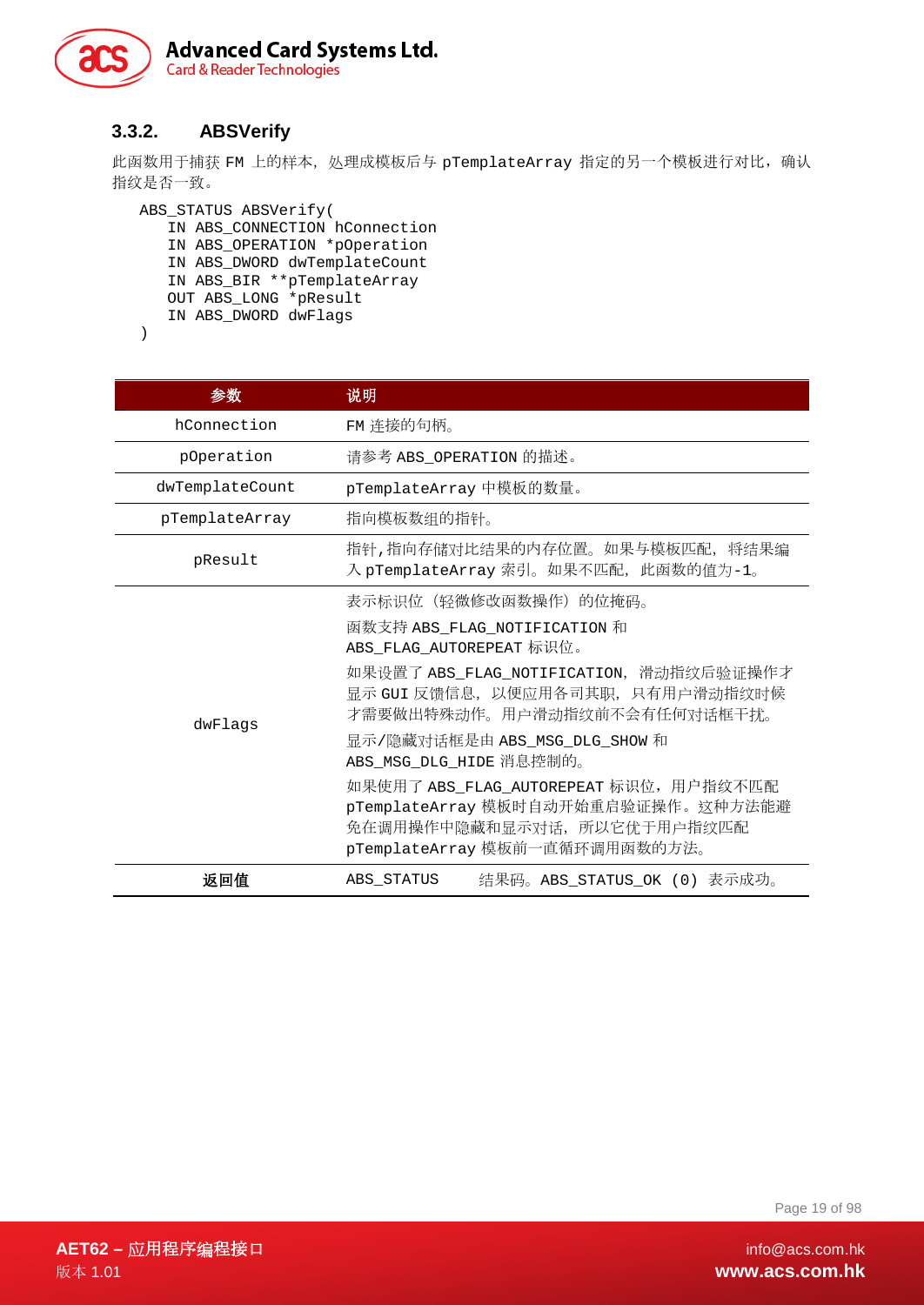### 3.3.2. ABSVerify

此函数用于捕获 FM 上的样本，处理成模板后与 pTemplateArray 指定的另一个模板进行对比，确认指纹是否一致。

```
ABS_STATUS ABSVerify(
   IN ABS_CONNECTION hConnection
   IN ABS_OPERATION *pOperation
   IN ABS_DWORD dwTemplateCount
   IN ABS_BIR **pTemplateArray
   OUT ABS_LONG *pResult
   IN ABS_DWORD dwFlags
)
```

| 参数 | 说明 |
|---|---|
| hConnection | FM 连接的句柄。 |
| pOperation | 请参考 ABS_OPERATION 的描述。 |
| dwTemplateCount | pTemplateArray 中模板的数量。 |
| pTemplateArray | 指向模板数组的指针。 |
| pResult | 指针,指向存储对比结果的内存位置。如果与模板匹配，将结果编入 pTemplateArray 索引。如果不匹配，此函数的值为-1。 |
| dwFlags | 表示标识位（轻微修改函数操作）的位掩码。<br>函数支持 ABS_FLAG_NOTIFICATION 和 ABS_FLAG_AUTOREPEAT 标识位。<br>如果设置了 ABS_FLAG_NOTIFICATION，滑动指纹后验证操作才显示 GUI 反馈信息，以便应用各司其职，只有用户滑动指纹时候才需要做出特殊动作。用户滑动指纹前不会有任何对话框干扰。<br>显示/隐藏对话框是由 ABS_MSG_DLG_SHOW 和 ABS_MSG_DLG_HIDE 消息控制的。<br>如果使用了 ABS_FLAG_AUTOREPEAT 标识位，用户指纹不匹配 pTemplateArray 模板时自动开始重启验证操作。这种方法能避免在调用操作中隐藏和显示对话，所以它优于用户指纹匹配 pTemplateArray 模板前一直循环调用函数的方法。 |
| **返回值** | ABS_STATUS　　结果码。ABS_STATUS_OK (0) 表示成功。 |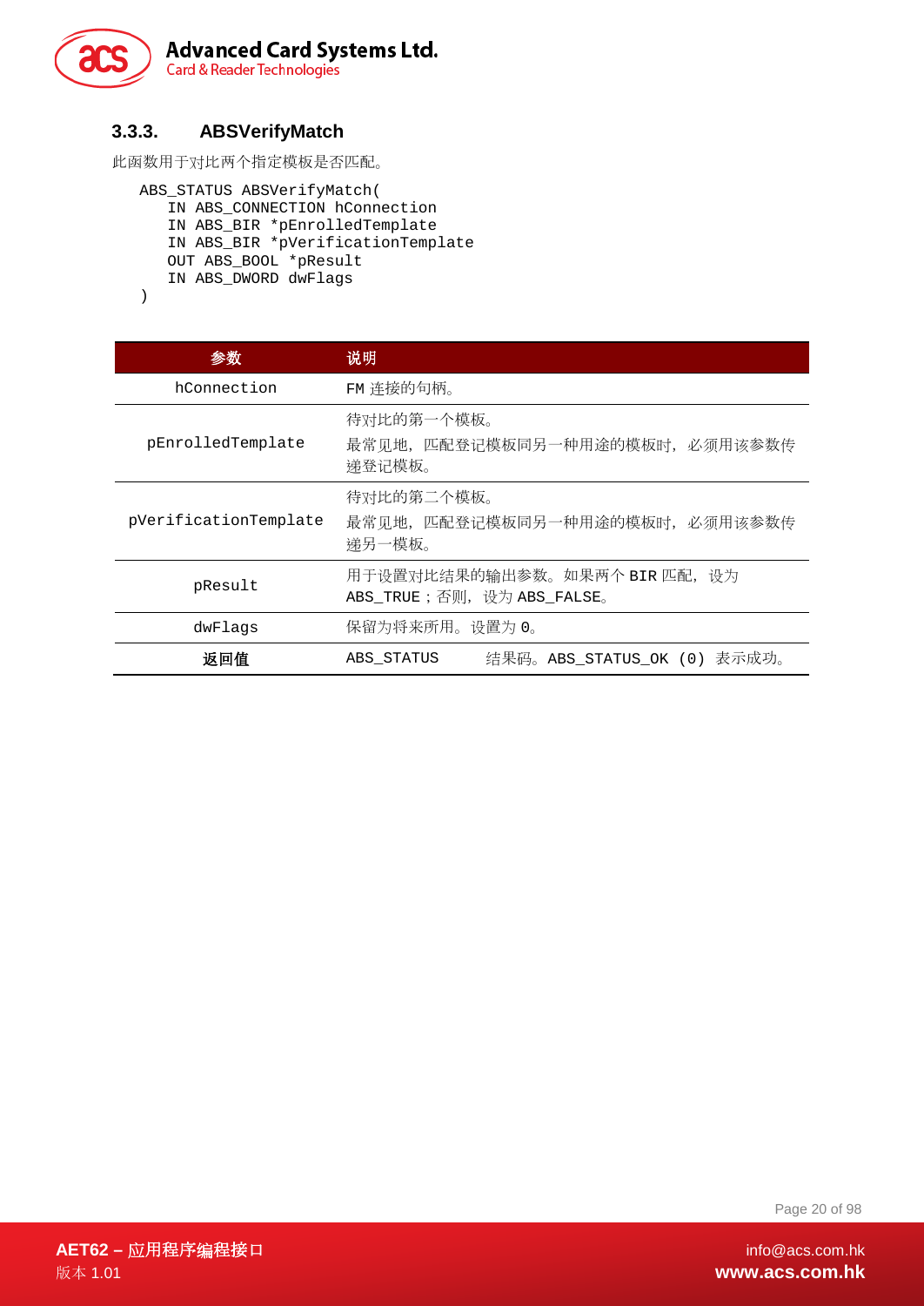### 3.3.3. ABSVerifyMatch

此函数用于对比两个指定模板是否匹配。

```
ABS_STATUS ABSVerifyMatch(
    IN ABS_CONNECTION hConnection
    IN ABS_BIR *pEnrolledTemplate
    IN ABS_BIR *pVerificationTemplate
    OUT ABS_BOOL *pResult
    IN ABS_DWORD dwFlags
)
```

| 参数 | 说明 |
|---|---|
| hConnection | FM 连接的句柄。 |
| pEnrolledTemplate | 待对比的第一个模板。<br>最常见地，匹配登记模板同另一种用途的模板时，必须用该参数传递登记模板。 |
| pVerificationTemplate | 待对比的第二个模板。<br>最常见地，匹配登记模板同另一种用途的模板时，必须用该参数传递另一模板。 |
| pResult | 用于设置对比结果的输出参数。如果两个 BIR 匹配，设为 ABS_TRUE；否则，设为 ABS_FALSE。 |
| dwFlags | 保留为将来所用。设置为 0。 |
| **返回值** | ABS_STATUS　　结果码。ABS_STATUS_OK (0) 表示成功。 |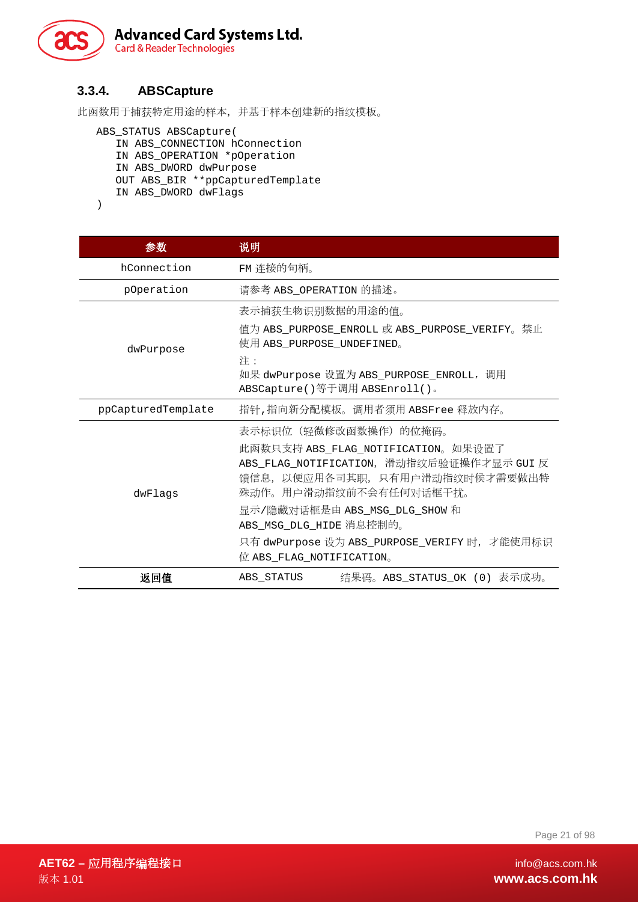### 3.3.4. ABSCapture

此函数用于捕获特定用途的样本，并基于样本创建新的指纹模板。

```
ABS_STATUS ABSCapture(
   IN ABS_CONNECTION hConnection
   IN ABS_OPERATION *pOperation
   IN ABS_DWORD dwPurpose
   OUT ABS_BIR **ppCapturedTemplate
   IN ABS_DWORD dwFlags
)
```

| 参数 | 说明 |
|---|---|
| hConnection | FM 连接的句柄。 |
| pOperation | 请参考 ABS_OPERATION 的描述。 |
| dwPurpose | 表示捕获生物识别数据的用途的值。<br>值为 ABS_PURPOSE_ENROLL 或 ABS_PURPOSE_VERIFY。禁止使用 ABS_PURPOSE_UNDEFINED。<br>注：<br>如果 dwPurpose 设置为 ABS_PURPOSE_ENROLL，调用 ABSCapture()等于调用 ABSEnroll()。 |
| ppCapturedTemplate | 指针,指向新分配模板。调用者须用 ABSFree 释放内存。 |
| dwFlags | 表示标识位（轻微修改函数操作）的位掩码。<br>此函数只支持 ABS_FLAG_NOTIFICATION。如果设置了 ABS_FLAG_NOTIFICATION，滑动指纹后验证操作才显示 GUI 反馈信息，以便应用各司其职，只有用户滑动指纹时候才需要做出特殊动作。用户滑动指纹前不会有任何对话框干扰。<br>显示/隐藏对话框是由 ABS_MSG_DLG_SHOW 和 ABS_MSG_DLG_HIDE 消息控制的。<br>只有 dwPurpose 设为 ABS_PURPOSE_VERIFY 时，才能使用标识位 ABS_FLAG_NOTIFICATION。 |
| **返回值** | ABS_STATUS　　结果码。ABS_STATUS_OK (0) 表示成功。 |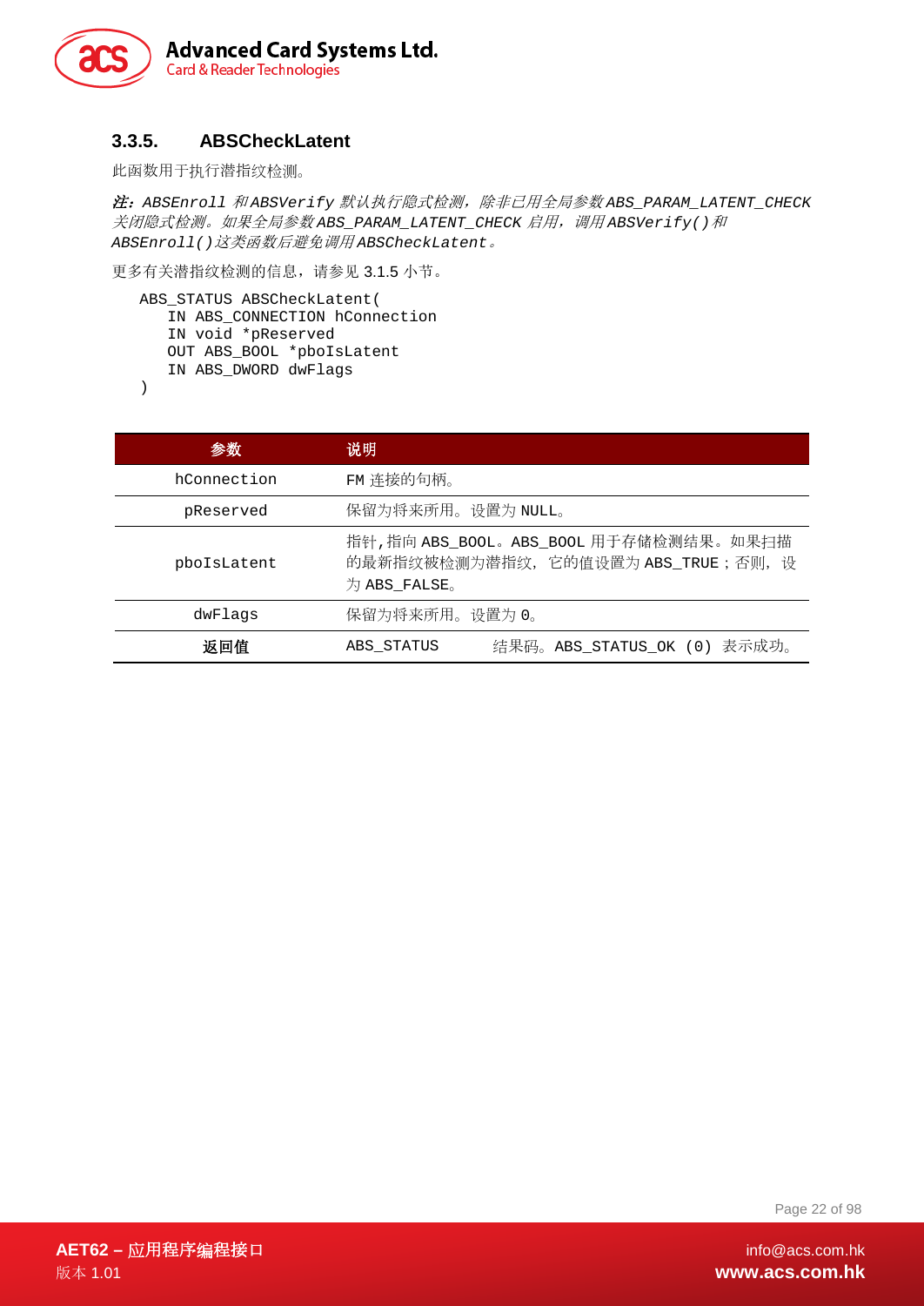### 3.3.5. ABSCheckLatent

此函数用于执行潜指纹检测。

*注：ABSEnroll 和 ABSVerify 默认执行隐式检测，除非已用全局参数 ABS_PARAM_LATENT_CHECK 关闭隐式检测。如果全局参数 ABS_PARAM_LATENT_CHECK 启用，调用 ABSVerify() 和 ABSEnroll() 这类函数后避免调用 ABSCheckLatent。*

更多有关潜指纹检测的信息，请参见 3.1.5 小节。

```
ABS_STATUS ABSCheckLatent(
    IN ABS_CONNECTION hConnection
    IN void *pReserved
    OUT ABS_BOOL *pboIsLatent
    IN ABS_DWORD dwFlags
)
```

| 参数 | 说明 |
|---|---|
| hConnection | FM 连接的句柄。 |
| pReserved | 保留为将来所用。设置为 NULL。 |
| pboIsLatent | 指针,指向 ABS_BOOL。ABS_BOOL 用于存储检测结果。如果扫描的最新指纹被检测为潜指纹，它的值设置为 ABS_TRUE；否则，设为 ABS_FALSE。 |
| dwFlags | 保留为将来所用。设置为 0。 |
| **返回值** | ABS_STATUS　　结果码。ABS_STATUS_OK (0) 表示成功。 |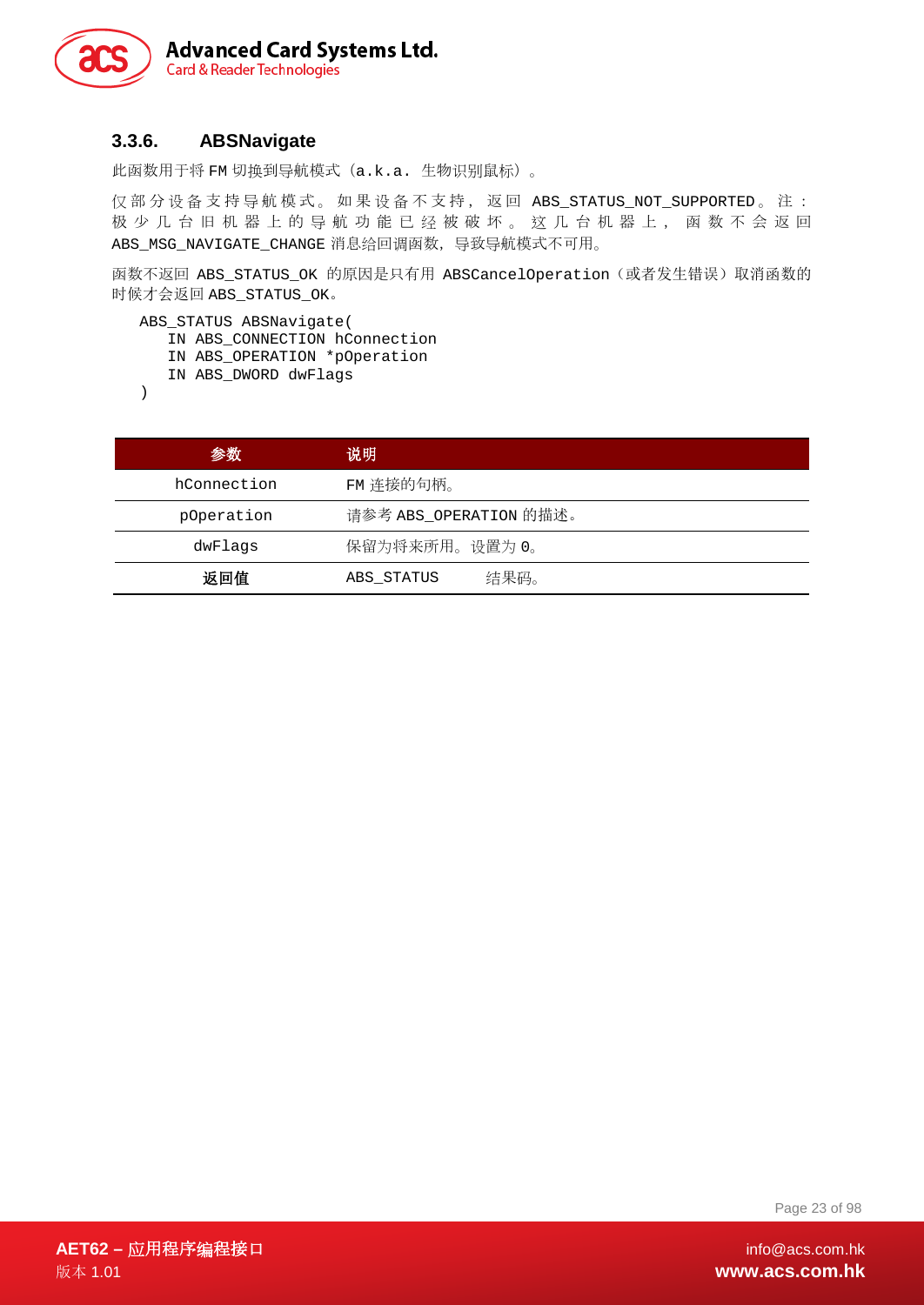### 3.3.6. ABSNavigate

此函数用于将 FM 切换到导航模式（a.k.a. 生物识别鼠标）。

仅部分设备支持导航模式。如果设备不支持，返回 ABS_STATUS_NOT_SUPPORTED。注：极少几台旧机器上的导航功能已经被破坏。这几台机器上，函数不会返回 ABS_MSG_NAVIGATE_CHANGE 消息给回调函数，导致导航模式不可用。

函数不返回 ABS_STATUS_OK 的原因是只有用 ABSCancelOperation（或者发生错误）取消函数的时候才会返回 ABS_STATUS_OK。

```
ABS_STATUS ABSNavigate(
    IN ABS_CONNECTION hConnection
    IN ABS_OPERATION *pOperation
    IN ABS_DWORD dwFlags
)
```

| 参数 | 说明 |
|---|---|
| hConnection | FM 连接的句柄。 |
| pOperation | 请参考 ABS_OPERATION 的描述。 |
| dwFlags | 保留为将来所用。设置为 0。 |
| **返回值** | ABS_STATUS 结果码。 |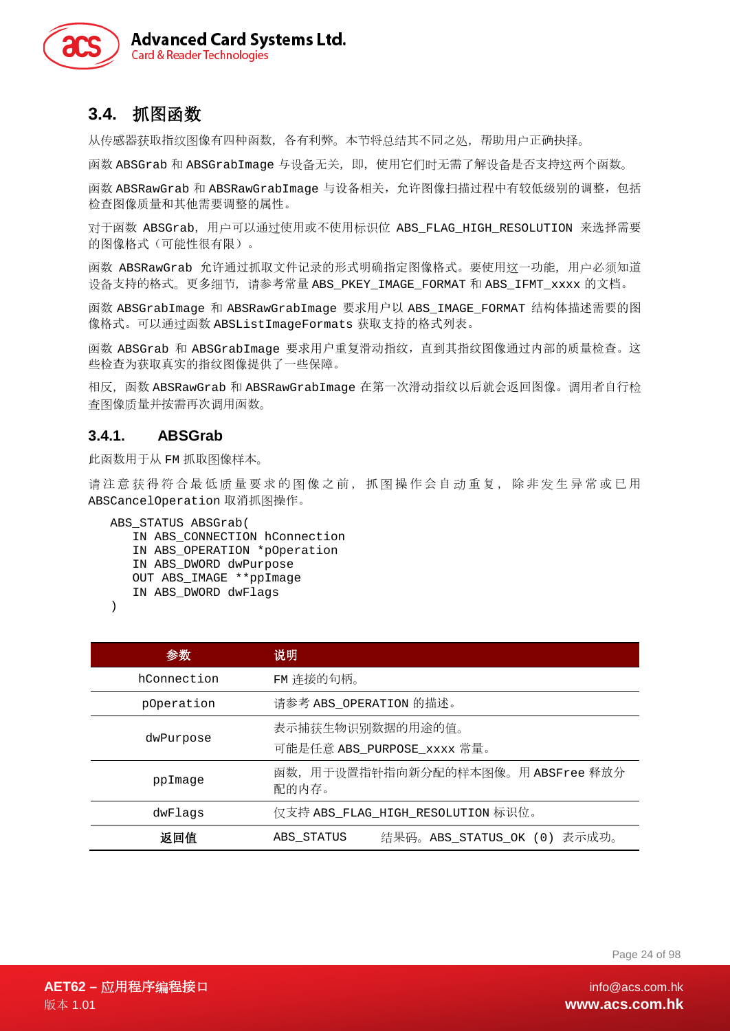## 3.4. 抓图函数

从传感器获取指纹图像有四种函数，各有利弊。本节将总结其不同之处，帮助用户正确抉择。

函数 ABSGrab 和 ABSGrabImage 与设备无关，即，使用它们时无需了解设备是否支持这两个函数。

函数 ABSRawGrab 和 ABSRawGrabImage 与设备相关，允许图像扫描过程中有较低级别的调整，包括检查图像质量和其他需要调整的属性。

对于函数 ABSGrab，用户可以通过使用或不使用标识位 ABS_FLAG_HIGH_RESOLUTION 来选择需要的图像格式（可能性很有限）。

函数 ABSRawGrab 允许通过抓取文件记录的形式明确指定图像格式。要使用这一功能，用户必须知道设备支持的格式。更多细节，请参考常量 ABS_PKEY_IMAGE_FORMAT 和 ABS_IFMT_xxxx 的文档。

函数 ABSGrabImage 和 ABSRawGrabImage 要求用户以 ABS_IMAGE_FORMAT 结构体描述需要的图像格式。可以通过函数 ABSListImageFormats 获取支持的格式列表。

函数 ABSGrab 和 ABSGrabImage 要求用户重复滑动指纹，直到其指纹图像通过内部的质量检查。这些检查为获取真实的指纹图像提供了一些保障。

相反，函数 ABSRawGrab 和 ABSRawGrabImage 在第一次滑动指纹以后就会返回图像。调用者自行检查图像质量并按需再次调用函数。

### 3.4.1. ABSGrab

此函数用于从 FM 抓取图像样本。

请注意获得符合最低质量要求的图像之前，抓图操作会自动重复，除非发生异常或已用 ABSCancelOperation 取消抓图操作。

```
ABS_STATUS ABSGrab(
   IN ABS_CONNECTION hConnection
   IN ABS_OPERATION *pOperation
   IN ABS_DWORD dwPurpose
   OUT ABS_IMAGE **ppImage
   IN ABS_DWORD dwFlags
)
```

| 参数 | 说明 |
|---|---|
| hConnection | FM 连接的句柄。 |
| pOperation | 请参考 ABS_OPERATION 的描述。 |
| dwPurpose | 表示捕获生物识别数据的用途的值。<br>可能是任意 ABS_PURPOSE_xxxx 常量。 |
| ppImage | 函数，用于设置指针指向新分配的样本图像。用 ABSFree 释放分配的内存。 |
| dwFlags | 仅支持 ABS_FLAG_HIGH_RESOLUTION 标识位。 |
| **返回值** | ABS_STATUS　　结果码。ABS_STATUS_OK (0) 表示成功。 |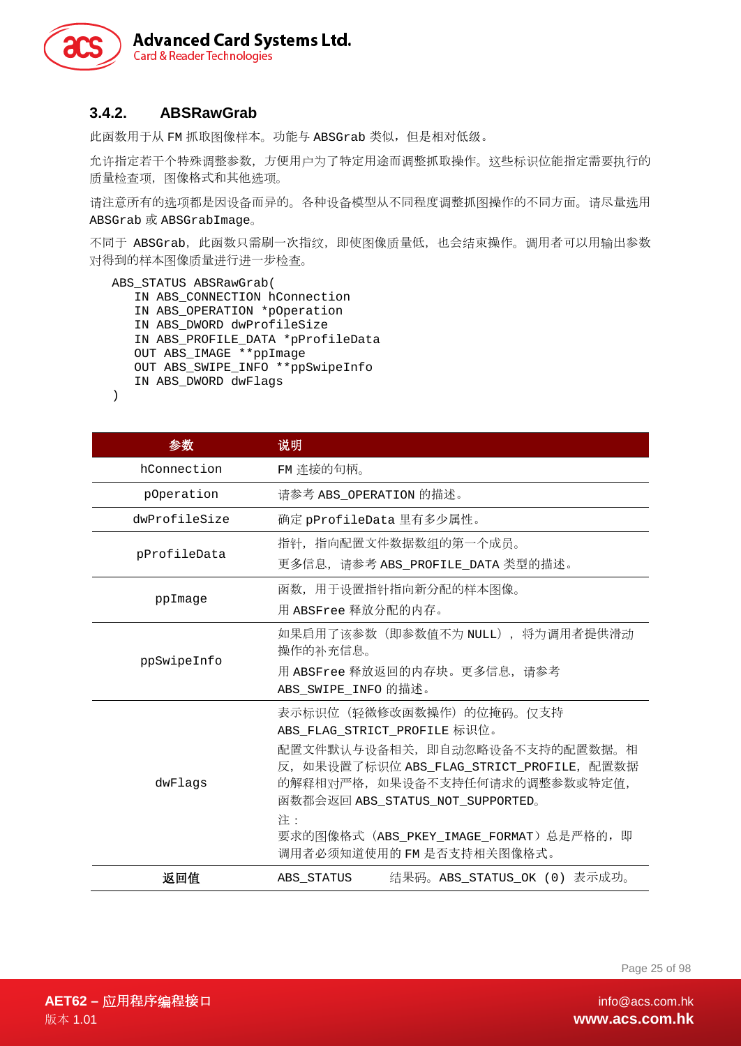### 3.4.2. ABSRawGrab

此函数用于从 FM 抓取图像样本。功能与 ABSGrab 类似，但是相对低级。

允许指定若干个特殊调整参数，方便用户为了特定用途而调整抓取操作。这些标识位能指定需要执行的质量检查项，图像格式和其他选项。

请注意所有的选项都是因设备而异的。各种设备模型从不同程度调整抓图操作的不同方面。请尽量选用 ABSGrab 或 ABSGrabImage。

不同于 ABSGrab，此函数只需刷一次指纹，即使图像质量低，也会结束操作。调用者可以用输出参数对得到的样本图像质量进行进一步检查。

```
ABS_STATUS ABSRawGrab(
   IN ABS_CONNECTION hConnection
   IN ABS_OPERATION *pOperation
   IN ABS_DWORD dwProfileSize
   IN ABS_PROFILE_DATA *pProfileData
   OUT ABS_IMAGE **ppImage
   OUT ABS_SWIPE_INFO **ppSwipeInfo
   IN ABS_DWORD dwFlags
)
```

| 参数 | 说明 |
|---|---|
| hConnection | FM 连接的句柄。 |
| pOperation | 请参考 ABS_OPERATION 的描述。 |
| dwProfileSize | 确定 pProfileData 里有多少属性。 |
| pProfileData | 指针，指向配置文件数据数组的第一个成员。<br>更多信息，请参考 ABS_PROFILE_DATA 类型的描述。 |
| ppImage | 函数，用于设置指针指向新分配的样本图像。<br>用 ABSFree 释放分配的内存。 |
| ppSwipeInfo | 如果启用了该参数（即参数值不为 NULL），将为调用者提供滑动操作的补充信息。<br>用 ABSFree 释放返回的内存块。更多信息，请参考 ABS_SWIPE_INFO 的描述。 |
| dwFlags | 表示标识位（轻微修改函数操作）的位掩码。仅支持 ABS_FLAG_STRICT_PROFILE 标识位。<br>配置文件默认与设备相关，即自动忽略设备不支持的配置数据。相反，如果设置了标识位 ABS_FLAG_STRICT_PROFILE，配置数据的解释相对严格，如果设备不支持任何请求的调整参数或特定值，函数都会返回 ABS_STATUS_NOT_SUPPORTED。<br>注：<br>要求的图像格式（ABS_PKEY_IMAGE_FORMAT）总是严格的，即调用者必须知道使用的 FM 是否支持相关图像格式。 |
| **返回值** | ABS_STATUS　　结果码。ABS_STATUS_OK (0) 表示成功。 |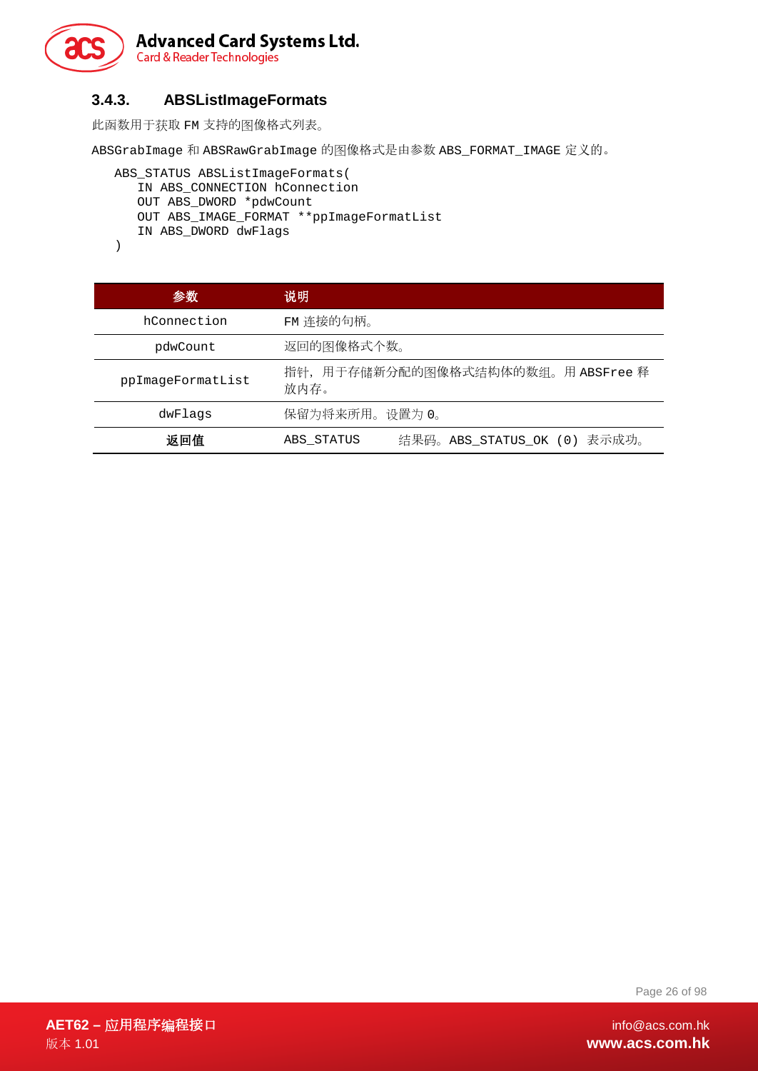### 3.4.3. ABSListImageFormats

此函数用于获取 FM 支持的图像格式列表。

ABSGrabImage 和 ABSRawGrabImage 的图像格式是由参数 ABS_FORMAT_IMAGE 定义的。

```
ABS_STATUS ABSListImageFormats(
   IN ABS_CONNECTION hConnection
   OUT ABS_DWORD *pdwCount
   OUT ABS_IMAGE_FORMAT **ppImageFormatList
   IN ABS_DWORD dwFlags
)
```

| 参数 | 说明 |
|---|---|
| hConnection | FM 连接的句柄。 |
| pdwCount | 返回的图像格式个数。 |
| ppImageFormatList | 指针，用于存储新分配的图像格式结构体的数组。用 ABSFree 释放内存。 |
| dwFlags | 保留为将来所用。设置为 0。 |
| **返回值** | ABS_STATUS　　结果码。ABS_STATUS_OK (0) 表示成功。 |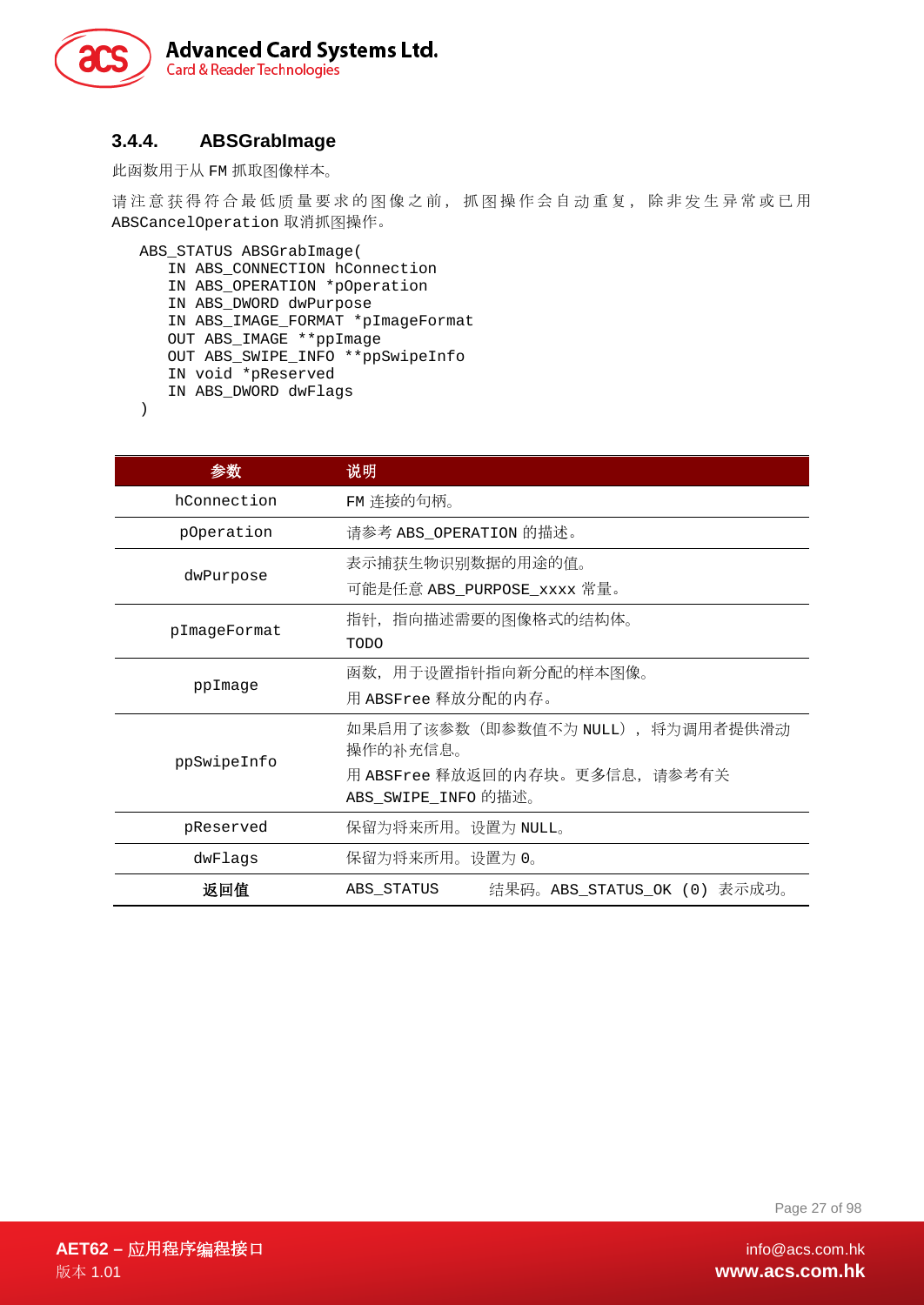### 3.4.4. ABSGrabImage

此函数用于从 FM 抓取图像样本。

请注意获得符合最低质量要求的图像之前，抓图操作会自动重复，除非发生异常或已用 ABSCancelOperation 取消抓图操作。

```
ABS_STATUS ABSGrabImage(
    IN ABS_CONNECTION hConnection
    IN ABS_OPERATION *pOperation
    IN ABS_DWORD dwPurpose
    IN ABS_IMAGE_FORMAT *pImageFormat
    OUT ABS_IMAGE **ppImage
    OUT ABS_SWIPE_INFO **ppSwipeInfo
    IN void *pReserved
    IN ABS_DWORD dwFlags
)
```

| 参数 | 说明 | |
|---|---|---|
| hConnection | FM 连接的句柄。 | |
| pOperation | 请参考 ABS_OPERATION 的描述。 | |
| dwPurpose | 表示捕获生物识别数据的用途的值。<br>可能是任意 ABS_PURPOSE_xxxx 常量。 | |
| pImageFormat | 指针，指向描述需要的图像格式的结构体。<br>TODO | |
| ppImage | 函数，用于设置指针指向新分配的样本图像。<br>用 ABSFree 释放分配的内存。 | |
| ppSwipeInfo | 如果启用了该参数（即参数值不为 NULL），将为调用者提供滑动操作的补充信息。<br>用 ABSFree 释放返回的内存块。更多信息，请参考有关 ABS_SWIPE_INFO 的描述。 | |
| pReserved | 保留为将来所用。设置为 NULL。 | |
| dwFlags | 保留为将来所用。设置为 0。 | |
| **返回值** | ABS_STATUS | 结果码。ABS_STATUS_OK (0) 表示成功。 |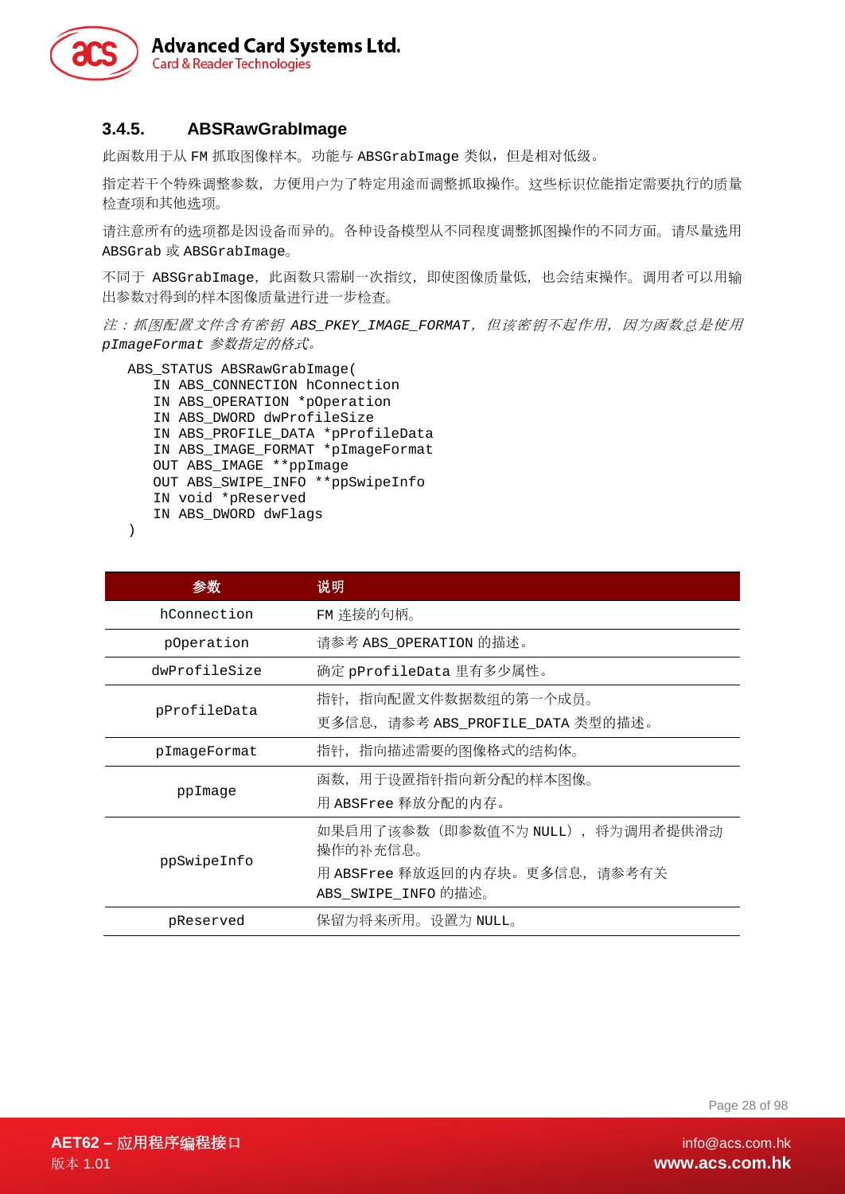### 3.4.5. ABSRawGrabImage

此函数用于从 FM 抓取图像样本。功能与 ABSGrabImage 类似，但是相对低级。

指定若干个特殊调整参数，方便用户为了特定用途而调整抓取操作。这些标识位能指定需要执行的质量检查项和其他选项。

请注意所有的选项都是因设备而异的。各种设备模型从不同程度调整抓图操作的不同方面。请尽量选用 ABSGrab 或 ABSGrabImage。

不同于 ABSGrabImage，此函数只需刷一次指纹，即使图像质量低，也会结束操作。调用者可以用输出参数对得到的样本图像质量进行进一步检查。

*注：抓图配置文件含有密钥 ABS_PKEY_IMAGE_FORMAT，但该密钥不起作用，因为函数总是使用 pImageFormat 参数指定的格式。*

```
ABS_STATUS ABSRawGrabImage(
   IN ABS_CONNECTION hConnection
   IN ABS_OPERATION *pOperation
   IN ABS_DWORD dwProfileSize
   IN ABS_PROFILE_DATA *pProfileData
   IN ABS_IMAGE_FORMAT *pImageFormat
   OUT ABS_IMAGE **ppImage
   OUT ABS_SWIPE_INFO **ppSwipeInfo
   IN void *pReserved
   IN ABS_DWORD dwFlags
)
```

| 参数 | 说明 |
|---|---|
| hConnection | FM 连接的句柄。 |
| pOperation | 请参考 ABS_OPERATION 的描述。 |
| dwProfileSize | 确定 pProfileData 里有多少属性。 |
| pProfileData | 指针，指向配置文件数据数组的第一个成员。<br>更多信息，请参考 ABS_PROFILE_DATA 类型的描述。 |
| pImageFormat | 指针，指向描述需要的图像格式的结构体。 |
| ppImage | 函数，用于设置指针指向新分配的样本图像。<br>用 ABSFree 释放分配的内存。 |
| ppSwipeInfo | 如果启用了该参数（即参数值不为 NULL），将为调用者提供滑动操作的补充信息。<br>用 ABSFree 释放返回的内存块。更多信息，请参考有关 ABS_SWIPE_INFO 的描述。 |
| pReserved | 保留为将来所用。设置为 NULL。 |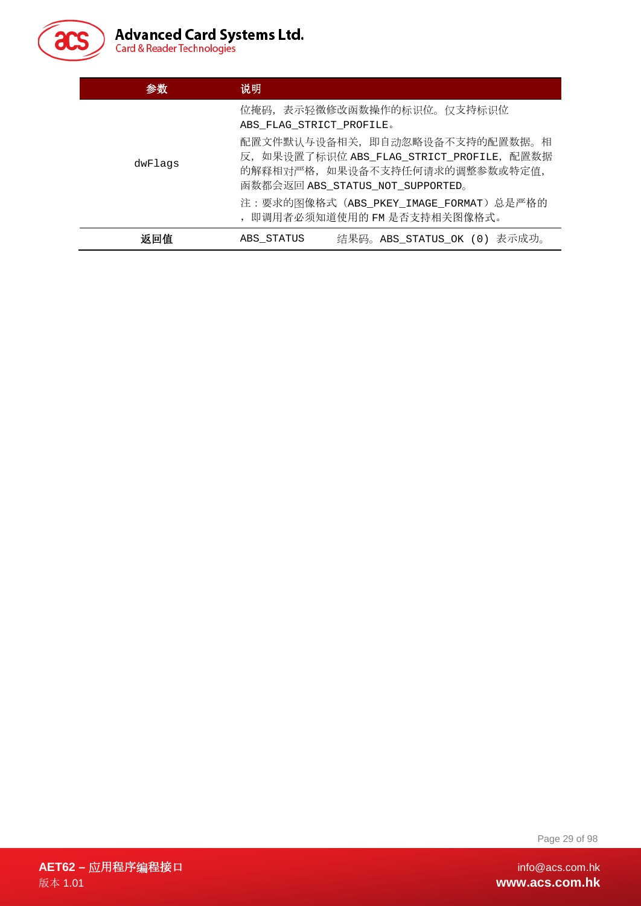| 参数 | 说明 |
|---|---|
| dwFlags | 位掩码，表示轻微修改函数操作的标识位。仅支持标识位 ABS_FLAG_STRICT_PROFILE。<br>配置文件默认与设备相关，即自动忽略设备不支持的配置数据。相反，如果设置了标识位 ABS_FLAG_STRICT_PROFILE，配置数据的解释相对严格，如果设备不支持任何请求的调整参数或特定值，函数都会返回 ABS_STATUS_NOT_SUPPORTED。<br>注：要求的图像格式（ABS_PKEY_IMAGE_FORMAT）总是严格的，即调用者必须知道使用的 FM 是否支持相关图像格式。 |
| **返回值** | ABS_STATUS　　结果码。ABS_STATUS_OK (0) 表示成功。 |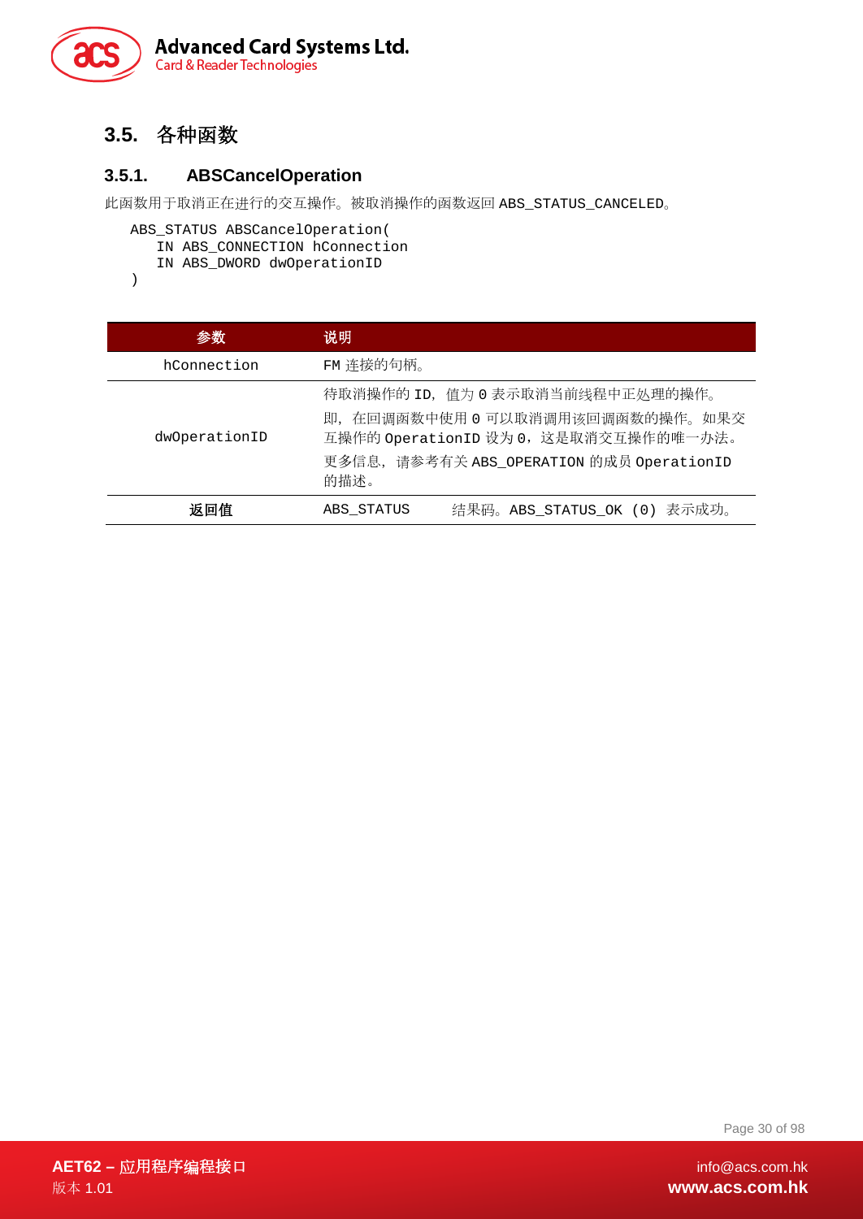## 3.5. 各种函数

### 3.5.1. ABSCancelOperation

此函数用于取消正在进行的交互操作。被取消操作的函数返回 ABS_STATUS_CANCELED。

```
ABS_STATUS ABSCancelOperation(
   IN ABS_CONNECTION hConnection
   IN ABS_DWORD dwOperationID
)
```

| 参数 | 说明 | |
|---|---|---|
| hConnection | FM 连接的句柄。 | |
| dwOperationID | 待取消操作的 ID，值为 0 表示取消当前线程中正处理的操作。<br>即，在回调函数中使用 0 可以取消调用该回调函数的操作。如果交互操作的 OperationID 设为 0，这是取消交互操作的唯一办法。<br>更多信息，请参考有关 ABS_OPERATION 的成员 OperationID 的描述。 | |
| **返回值** | ABS_STATUS | 结果码。ABS_STATUS_OK (0) 表示成功。 |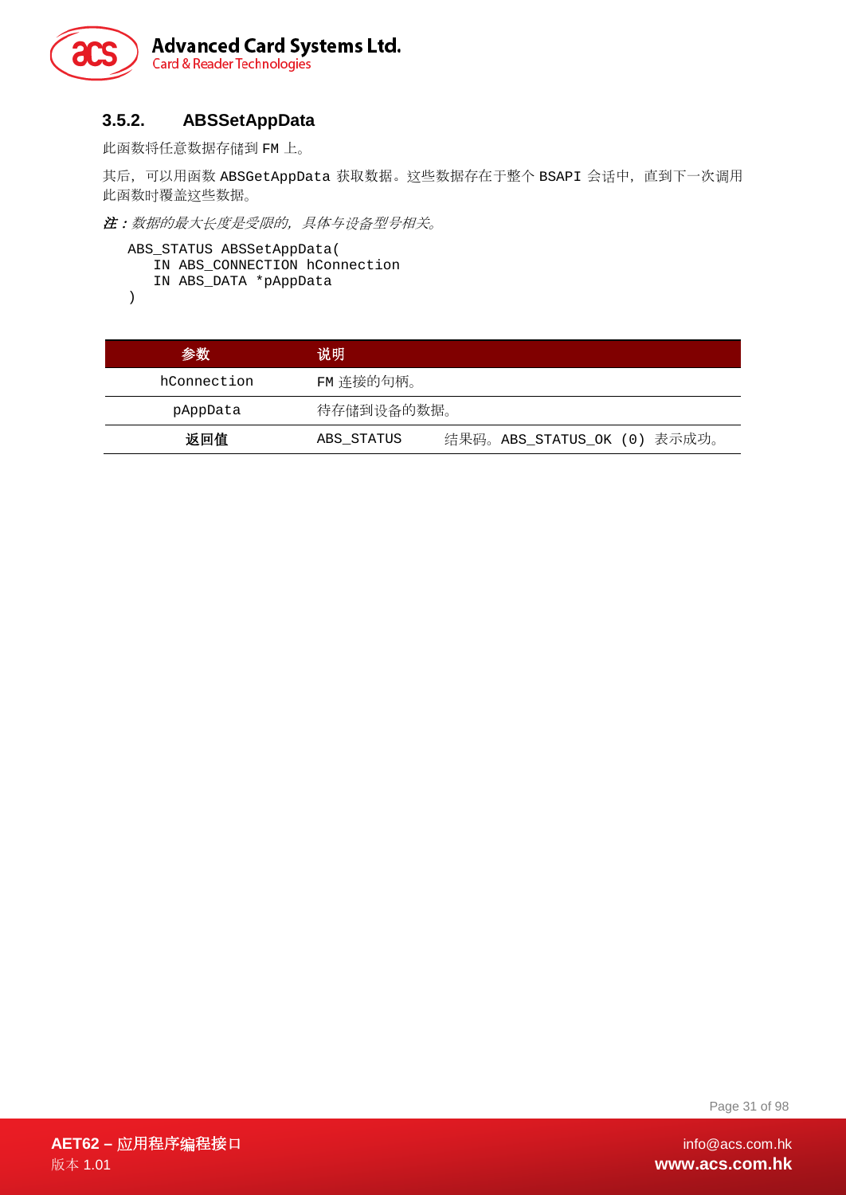### 3.5.2. ABSSetAppData

此函数将任意数据存储到 FM 上。

其后，可以用函数 ABSGetAppData 获取数据。这些数据存在于整个 BSAPI 会话中，直到下一次调用此函数时覆盖这些数据。

***注：****数据的最大长度是受限的，具体与设备型号相关。*

```
ABS_STATUS ABSSetAppData(
   IN ABS_CONNECTION hConnection
   IN ABS_DATA *pAppData
)
```

| 参数 | 说明 | |
|---|---|---|
| hConnection | FM 连接的句柄。 | |
| pAppData | 待存储到设备的数据。 | |
| **返回值** | ABS_STATUS | 结果码。ABS_STATUS_OK (0) 表示成功。 |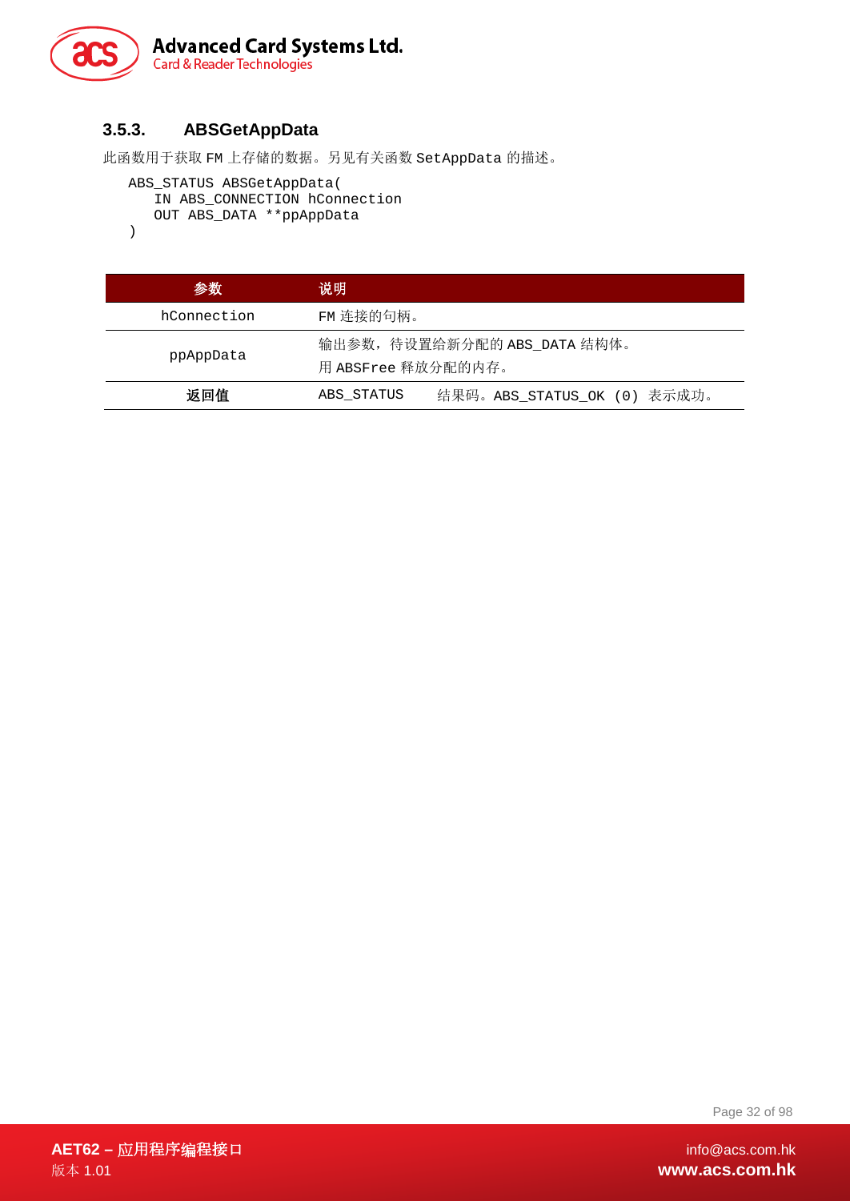### 3.5.3. ABSGetAppData

此函数用于获取 FM 上存储的数据。另见有关函数 SetAppData 的描述。

```
ABS_STATUS ABSGetAppData(
   IN ABS_CONNECTION hConnection
   OUT ABS_DATA **ppAppData
)
```

| 参数 | 说明 | |
|---|---|---|
| hConnection | FM 连接的句柄。 | |
| ppAppData | 输出参数，待设置给新分配的 ABS_DATA 结构体。<br>用 ABSFree 释放分配的内存。 | |
| **返回值** | ABS_STATUS | 结果码。ABS_STATUS_OK (0) 表示成功。 |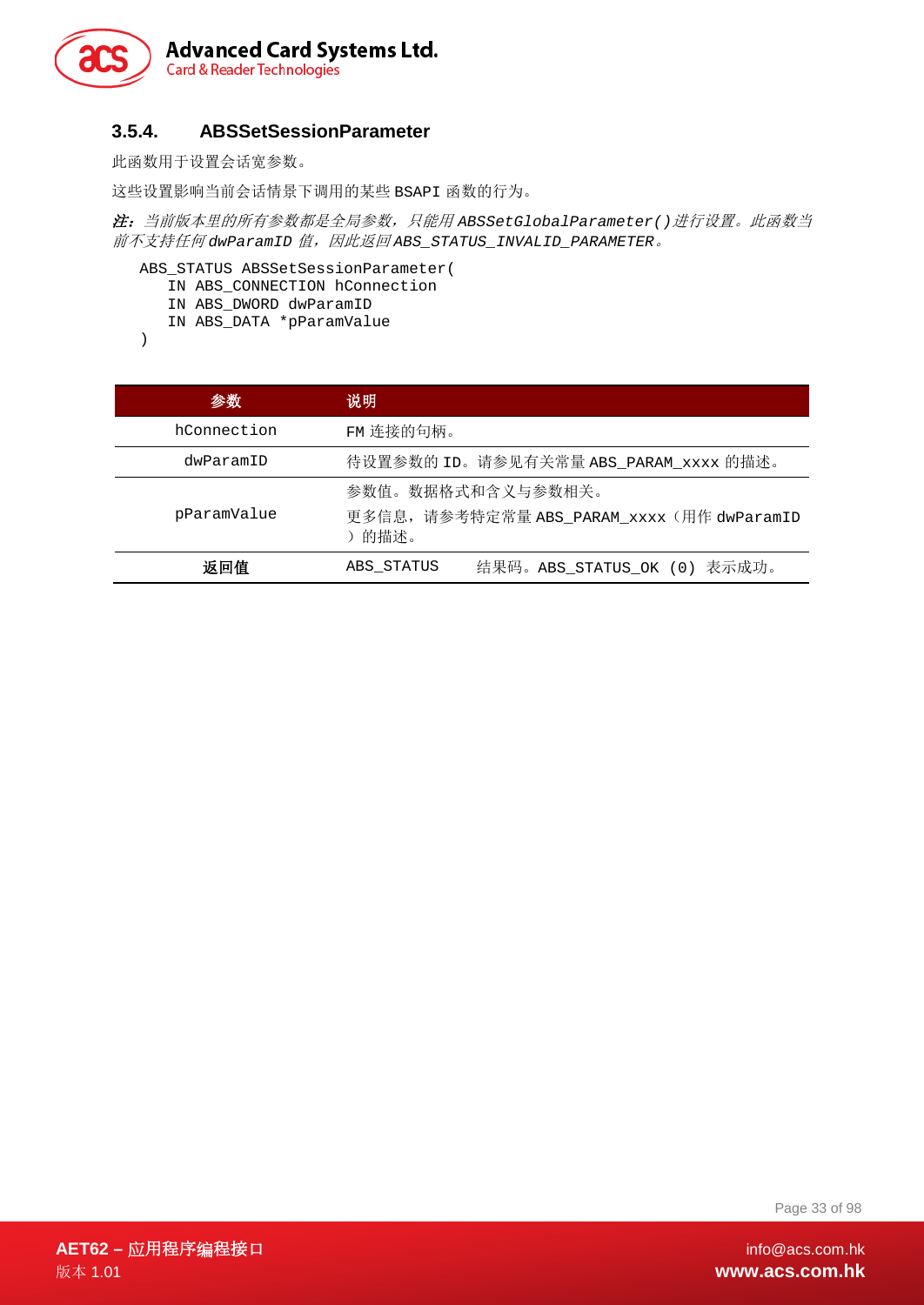### 3.5.4. ABSSetSessionParameter

此函数用于设置会话宽参数。

这些设置影响当前会话情景下调用的某些 BSAPI 函数的行为。

***注：**当前版本里的所有参数都是全局参数，只能用 ABSSetGlobalParameter()进行设置。此函数当前不支持任何 dwParamID 值，因此返回 ABS_STATUS_INVALID_PARAMETER。*

```
ABS_STATUS ABSSetSessionParameter(
   IN ABS_CONNECTION hConnection
   IN ABS_DWORD dwParamID
   IN ABS_DATA *pParamValue
)
```

| 参数 | 说明 | |
|---|---|---|
| hConnection | FM 连接的句柄。 | |
| dwParamID | 待设置参数的 ID。请参见有关常量 ABS_PARAM_xxxx 的描述。 | |
| pParamValue | 参数值。数据格式和含义与参数相关。<br>更多信息，请参考特定常量 ABS_PARAM_xxxx（用作 dwParamID ）的描述。 | |
| **返回值** | ABS_STATUS | 结果码。ABS_STATUS_OK (0) 表示成功。 |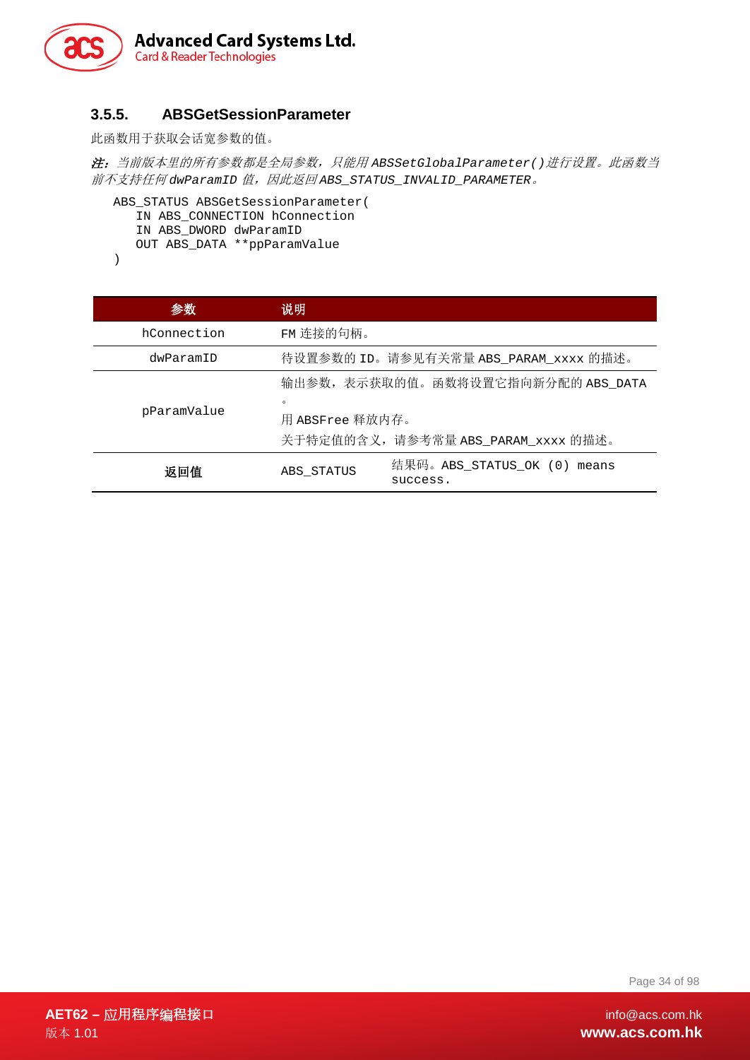### 3.5.5. ABSGetSessionParameter

此函数用于获取会话宽参数的值。

***注：****当前版本里的所有参数都是全局参数，只能用* *ABSSetGlobalParameter()* *进行设置。此函数当前不支持任何* *dwParamID* *值，因此返回* *ABS_STATUS_INVALID_PARAMETER*。

```
ABS_STATUS ABSGetSessionParameter(
   IN ABS_CONNECTION hConnection
   IN ABS_DWORD dwParamID
   OUT ABS_DATA **ppParamValue
)
```

| 参数 | 说明 | |
|---|---|---|
| hConnection | FM 连接的句柄。 | |
| dwParamID | 待设置参数的 ID。请参见有关常量 ABS_PARAM_xxxx 的描述。 | |
| pParamValue | 输出参数，表示获取的值。函数将设置它指向新分配的 ABS_DATA。<br>用 ABSFree 释放内存。<br>关于特定值的含义，请参考常量 ABS_PARAM_xxxx 的描述。 | |
| **返回值** | ABS_STATUS | 结果码。ABS_STATUS_OK (0) means success. |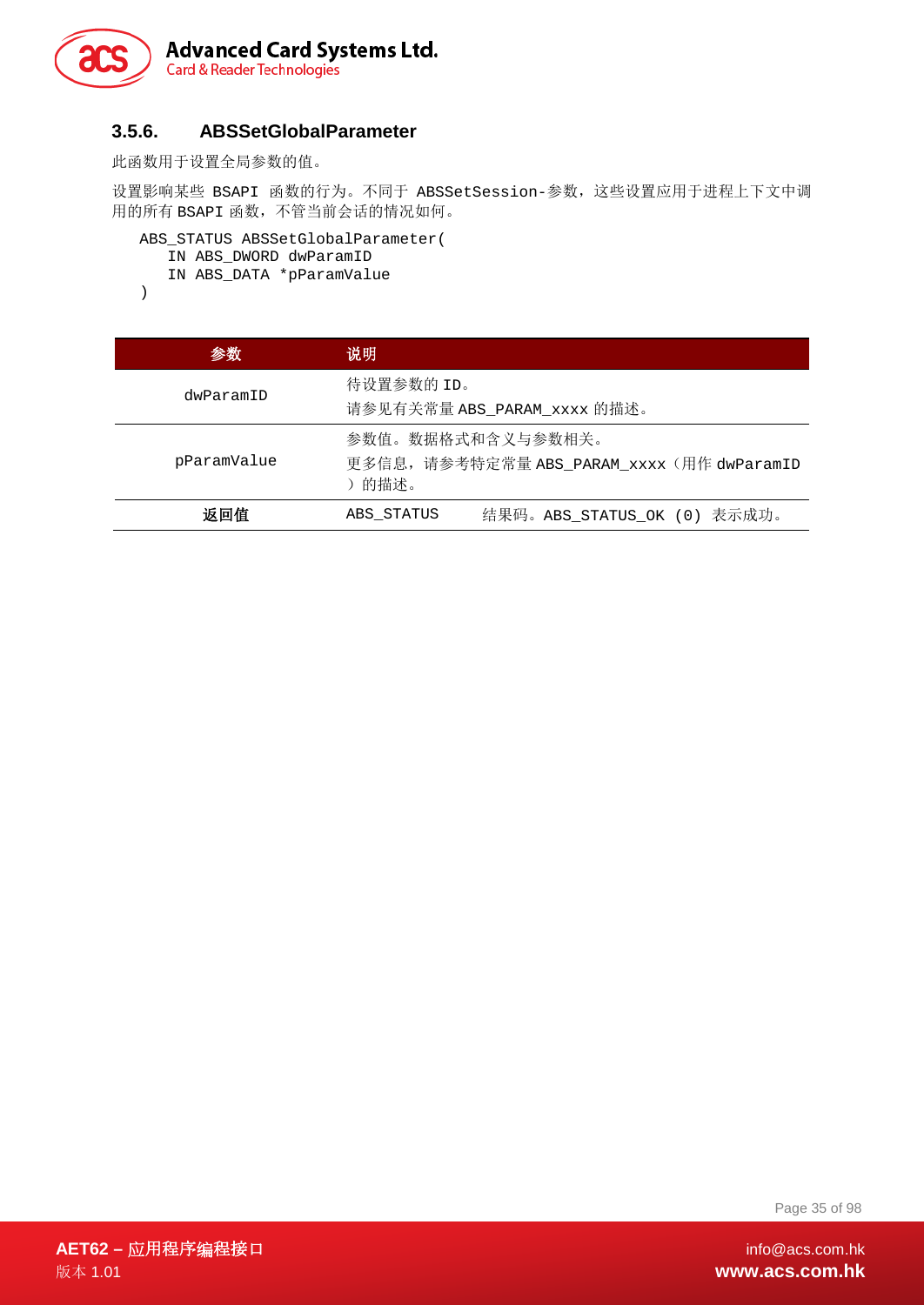### 3.5.6. ABSSetGlobalParameter

此函数用于设置全局参数的值。

设置影响某些 BSAPI 函数的行为。不同于 ABSSetSession-参数，这些设置应用于进程上下文中调用的所有 BSAPI 函数，不管当前会话的情况如何。

```
ABS_STATUS ABSSetGlobalParameter(
    IN ABS_DWORD dwParamID
    IN ABS_DATA *pParamValue
)
```

| 参数 | 说明 | |
|---|---|---|
| dwParamID | 待设置参数的 ID。<br>请参见有关常量 ABS_PARAM_xxxx 的描述。 | |
| pParamValue | 参数值。数据格式和含义与参数相关。<br>更多信息，请参考特定常量 ABS_PARAM_xxxx（用作 dwParamID）的描述。 | |
| **返回值** | ABS_STATUS | 结果码。ABS_STATUS_OK (0) 表示成功。 |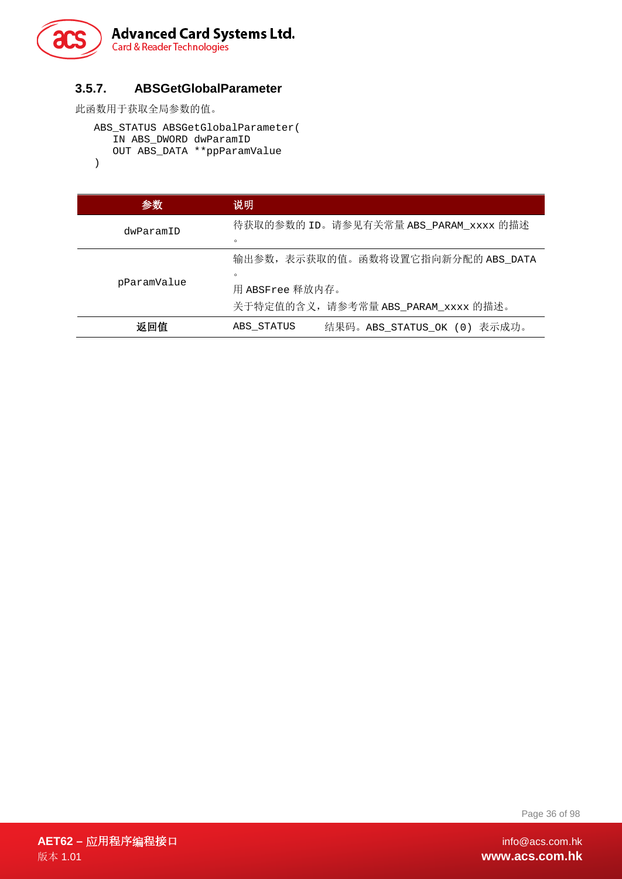### 3.5.7. ABSGetGlobalParameter

此函数用于获取全局参数的值。

```
ABS_STATUS ABSGetGlobalParameter(
   IN ABS_DWORD dwParamID
   OUT ABS_DATA **ppParamValue
)
```

| 参数 | 说明 | |
|---|---|---|
| dwParamID | 待获取的参数的 ID。请参见有关常量 ABS_PARAM_xxxx 的描述。 | |
| pParamValue | 输出参数，表示获取的值。函数将设置它指向新分配的 ABS_DATA。<br>用 ABSFree 释放内存。<br>关于特定值的含义，请参考常量 ABS_PARAM_xxxx 的描述。 | |
| **返回值** | ABS_STATUS | 结果码。ABS_STATUS_OK (0) 表示成功。 |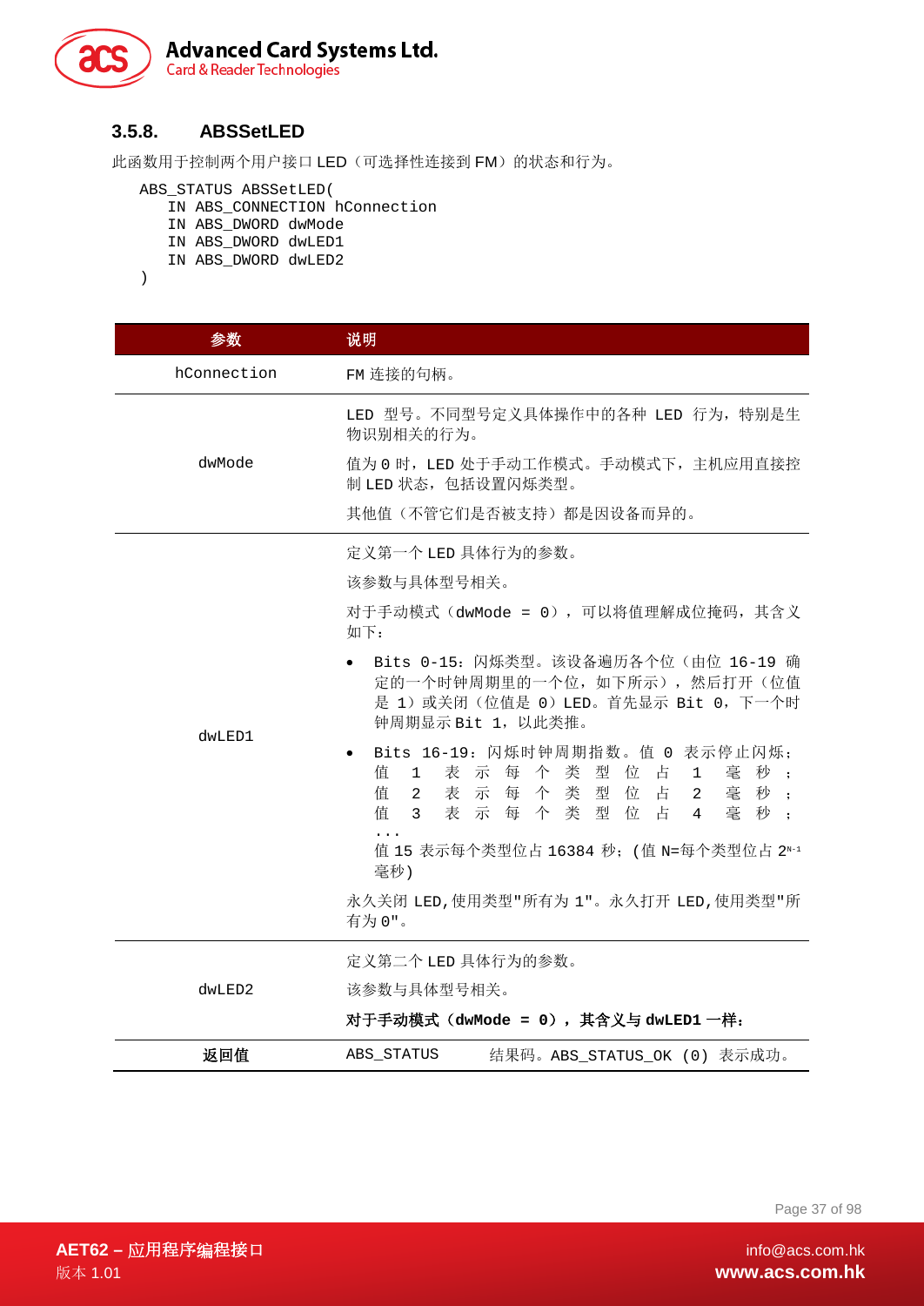### 3.5.8. ABSSetLED

此函数用于控制两个用户接口 LED（可选择性连接到 FM）的状态和行为。

```
ABS_STATUS ABSSetLED(
    IN ABS_CONNECTION hConnection
    IN ABS_DWORD dwMode
    IN ABS_DWORD dwLED1
    IN ABS_DWORD dwLED2
)
```

| 参数 | 说明 |
|---|---|
| hConnection | FM 连接的句柄。 |
| dwMode | LED 型号。不同型号定义具体操作中的各种 LED 行为，特别是生物识别相关的行为。<br><br>值为 0 时，LED 处于手动工作模式。手动模式下，主机应用直接控制 LED 状态，包括设置闪烁类型。<br><br>其他值（不管它们是否被支持）都是因设备而异的。 |
| dwLED1 | 定义第一个 LED 具体行为的参数。<br><br>该参数与具体型号相关。<br><br>对于手动模式（dwMode = 0），可以将值理解成位掩码，其含义如下：<br><br>• Bits 0-15：闪烁类型。该设备遍历各个位（由位 16-19 确定的一个时钟周期里的一个位，如下所示），然后打开（位值是 1）或关闭（位值是 0）LED。首先显示 Bit 0，下一个时钟周期显示 Bit 1，以此类推。<br><br>• Bits 16-19：闪烁时钟周期指数。值 0 表示停止闪烁；值 1 表示每个类型位占 1 毫秒；值 2 表示每个类型位占 2 毫秒；值 3 表示每个类型位占 4 毫秒；...<br>值 15 表示每个类型位占 16384 秒；（值 N=每个类型位占 $2^{N-1}$ 毫秒）<br><br>永久关闭 LED，使用类型"所有为 1"。永久打开 LED，使用类型"所有为 0"。 |
| dwLED2 | 定义第二个 LED 具体行为的参数。<br><br>该参数与具体型号相关。<br><br>**对于手动模式（dwMode = 0），其含义与 dwLED1 一样：** |
| **返回值** | ABS_STATUS　　结果码。ABS_STATUS_OK (0) 表示成功。 |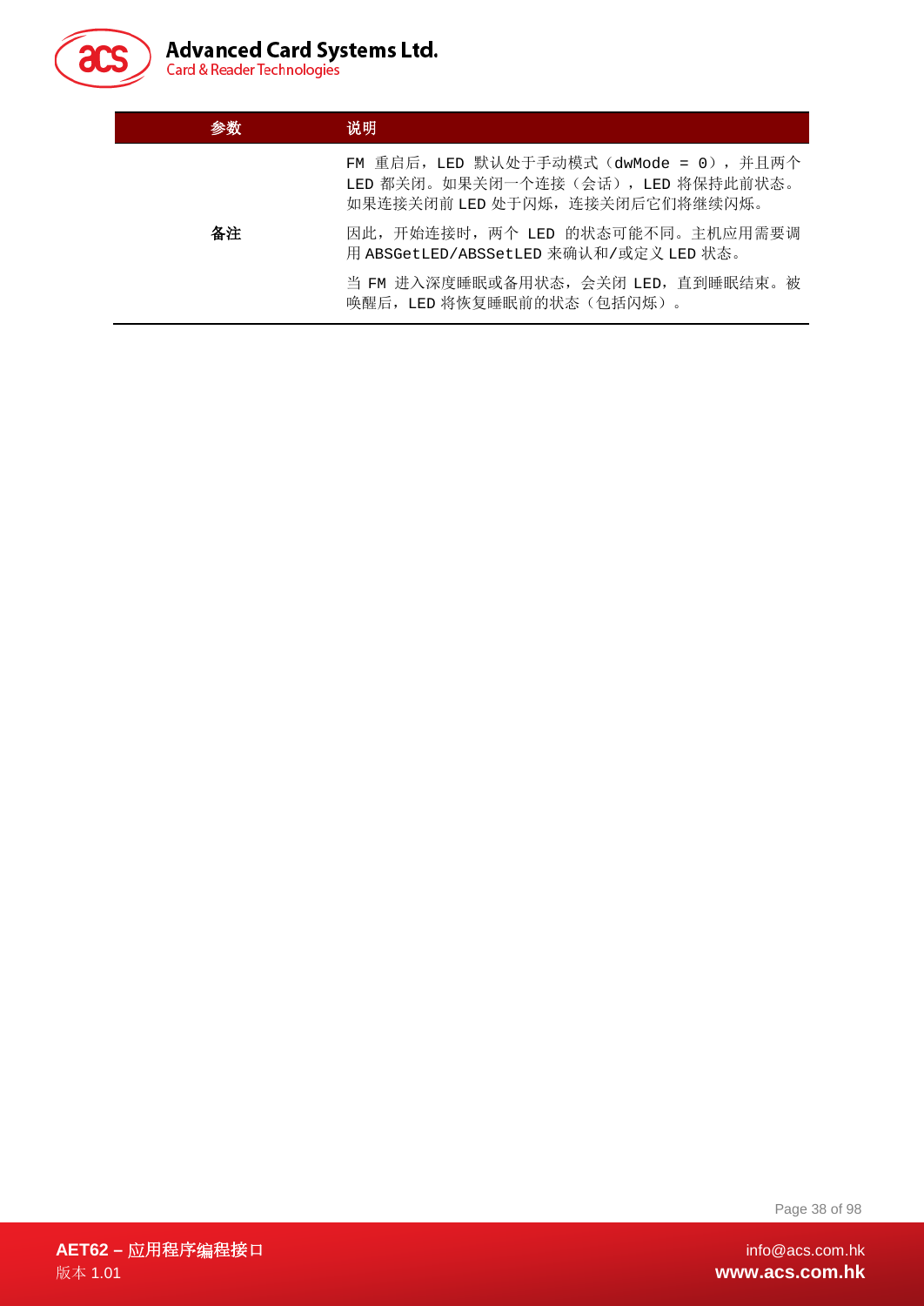| 参数 | 说明 |
|---|---|
| 备注 | FM 重启后，LED 默认处于手动模式（dwMode = 0），并且两个 LED 都关闭。如果关闭一个连接（会话），LED 将保持此前状态。如果连接关闭前 LED 处于闪烁，连接关闭后它们将继续闪烁。<br><br>因此，开始连接时，两个 LED 的状态可能不同。主机应用需要调用 ABSGetLED/ABSSetLED 来确认和/或定义 LED 状态。<br><br>当 FM 进入深度睡眠或备用状态，会关闭 LED，直到睡眠结束。被唤醒后，LED 将恢复睡眠前的状态（包括闪烁）。 |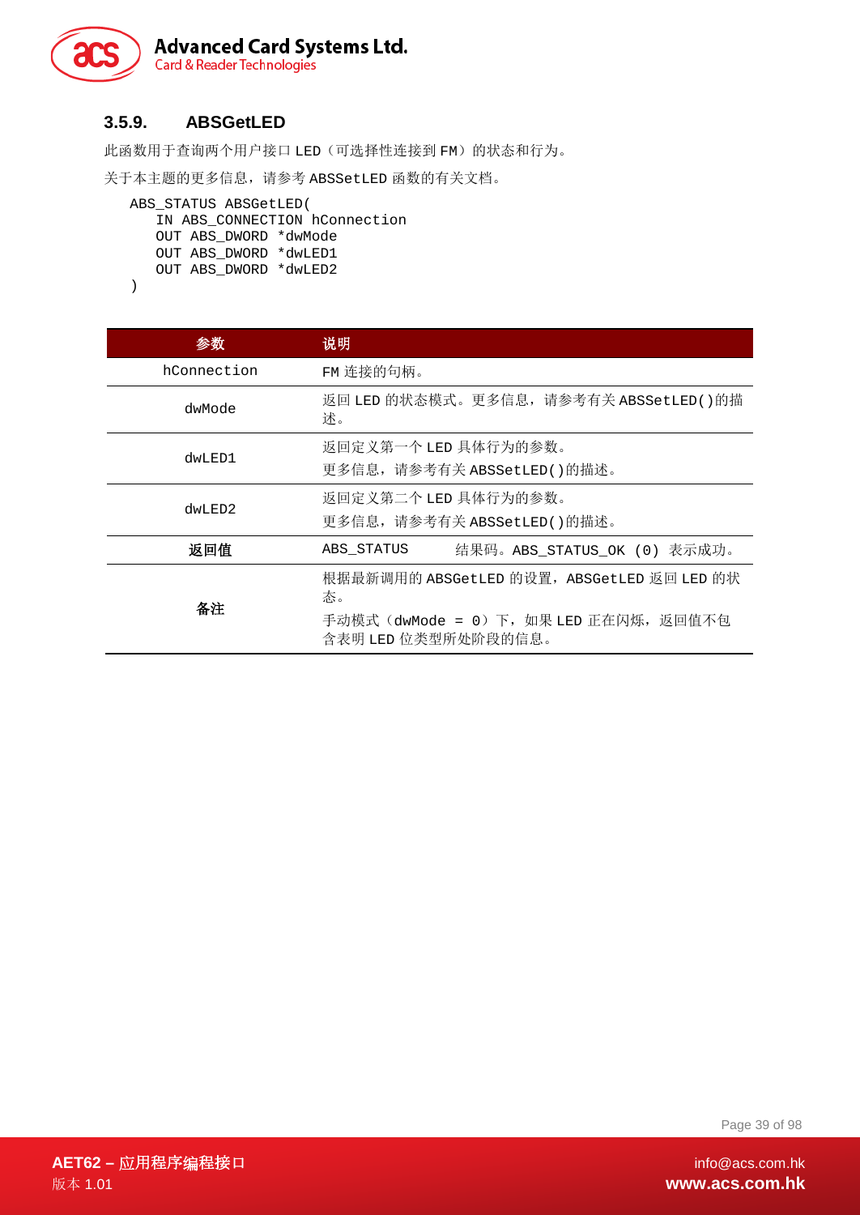### 3.5.9. ABSGetLED

此函数用于查询两个用户接口 LED（可选择性连接到 FM）的状态和行为。

关于本主题的更多信息，请参考 ABSSetLED 函数的有关文档。

```
ABS_STATUS ABSGetLED(
   IN ABS_CONNECTION hConnection
   OUT ABS_DWORD *dwMode
   OUT ABS_DWORD *dwLED1
   OUT ABS_DWORD *dwLED2
)
```

| 参数 | 说明 |
|---|---|
| hConnection | FM 连接的句柄。 |
| dwMode | 返回 LED 的状态模式。更多信息，请参考有关 ABSSetLED()的描述。 |
| dwLED1 | 返回定义第一个 LED 具体行为的参数。<br>更多信息，请参考有关 ABSSetLED()的描述。 |
| dwLED2 | 返回定义第二个 LED 具体行为的参数。<br>更多信息，请参考有关 ABSSetLED()的描述。 |
| **返回值** | ABS_STATUS　　结果码。ABS_STATUS_OK (0) 表示成功。 |
| **备注** | 根据最新调用的 ABSGetLED 的设置，ABSGetLED 返回 LED 的状态。<br>手动模式（dwMode = 0）下，如果 LED 正在闪烁，返回值不包含表明 LED 位类型所处阶段的信息。 |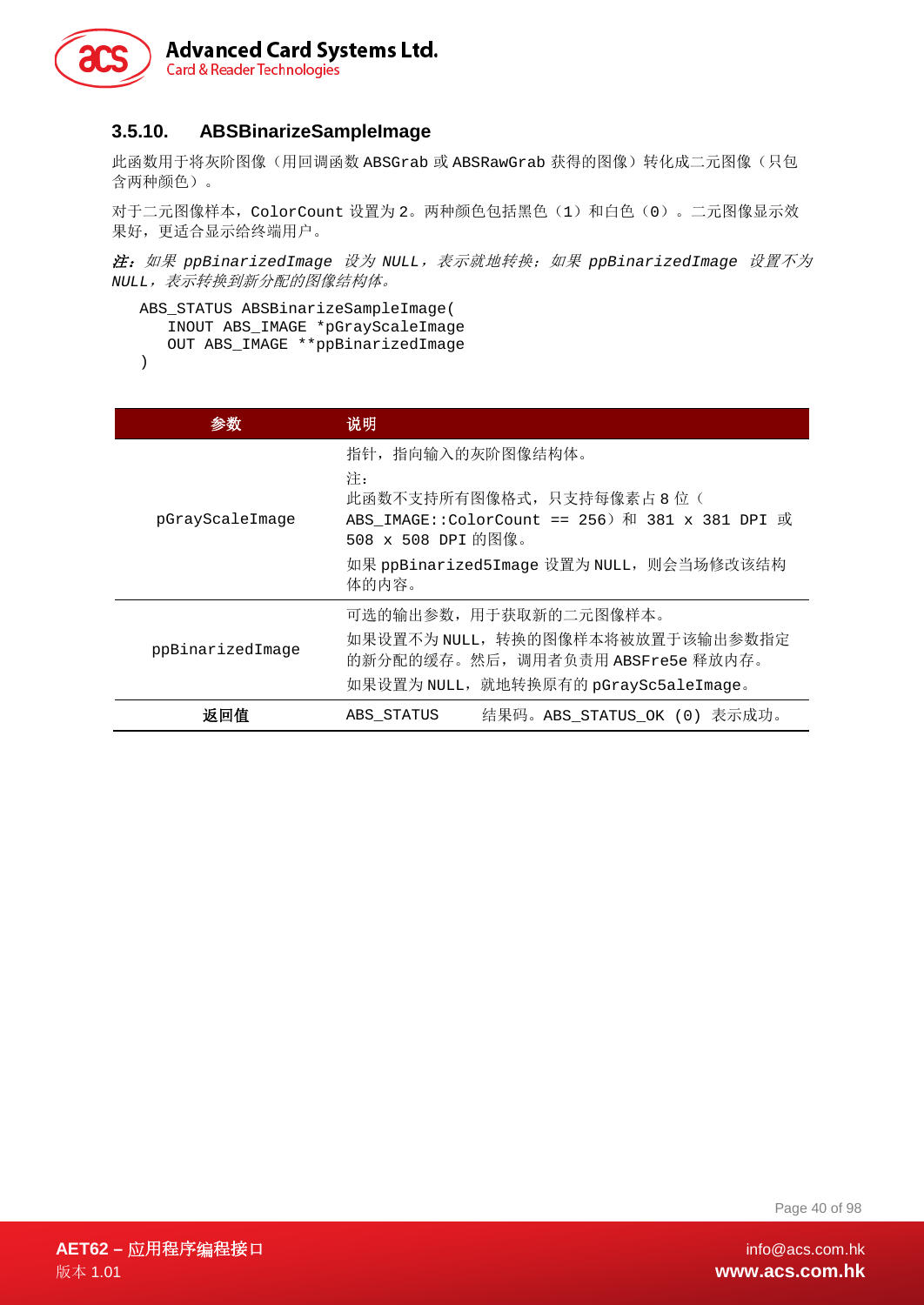### 3.5.10. ABSBinarizeSampleImage

此函数用于将灰阶图像（用回调函数 ABSGrab 或 ABSRawGrab 获得的图像）转化成二元图像（只包含两种颜色）。

对于二元图像样本，ColorCount 设置为 2。两种颜色包括黑色（1）和白色（0）。二元图像显示效果好，更适合显示给终端用户。

***注：**如果 ppBinarizedImage 设为 NULL，表示就地转换；如果 ppBinarizedImage 设置不为 NULL，表示转换到新分配的图像结构体。*

```
ABS_STATUS ABSBinarizeSampleImage(
    INOUT ABS_IMAGE *pGrayScaleImage
    OUT ABS_IMAGE **ppBinarizedImage
)
```

| 参数 | 说明 |
|---|---|
| pGrayScaleImage | 指针，指向输入的灰阶图像结构体。<br>注：<br>此函数不支持所有图像格式，只支持每像素占 8 位（ABS_IMAGE::ColorCount == 256）和 381 x 381 DPI 或 508 x 508 DPI 的图像。<br>如果 ppBinarized5Image 设置为 NULL，则会当场修改该结构体的内容。 |
| ppBinarizedImage | 可选的输出参数，用于获取新的二元图像样本。<br>如果设置不为 NULL，转换的图像样本将被放置于该输出参数指定的新分配的缓存。然后，调用者负责用 ABSFre5e 释放内存。<br>如果设置为 NULL，就地转换原有的 pGraySc5aleImage。 |
| **返回值** | ABS_STATUS　　结果码。ABS_STATUS_OK (0) 表示成功。 |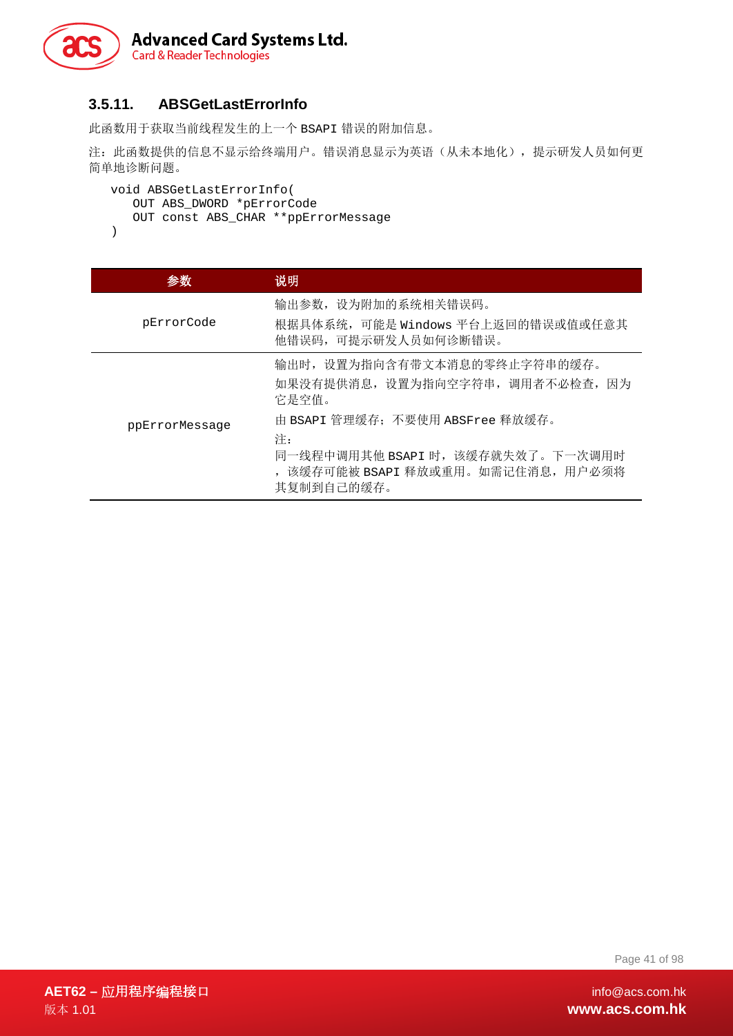### 3.5.11. ABSGetLastErrorInfo

此函数用于获取当前线程发生的上一个 BSAPI 错误的附加信息。

注：此函数提供的信息不显示给终端用户。错误消息显示为英语（从未本地化），提示研发人员如何更简单地诊断问题。

```
void ABSGetLastErrorInfo(
    OUT ABS_DWORD *pErrorCode
    OUT const ABS_CHAR **ppErrorMessage
)
```

| 参数 | 说明 |
|---|---|
| pErrorCode | 输出参数，设为附加的系统相关错误码。<br>根据具体系统，可能是 Windows 平台上返回的错误或值或任意其他错误码，可提示研发人员如何诊断错误。 |
| ppErrorMessage | 输出时，设置为指向含有带文本消息的零终止字符串的缓存。<br>如果没有提供消息，设置为指向空字符串，调用者不必检查，因为它是空值。<br>由 BSAPI 管理缓存；不要使用 ABSFree 释放缓存。<br>注：<br>同一线程中调用其他 BSAPI 时，该缓存就失效了。下一次调用时，该缓存可能被 BSAPI 释放或重用。如需记住消息，用户必须将其复制到自己的缓存。 |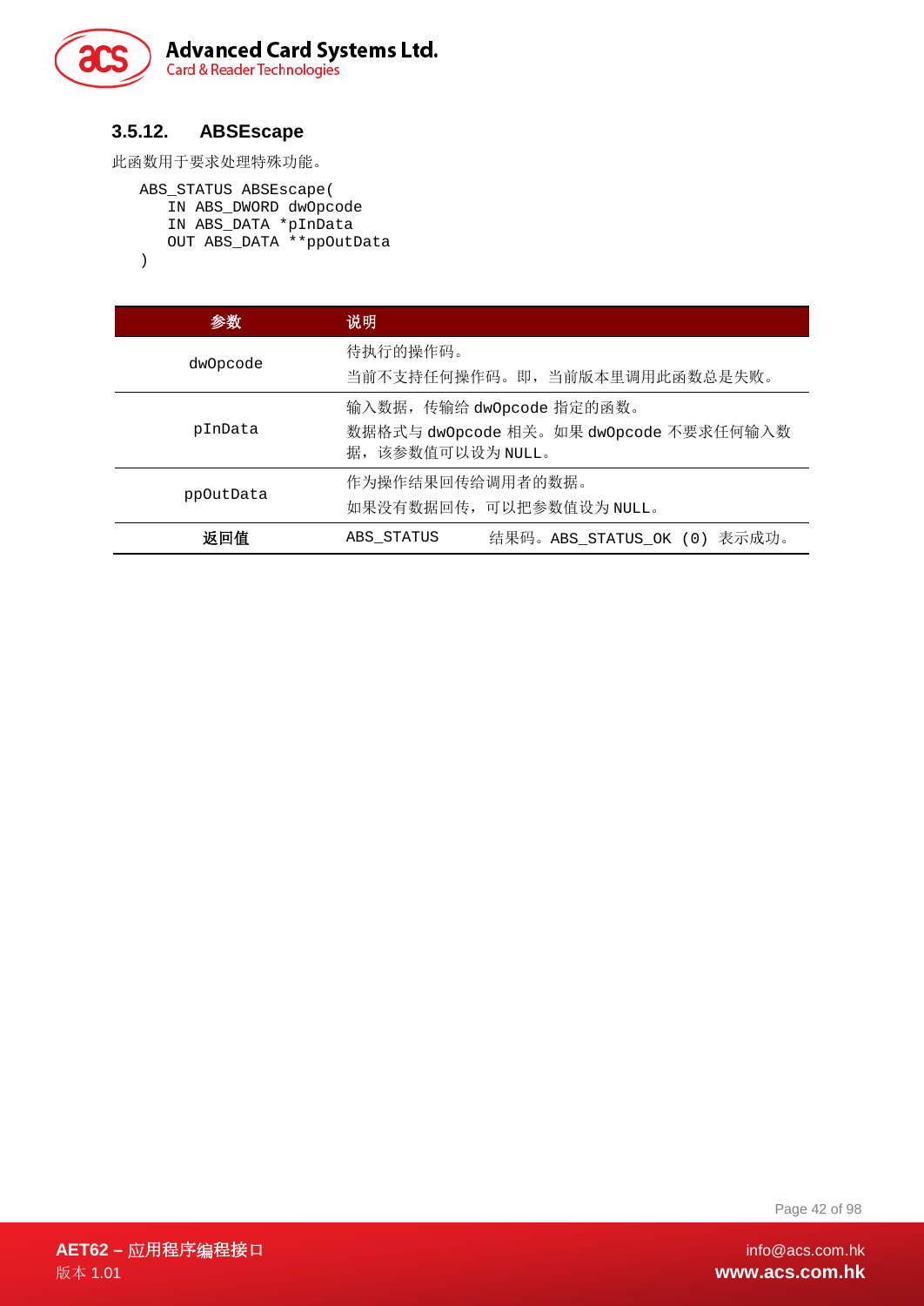### 3.5.12. ABSEscape

此函数用于要求处理特殊功能。

```
ABS_STATUS ABSEscape(
   IN ABS_DWORD dwOpcode
   IN ABS_DATA *pInData
   OUT ABS_DATA **ppOutData
)
```

| 参数 | 说明 | |
|---|---|---|
| dwOpcode | 待执行的操作码。<br>当前不支持任何操作码。即，当前版本里调用此函数总是失败。 | |
| pInData | 输入数据，传输给 dwOpcode 指定的函数。<br>数据格式与 dwOpcode 相关。如果 dwOpcode 不要求任何输入数据，该参数值可以设为 NULL。 | |
| ppOutData | 作为操作结果回传给调用者的数据。<br>如果没有数据回传，可以把参数值设为 NULL。 | |
| **返回值** | ABS_STATUS | 结果码。ABS_STATUS_OK (0) 表示成功。 |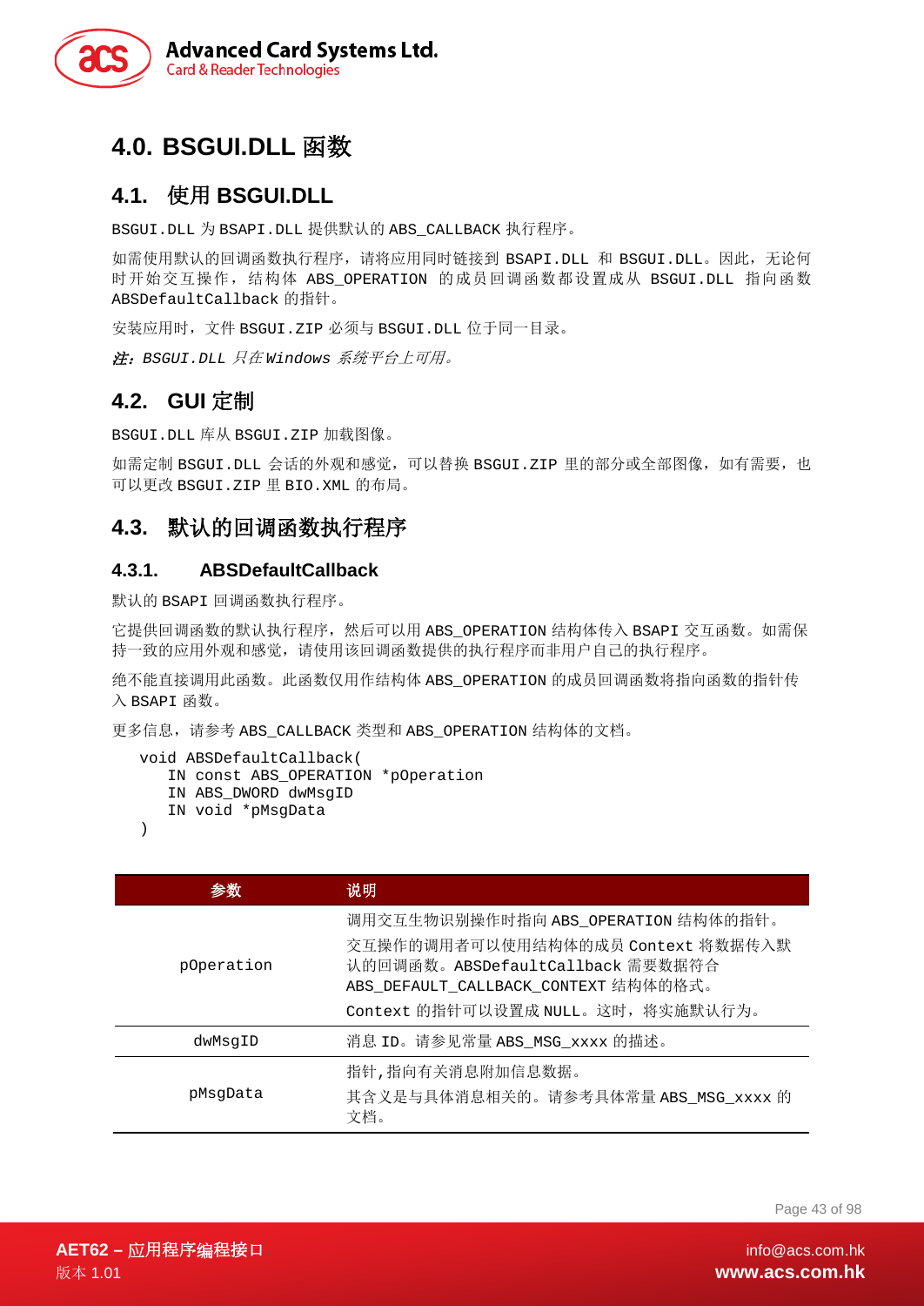# 4.0. BSGUI.DLL 函数

## 4.1. 使用 BSGUI.DLL

BSGUI.DLL 为 BSAPI.DLL 提供默认的 ABS_CALLBACK 执行程序。

如需使用默认的回调函数执行程序，请将应用同时链接到 BSAPI.DLL 和 BSGUI.DLL。因此，无论何时开始交互操作，结构体 ABS_OPERATION 的成员回调函数都设置成从 BSGUI.DLL 指向函数 ABSDefaultCallback 的指针。

安装应用时，文件 BSGUI.ZIP 必须与 BSGUI.DLL 位于同一目录。

***注：****BSGUI.DLL 只在 Windows 系统平台上可用。*

## 4.2. GUI 定制

BSGUI.DLL 库从 BSGUI.ZIP 加载图像。

如需定制 BSGUI.DLL 会话的外观和感觉，可以替换 BSGUI.ZIP 里的部分或全部图像，如有需要，也可以更改 BSGUI.ZIP 里 BIO.XML 的布局。

## 4.3. 默认的回调函数执行程序

### 4.3.1. ABSDefaultCallback

默认的 BSAPI 回调函数执行程序。

它提供回调函数的默认执行程序，然后可以用 ABS_OPERATION 结构体传入 BSAPI 交互函数。如需保持一致的应用外观和感觉，请使用该回调函数提供的执行程序而非用户自己的执行程序。

绝不能直接调用此函数。此函数仅用作结构体 ABS_OPERATION 的成员回调函数将指向函数的指针传入 BSAPI 函数。

更多信息，请参考 ABS_CALLBACK 类型和 ABS_OPERATION 结构体的文档。

```
void ABSDefaultCallback(
    IN const ABS_OPERATION *pOperation
    IN ABS_DWORD dwMsgID
    IN void *pMsgData
)
```

| 参数 | 说明 |
|---|---|
| pOperation | 调用交互生物识别操作时指向 ABS_OPERATION 结构体的指针。<br>交互操作的调用者可以使用结构体的成员 Context 将数据传入默认的回调函数。ABSDefaultCallback 需要数据符合 ABS_DEFAULT_CALLBACK_CONTEXT 结构体的格式。<br>Context 的指针可以设置成 NULL。这时，将实施默认行为。 |
| dwMsgID | 消息 ID。请参见常量 ABS_MSG_xxxx 的描述。 |
| pMsgData | 指针,指向有关消息附加信息数据。<br>其含义是与具体消息相关的。请参考具体常量 ABS_MSG_xxxx 的文档。 |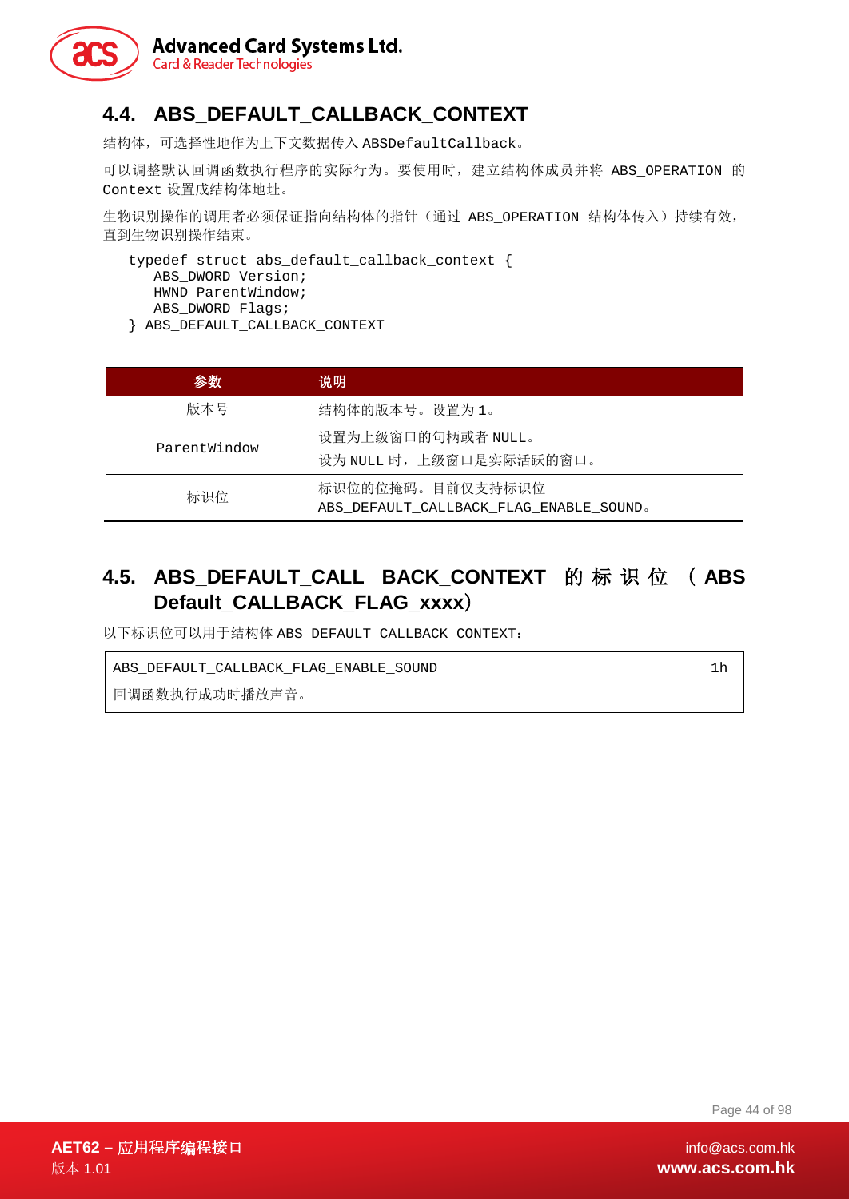## 4.4. ABS_DEFAULT_CALLBACK_CONTEXT

结构体，可选择性地作为上下文数据传入 ABSDefaultCallback。

可以调整默认回调函数执行程序的实际行为。要使用时，建立结构体成员并将 ABS_OPERATION 的 Context 设置成结构体地址。

生物识别操作的调用者必须保证指向结构体的指针（通过 ABS_OPERATION 结构体传入）持续有效，直到生物识别操作结束。

```
typedef struct abs_default_callback_context {
   ABS_DWORD Version;
   HWND ParentWindow;
   ABS_DWORD Flags;
} ABS_DEFAULT_CALLBACK_CONTEXT
```

| 参数 | 说明 |
|---|---|
| 版本号 | 结构体的版本号。设置为 1。 |
| ParentWindow | 设置为上级窗口的句柄或者 NULL。<br>设为 NULL 时，上级窗口是实际活跃的窗口。 |
| 标识位 | 标识位的位掩码。目前仅支持标识位 ABS_DEFAULT_CALLBACK_FLAG_ENABLE_SOUND。 |

## 4.5. ABS_DEFAULT_CALL BACK_CONTEXT 的标识位（ABS Default_CALLBACK_FLAG_xxxx）

以下标识位可以用于结构体 ABS_DEFAULT_CALLBACK_CONTEXT：

| ABS_DEFAULT_CALLBACK_FLAG_ENABLE_SOUND | 1h |
|---|---|
| 回调函数执行成功时播放声音。 | |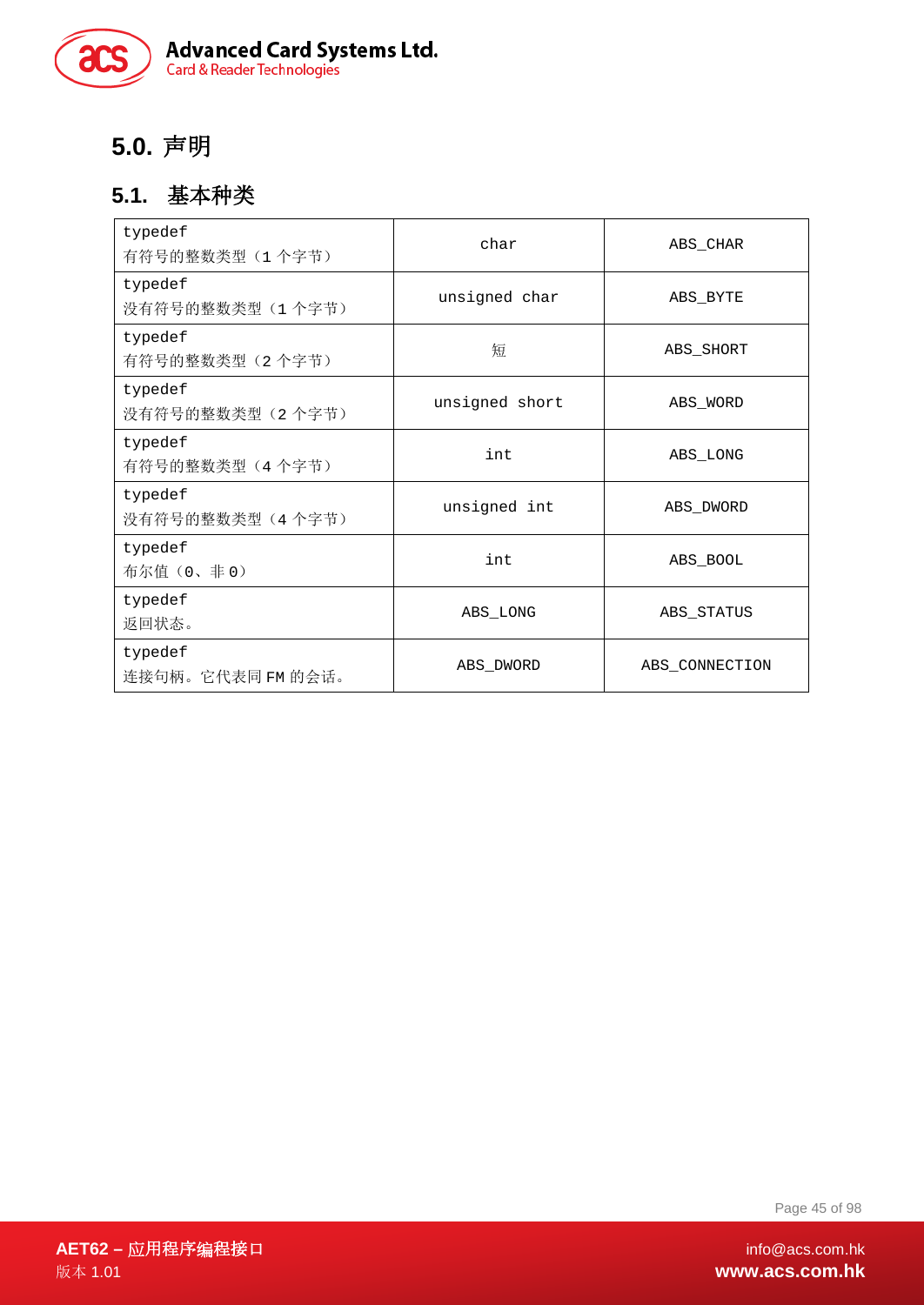# 5.0. 声明

## 5.1. 基本种类

| | | |
|---|---|---|
| typedef<br>有符号的整数类型（1 个字节） | char | ABS_CHAR |
| typedef<br>没有符号的整数类型（1 个字节） | unsigned char | ABS_BYTE |
| typedef<br>有符号的整数类型（2 个字节） | 短 | ABS_SHORT |
| typedef<br>没有符号的整数类型（2 个字节） | unsigned short | ABS_WORD |
| typedef<br>有符号的整数类型（4 个字节） | int | ABS_LONG |
| typedef<br>没有符号的整数类型（4 个字节） | unsigned int | ABS_DWORD |
| typedef<br>布尔值（0、非 0） | int | ABS_BOOL |
| typedef<br>返回状态。 | ABS_LONG | ABS_STATUS |
| typedef<br>连接句柄。它代表同 FM 的会话。 | ABS_DWORD | ABS_CONNECTION |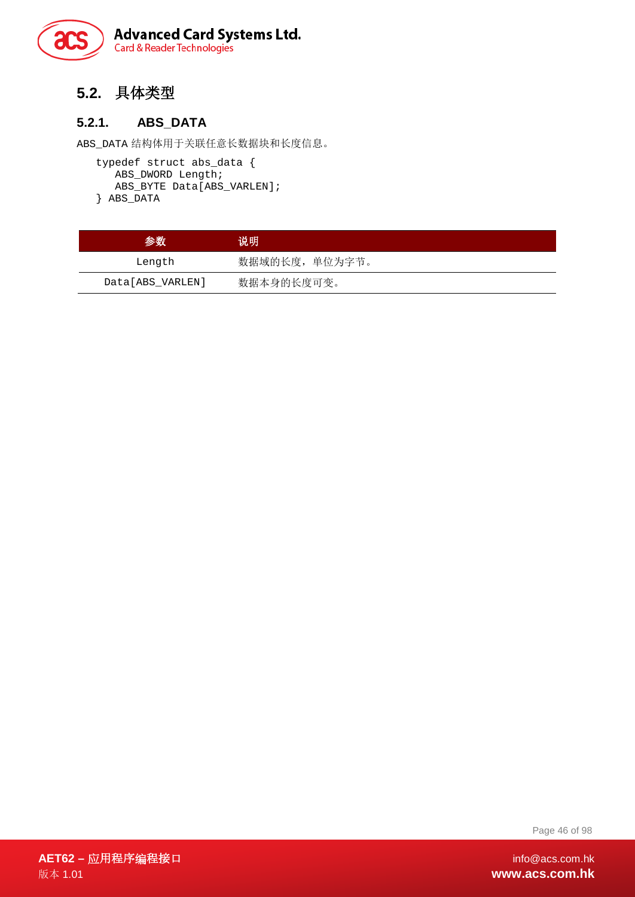## 5.2. 具体类型

### 5.2.1. ABS_DATA

ABS_DATA 结构体用于关联任意长数据块和长度信息。

```
typedef struct abs_data {
   ABS_DWORD Length;
   ABS_BYTE Data[ABS_VARLEN];
} ABS_DATA
```

| 参数 | 说明 |
| --- | --- |
| Length | 数据域的长度，单位为字节。 |
| Data[ABS_VARLEN] | 数据本身的长度可变。 |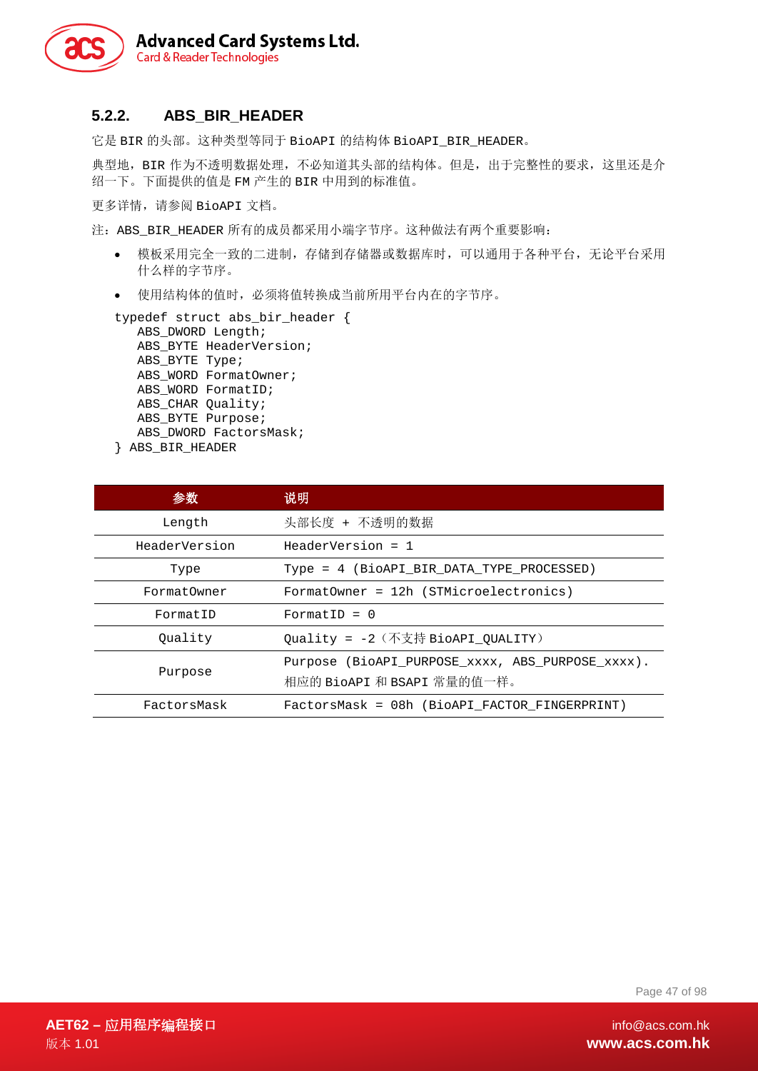### 5.2.2. ABS_BIR_HEADER

它是 BIR 的头部。这种类型等同于 BioAPI 的结构体 BioAPI_BIR_HEADER。

典型地，BIR 作为不透明数据处理，不必知道其头部的结构体。但是，出于完整性的要求，这里还是介绍一下。下面提供的值是 FM 产生的 BIR 中用到的标准值。

更多详情，请参阅 BioAPI 文档。

注：ABS_BIR_HEADER 所有的成员都采用小端字节序。这种做法有两个重要影响：

- 模板采用完全一致的二进制，存储到存储器或数据库时，可以通用于各种平台，无论平台采用什么样的字节序。
- 使用结构体的值时，必须将值转换成当前所用平台内在的字节序。

```
typedef struct abs_bir_header {
   ABS_DWORD Length;
   ABS_BYTE HeaderVersion;
   ABS_BYTE Type;
   ABS_WORD FormatOwner;
   ABS_WORD FormatID;
   ABS_CHAR Quality;
   ABS_BYTE Purpose;
   ABS_DWORD FactorsMask;
} ABS_BIR_HEADER
```

| 参数 | 说明 |
|---|---|
| Length | 头部长度 + 不透明的数据 |
| HeaderVersion | HeaderVersion = 1 |
| Type | Type = 4 (BioAPI_BIR_DATA_TYPE_PROCESSED) |
| FormatOwner | FormatOwner = 12h (STMicroelectronics) |
| FormatID | FormatID = 0 |
| Quality | Quality = -2（不支持 BioAPI_QUALITY） |
| Purpose | Purpose (BioAPI_PURPOSE_xxxx, ABS_PURPOSE_xxxx). 相应的 BioAPI 和 BSAPI 常量的值一样。 |
| FactorsMask | FactorsMask = 08h (BioAPI_FACTOR_FINGERPRINT) |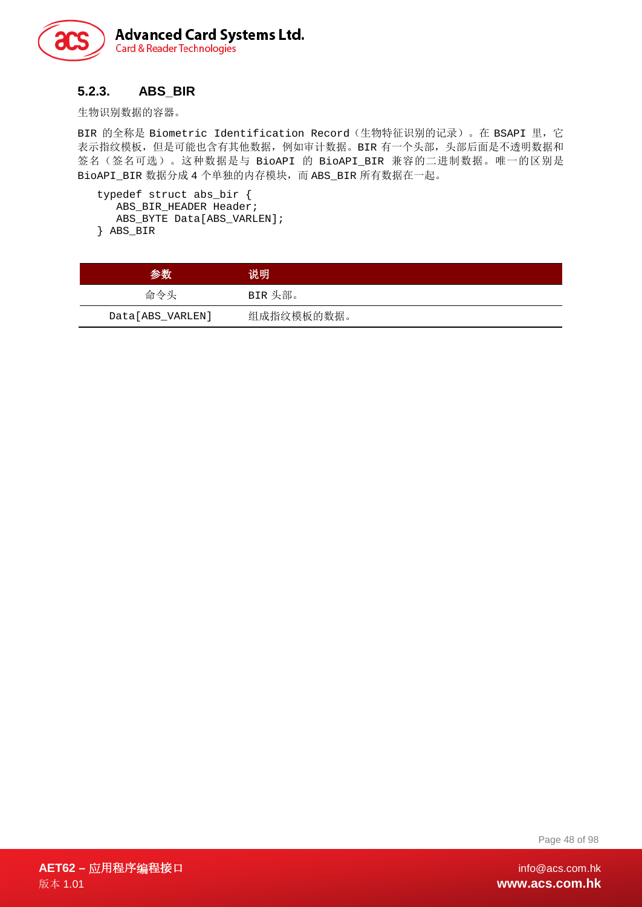### 5.2.3. ABS_BIR

生物识别数据的容器。

BIR 的全称是 Biometric Identification Record（生物特征识别的记录）。在 BSAPI 里，它表示指纹模板，但是可能也含有其他数据，例如审计数据。BIR 有一个头部，头部后面是不透明数据和签名（签名可选）。这种数据是与 BioAPI 的 BioAPI_BIR 兼容的二进制数据。唯一的区别是 BioAPI_BIR 数据分成 4 个单独的内存模块，而 ABS_BIR 所有数据在一起。

```
typedef struct abs_bir {
   ABS_BIR_HEADER Header;
   ABS_BYTE Data[ABS_VARLEN];
} ABS_BIR
```

| 参数 | 说明 |
|---|---|
| 命令头 | BIR 头部。 |
| Data[ABS_VARLEN] | 组成指纹模板的数据。 |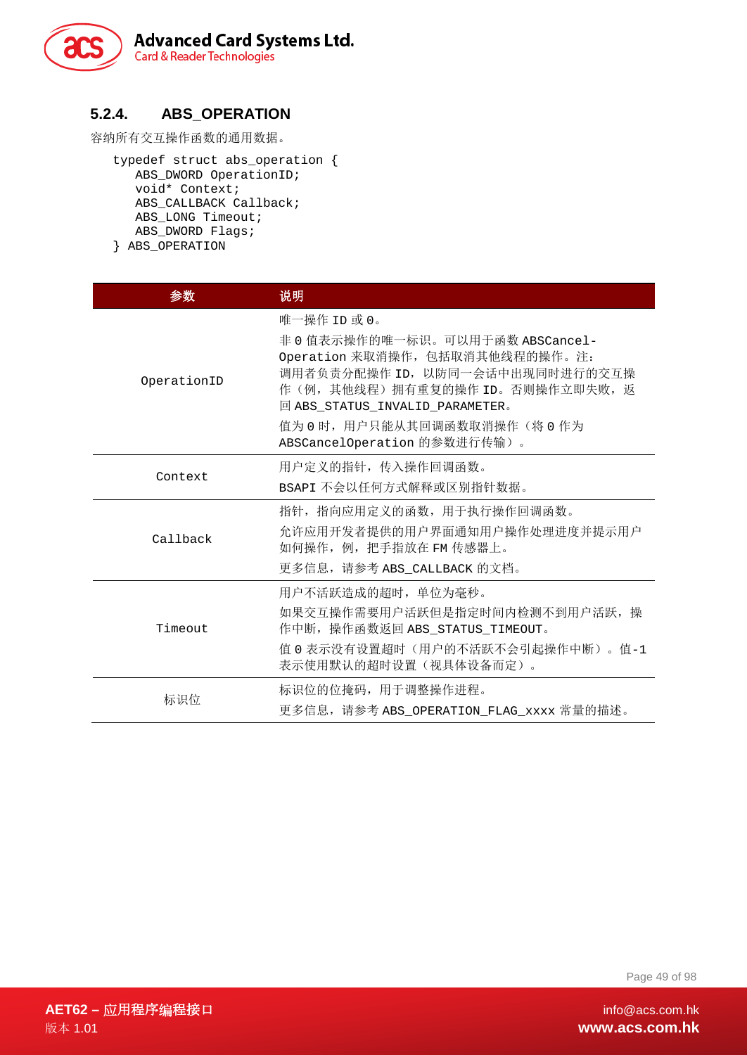### 5.2.4. ABS_OPERATION

容纳所有交互操作函数的通用数据。

```
typedef struct abs_operation {
    ABS_DWORD OperationID;
    void* Context;
    ABS_CALLBACK Callback;
    ABS_LONG Timeout;
    ABS_DWORD Flags;
} ABS_OPERATION
```

| 参数 | 说明 |
|---|---|
| OperationID | 唯一操作 ID 或 0。<br>非 0 值表示操作的唯一标识。可以用于函数 ABSCancel-Operation 来取消操作，包括取消其他线程的操作。注：调用者负责分配操作 ID，以防同一会话中出现同时进行的交互操作（例，其他线程）拥有重复的操作 ID。否则操作立即失败，返回 ABS_STATUS_INVALID_PARAMETER。<br>值为 0 时，用户只能从其回调函数取消操作（将 0 作为 ABSCancelOperation 的参数进行传输）。 |
| Context | 用户定义的指针，传入操作回调函数。<br>BSAPI 不会以任何方式解释或区别指针数据。 |
| Callback | 指针，指向应用定义的函数，用于执行操作回调函数。<br>允许应用开发者提供的用户界面通知用户操作处理进度并提示用户如何操作，例，把手指放在 FM 传感器上。<br>更多信息，请参考 ABS_CALLBACK 的文档。 |
| Timeout | 用户不活跃造成的超时，单位为毫秒。<br>如果交互操作需要用户活跃但是指定时间内检测不到用户活跃，操作中断，操作函数返回 ABS_STATUS_TIMEOUT。<br>值 0 表示没有设置超时（用户的不活跃不会引起操作中断）。值-1 表示使用默认的超时设置（视具体设备而定）。 |
| 标识位 | 标识位的位掩码，用于调整操作进程。<br>更多信息，请参考 ABS_OPERATION_FLAG_xxxx 常量的描述。 |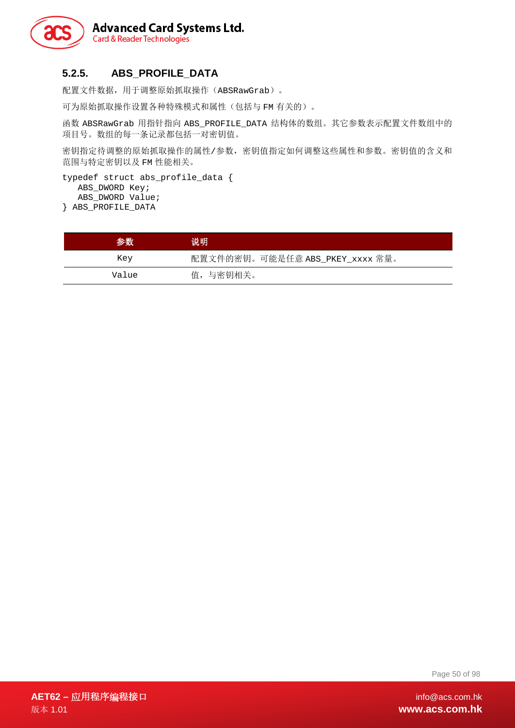### 5.2.5. ABS_PROFILE_DATA

配置文件数据，用于调整原始抓取操作（ABSRawGrab）。

可为原始抓取操作设置各种特殊模式和属性（包括与 FM 有关的）。

函数 ABSRawGrab 用指针指向 ABS_PROFILE_DATA 结构体的数组。其它参数表示配置文件数组中的项目号。数组的每一条记录都包括一对密钥值。

密钥指定待调整的原始抓取操作的属性/参数，密钥值指定如何调整这些属性和参数。密钥值的含义和范围与特定密钥以及 FM 性能相关。

```
typedef struct abs_profile_data {
   ABS_DWORD Key;
   ABS_DWORD Value;
} ABS_PROFILE_DATA
```

| 参数 | 说明 |
|---|---|
| Key | 配置文件的密钥。可能是任意 ABS_PKEY_xxxx 常量。 |
| Value | 值，与密钥相关。 |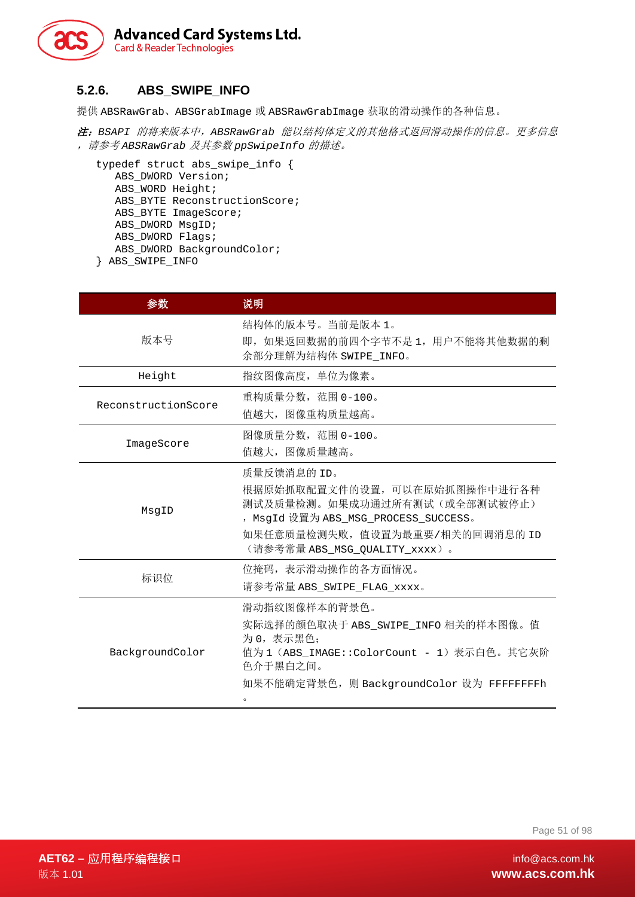### 5.2.6. ABS_SWIPE_INFO

提供 ABSRawGrab、ABSGrabImage 或 ABSRawGrabImage 获取的滑动操作的各种信息。

*注：BSAPI 的将来版本中，ABSRawGrab 能以结构体定义的其他格式返回滑动操作的信息。更多信息，请参考 ABSRawGrab 及其参数 ppSwipeInfo 的描述。*

```
typedef struct abs_swipe_info {
   ABS_DWORD Version;
   ABS_WORD Height;
   ABS_BYTE ReconstructionScore;
   ABS_BYTE ImageScore;
   ABS_DWORD MsgID;
   ABS_DWORD Flags;
   ABS_DWORD BackgroundColor;
} ABS_SWIPE_INFO
```

| 参数 | 说明 |
|---|---|
| 版本号 | 结构体的版本号。当前是版本 1。<br>即，如果返回数据的前四个字节不是 1，用户不能将其他数据的剩余部分理解为结构体 SWIPE_INFO。 |
| Height | 指纹图像高度，单位为像素。 |
| ReconstructionScore | 重构质量分数，范围 0-100。<br>值越大，图像重构质量越高。 |
| ImageScore | 图像质量分数，范围 0-100。<br>值越大，图像质量越高。 |
| MsgID | 质量反馈消息的 ID。<br>根据原始抓取配置文件的设置，可以在原始抓图操作中进行各种测试及质量检测。如果成功通过所有测试（或全部测试被停止），MsgId 设置为 ABS_MSG_PROCESS_SUCCESS。<br>如果任意质量检测失败，值设置为最重要/相关的回调消息的 ID（请参考常量 ABS_MSG_QUALITY_xxxx）。 |
| 标识位 | 位掩码，表示滑动操作的各方面情况。<br>请参考常量 ABS_SWIPE_FLAG_xxxx。 |
| BackgroundColor | 滑动指纹图像样本的背景色。<br>实际选择的颜色取决于 ABS_SWIPE_INFO 相关的样本图像。值为 0，表示黑色；<br>值为 1（ABS_IMAGE::ColorCount - 1）表示白色。其它灰阶色介于黑白之间。<br>如果不能确定背景色，则 BackgroundColor 设为 FFFFFFFFh。 |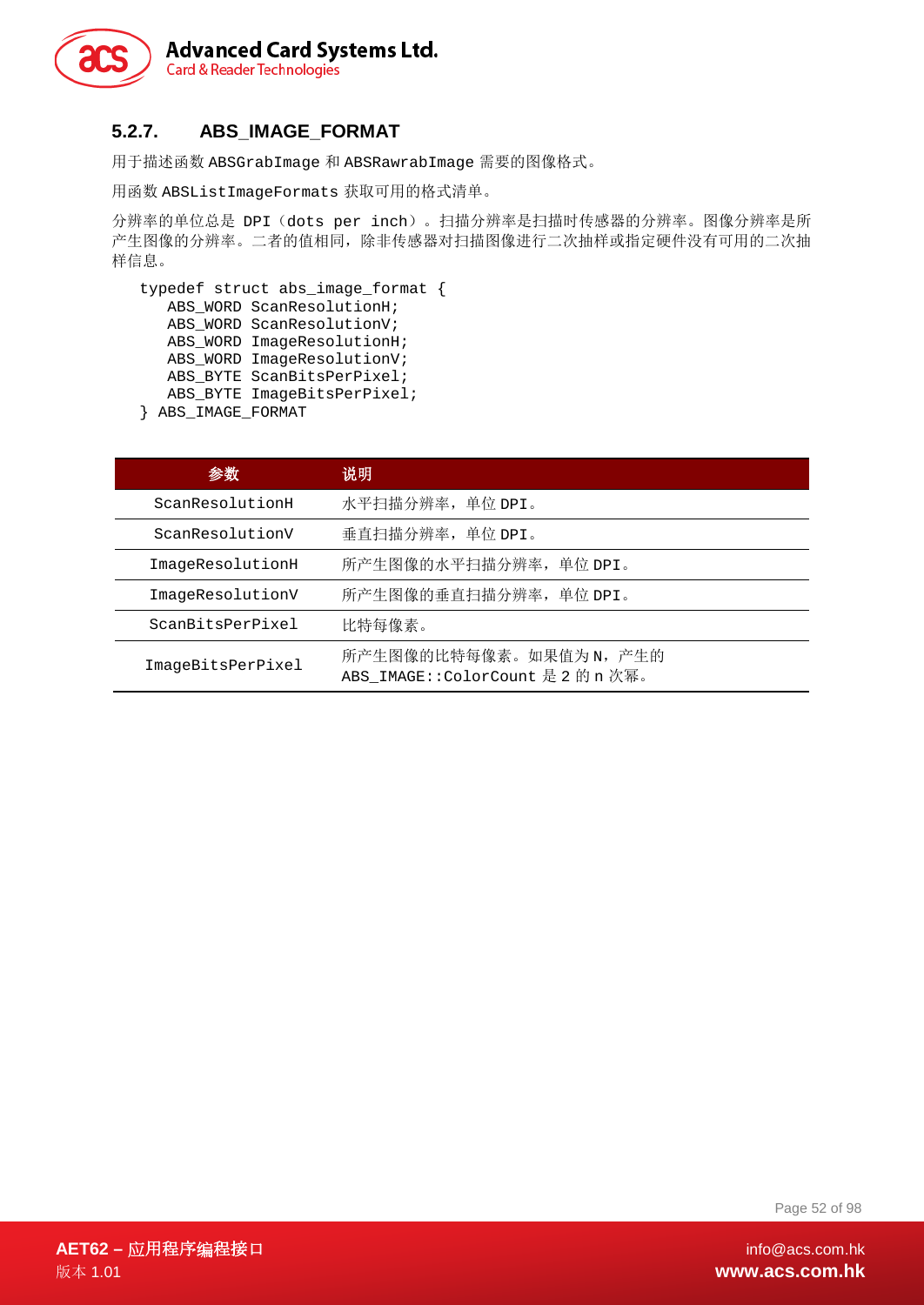### 5.2.7. ABS_IMAGE_FORMAT

用于描述函数 ABSGrabImage 和 ABSRawrabImage 需要的图像格式。

用函数 ABSListImageFormats 获取可用的格式清单。

分辨率的单位总是 DPI（dots per inch）。扫描分辨率是扫描时传感器的分辨率。图像分辨率是所产生图像的分辨率。二者的值相同，除非传感器对扫描图像进行二次抽样或指定硬件没有可用的二次抽样信息。

```
typedef struct abs_image_format {
   ABS_WORD ScanResolutionH;
   ABS_WORD ScanResolutionV;
   ABS_WORD ImageResolutionH;
   ABS_WORD ImageResolutionV;
   ABS_BYTE ScanBitsPerPixel;
   ABS_BYTE ImageBitsPerPixel;
} ABS_IMAGE_FORMAT
```

| 参数 | 说明 |
|---|---|
| ScanResolutionH | 水平扫描分辨率，单位 DPI。 |
| ScanResolutionV | 垂直扫描分辨率，单位 DPI。 |
| ImageResolutionH | 所产生图像的水平扫描分辨率，单位 DPI。 |
| ImageResolutionV | 所产生图像的垂直扫描分辨率，单位 DPI。 |
| ScanBitsPerPixel | 比特每像素。 |
| ImageBitsPerPixel | 所产生图像的比特每像素。如果值为 N，产生的 ABS_IMAGE::ColorCount 是 2 的 n 次幂。 |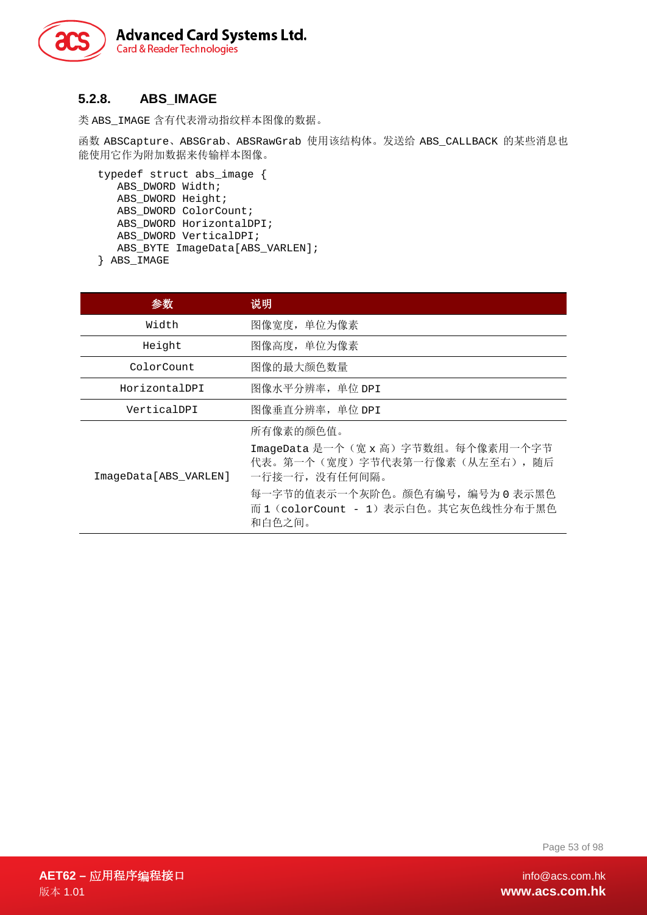### 5.2.8. ABS_IMAGE

类 ABS_IMAGE 含有代表滑动指纹样本图像的数据。

函数 ABSCapture、ABSGrab、ABSRawGrab 使用该结构体。发送给 ABS_CALLBACK 的某些消息也能使用它作为附加数据来传输样本图像。

```
typedef struct abs_image {
   ABS_DWORD Width;
   ABS_DWORD Height;
   ABS_DWORD ColorCount;
   ABS_DWORD HorizontalDPI;
   ABS_DWORD VerticalDPI;
   ABS_BYTE ImageData[ABS_VARLEN];
} ABS_IMAGE
```

| 参数 | 说明 |
|---|---|
| Width | 图像宽度，单位为像素 |
| Height | 图像高度，单位为像素 |
| ColorCount | 图像的最大颜色数量 |
| HorizontalDPI | 图像水平分辨率，单位 DPI |
| VerticalDPI | 图像垂直分辨率，单位 DPI |
| ImageData[ABS_VARLEN] | 所有像素的颜色值。<br>ImageData 是一个（宽 x 高）字节数组。每个像素用一个字节代表。第一个（宽度）字节代表第一行像素（从左至右），随后一行接一行，没有任何间隔。<br>每一字节的值表示一个灰阶色。颜色有编号，编号为 0 表示黑色而 1（colorCount - 1）表示白色。其它灰色线性分布于黑色和白色之间。 |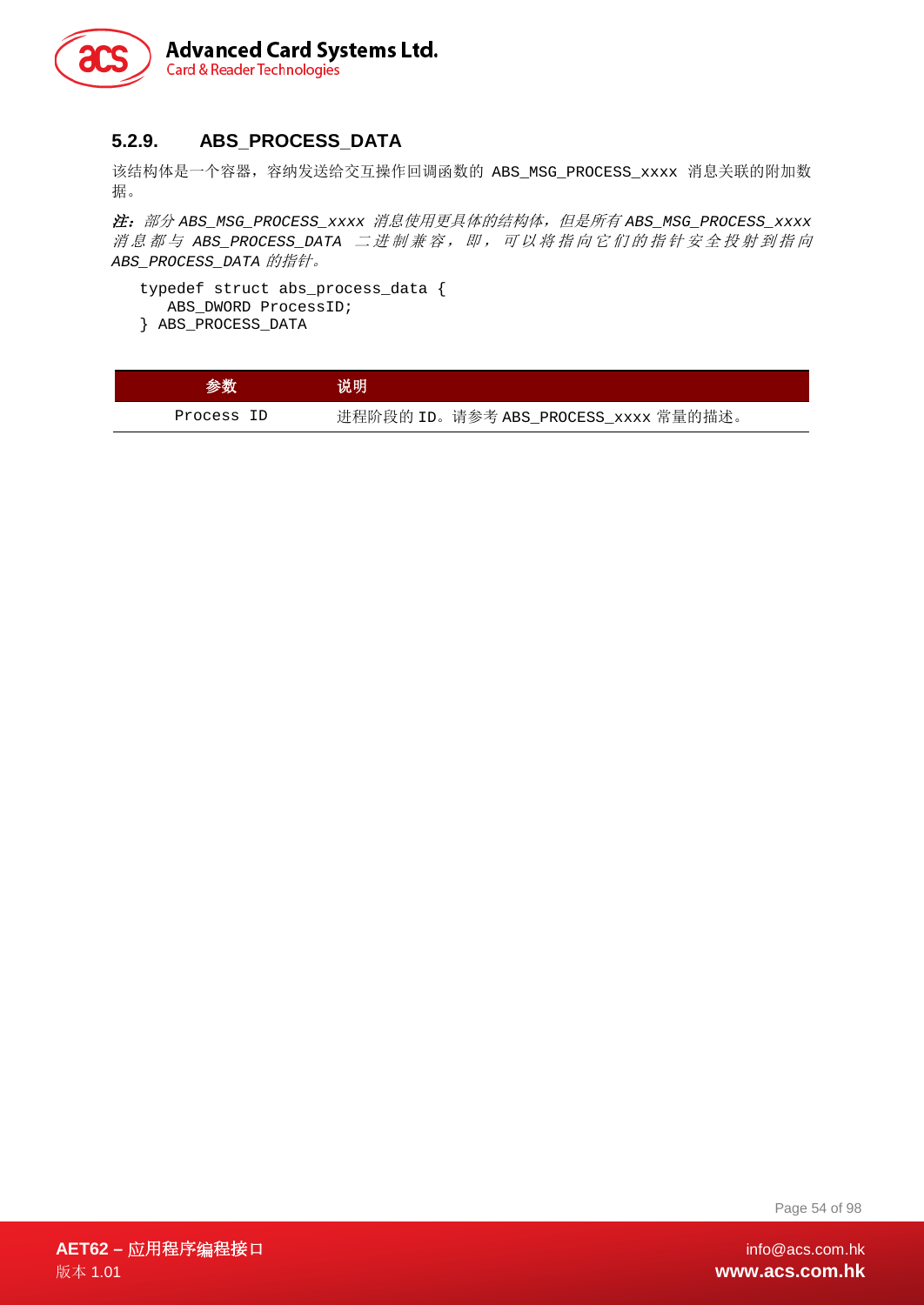### 5.2.9. ABS_PROCESS_DATA

该结构体是一个容器，容纳发送给交互操作回调函数的 ABS_MSG_PROCESS_xxxx 消息关联的附加数据。

***注：****部分 ABS_MSG_PROCESS_xxxx 消息使用更具体的结构体，但是所有 ABS_MSG_PROCESS_xxxx 消息都与 ABS_PROCESS_DATA 二进制兼容，即，可以将指向它们的指针安全投射到指向 ABS_PROCESS_DATA 的指针。*

```
typedef struct abs_process_data {
   ABS_DWORD ProcessID;
} ABS_PROCESS_DATA
```

| 参数 | 说明 |
|---|---|
| Process ID | 进程阶段的 ID。请参考 ABS_PROCESS_xxxx 常量的描述。 |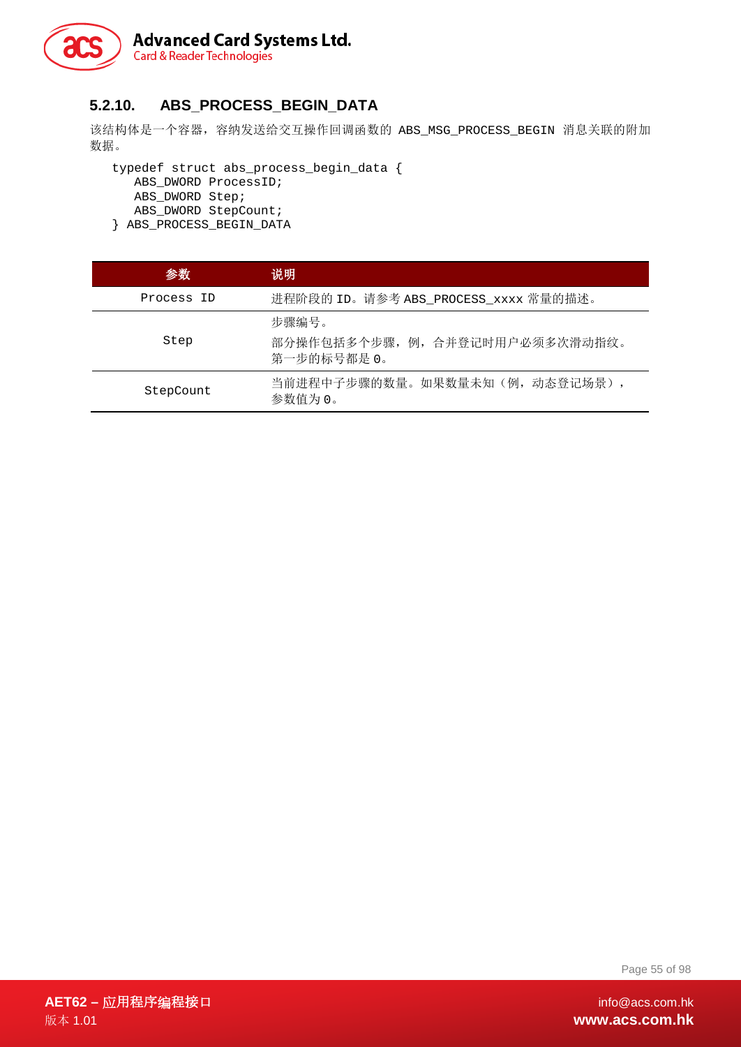### 5.2.10. ABS_PROCESS_BEGIN_DATA

该结构体是一个容器，容纳发送给交互操作回调函数的 ABS_MSG_PROCESS_BEGIN 消息关联的附加数据。

```
typedef struct abs_process_begin_data {
   ABS_DWORD ProcessID;
   ABS_DWORD Step;
   ABS_DWORD StepCount;
} ABS_PROCESS_BEGIN_DATA
```

| 参数 | 说明 |
| --- | --- |
| Process ID | 进程阶段的 ID。请参考 ABS_PROCESS_xxxx 常量的描述。 |
| Step | 步骤编号。<br>部分操作包括多个步骤，例，合并登记时用户必须多次滑动指纹。第一步的标号都是 0。 |
| StepCount | 当前进程中子步骤的数量。如果数量未知（例，动态登记场景），参数值为 0。 |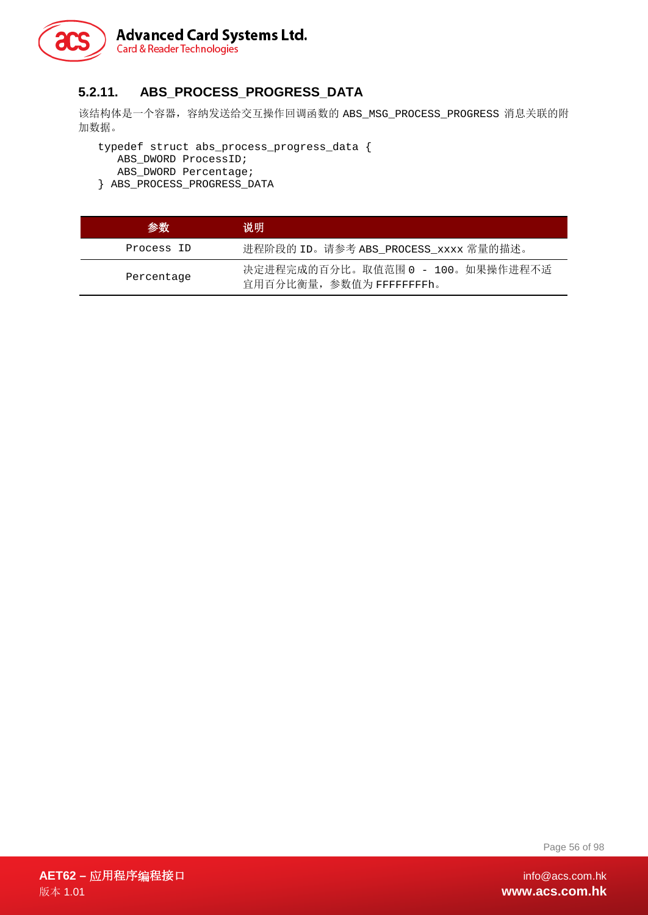### 5.2.11. ABS_PROCESS_PROGRESS_DATA

该结构体是一个容器，容纳发送给交互操作回调函数的 ABS_MSG_PROCESS_PROGRESS 消息关联的附加数据。

```
typedef struct abs_process_progress_data {
   ABS_DWORD ProcessID;
   ABS_DWORD Percentage;
} ABS_PROCESS_PROGRESS_DATA
```

| 参数 | 说明 |
|---|---|
| Process ID | 进程阶段的 ID。请参考 ABS_PROCESS_xxxx 常量的描述。 |
| Percentage | 决定进程完成的百分比。取值范围 0 - 100。如果操作进程不适宜用百分比衡量，参数值为 FFFFFFFFh。 |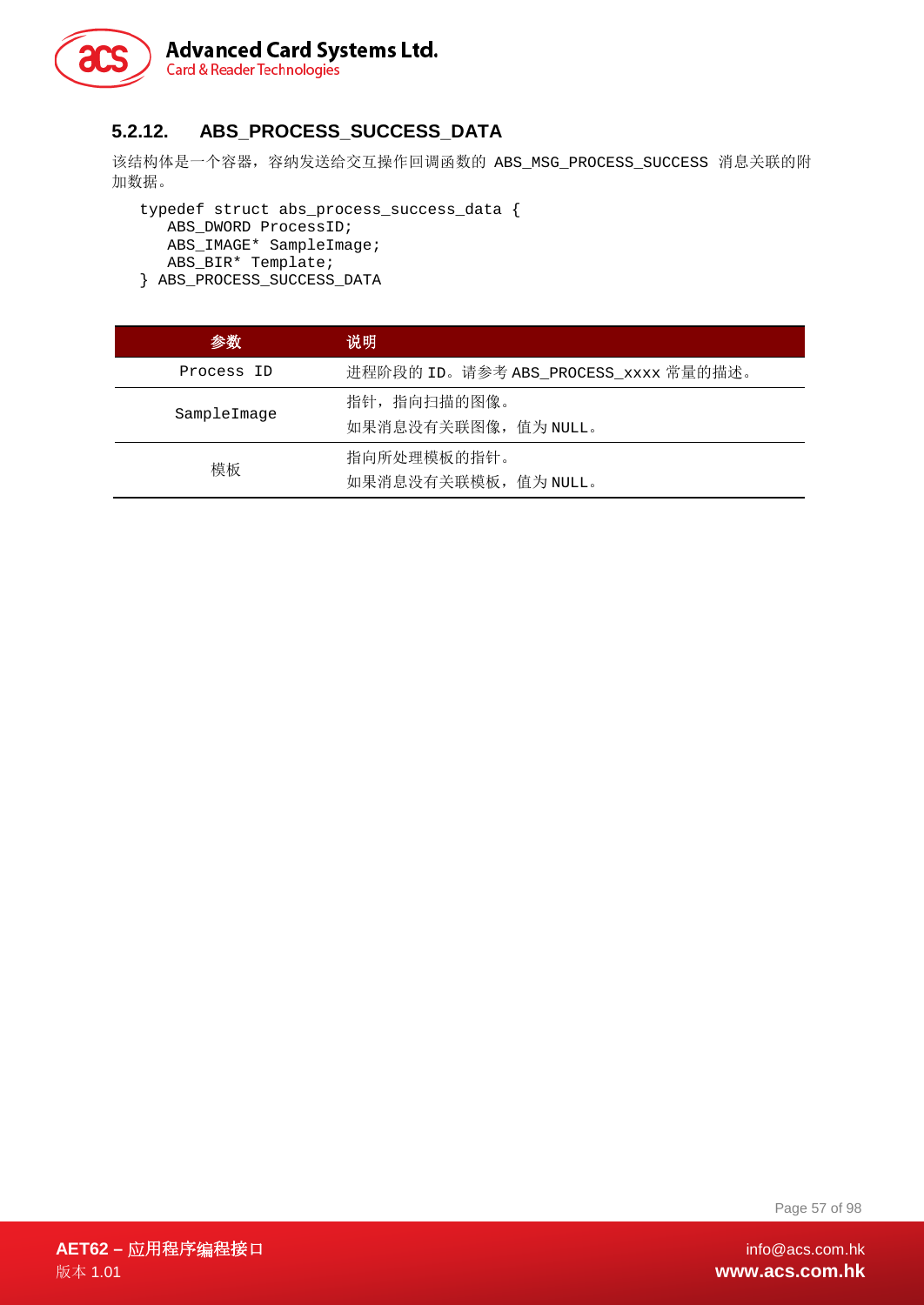### 5.2.12. ABS_PROCESS_SUCCESS_DATA

该结构体是一个容器，容纳发送给交互操作回调函数的 ABS_MSG_PROCESS_SUCCESS 消息关联的附加数据。

```
typedef struct abs_process_success_data {
   ABS_DWORD ProcessID;
   ABS_IMAGE* SampleImage;
   ABS_BIR* Template;
} ABS_PROCESS_SUCCESS_DATA
```

| 参数 | 说明 |
|---|---|
| Process ID | 进程阶段的 ID。请参考 ABS_PROCESS_xxxx 常量的描述。 |
| SampleImage | 指针，指向扫描的图像。<br>如果消息没有关联图像，值为 NULL。 |
| 模板 | 指向所处理模板的指针。<br>如果消息没有关联模板，值为 NULL。 |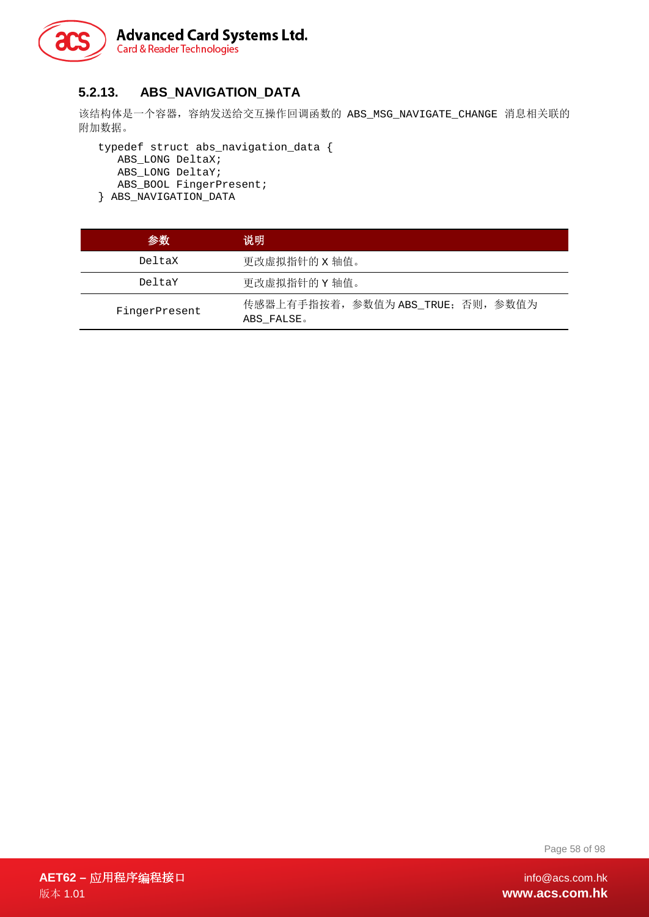### 5.2.13. ABS_NAVIGATION_DATA

该结构体是一个容器，容纳发送给交互操作回调函数的 ABS_MSG_NAVIGATE_CHANGE 消息相关联的附加数据。

```
typedef struct abs_navigation_data {
   ABS_LONG DeltaX;
   ABS_LONG DeltaY;
   ABS_BOOL FingerPresent;
} ABS_NAVIGATION_DATA
```

| 参数 | 说明 |
|---|---|
| DeltaX | 更改虚拟指针的 X 轴值。 |
| DeltaY | 更改虚拟指针的 Y 轴值。 |
| FingerPresent | 传感器上有手指按着，参数值为 ABS_TRUE；否则，参数值为 ABS_FALSE。 |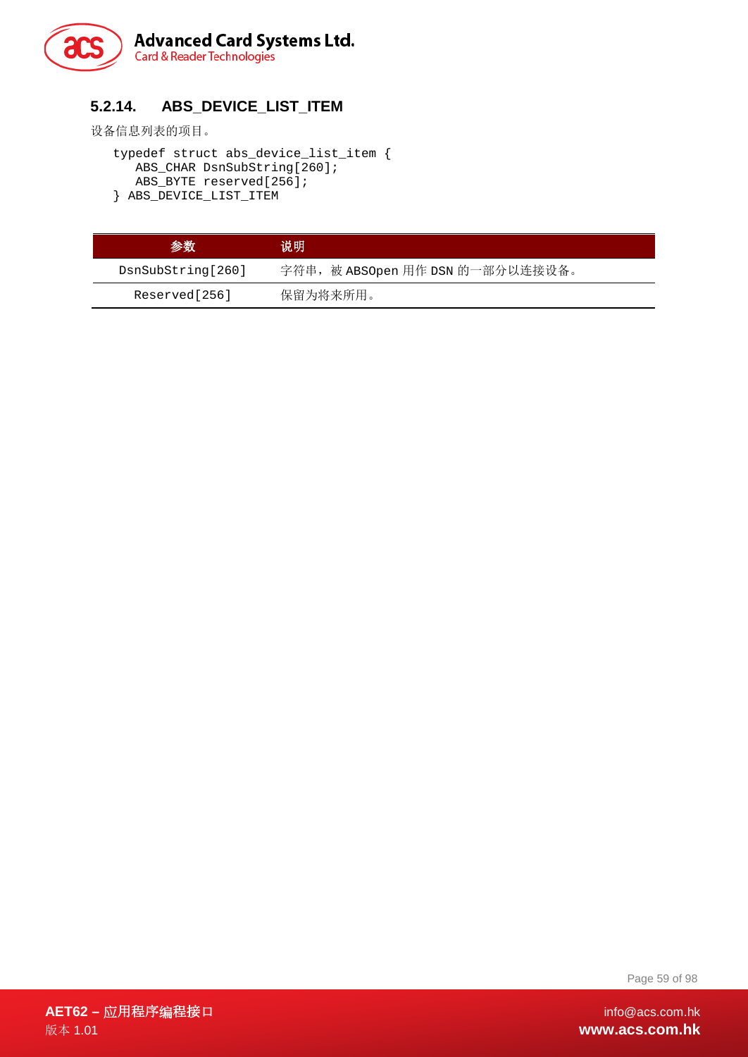### 5.2.14. ABS_DEVICE_LIST_ITEM

设备信息列表的项目。

```
typedef struct abs_device_list_item {
   ABS_CHAR DsnSubString[260];
   ABS_BYTE reserved[256];
} ABS_DEVICE_LIST_ITEM
```

| 参数 | 说明 |
|---|---|
| DsnSubString[260] | 字符串，被 ABSOpen 用作 DSN 的一部分以连接设备。 |
| Reserved[256] | 保留为将来所用。 |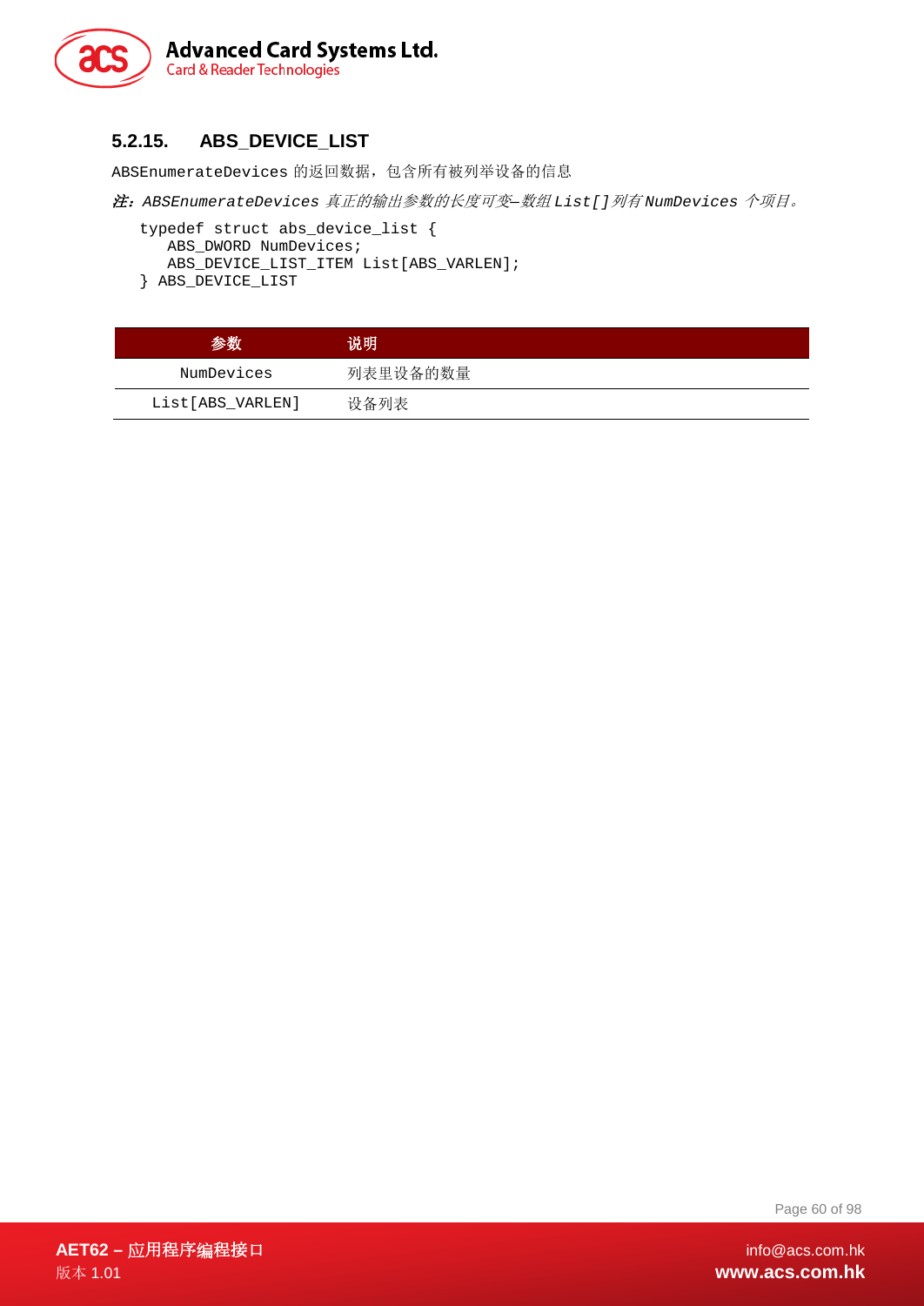### 5.2.15. ABS_DEVICE_LIST

ABSEnumerateDevices 的返回数据，包含所有被列举设备的信息

*注：ABSEnumerateDevices 真正的输出参数的长度可变—数组 List[] 列有 NumDevices 个项目。*

```
typedef struct abs_device_list {
    ABS_DWORD NumDevices;
    ABS_DEVICE_LIST_ITEM List[ABS_VARLEN];
} ABS_DEVICE_LIST
```

| 参数 | 说明 |
| --- | --- |
| NumDevices | 列表里设备的数量 |
| List[ABS_VARLEN] | 设备列表 |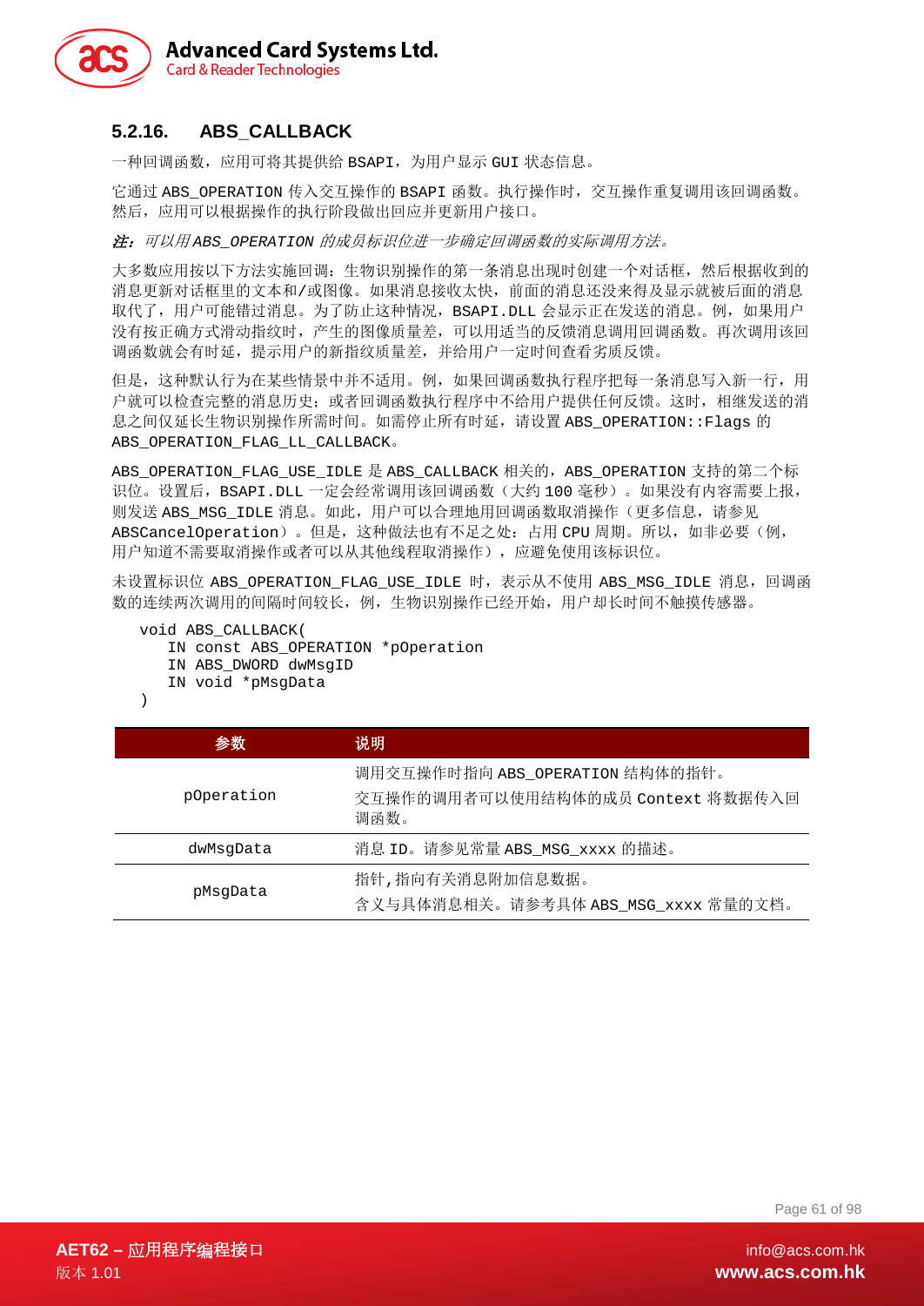### 5.2.16. ABS_CALLBACK

一种回调函数，应用可将其提供给 BSAPI，为用户显示 GUI 状态信息。

它通过 ABS_OPERATION 传入交互操作的 BSAPI 函数。执行操作时，交互操作重复调用该回调函数。然后，应用可以根据操作的执行阶段做出回应并更新用户接口。

***注：** 可以用 ABS_OPERATION 的成员标识位进一步确定回调函数的实际调用方法。*

大多数应用按以下方法实施回调：生物识别操作的第一条消息出现时创建一个对话框，然后根据收到的消息更新对话框里的文本和/或图像。如果消息接收太快，前面的消息还没来得及显示就被后面的消息取代了，用户可能错过消息。为了防止这种情况，BSAPI.DLL 会显示正在发送的消息。例，如果用户没有按正确方式滑动指纹时，产生的图像质量差，可以用适当的反馈消息调用回调函数。再次调用该回调函数就会有时延，提示用户的新指纹质量差，并给用户一定时间查看劣质反馈。

但是，这种默认行为在某些情景中并不适用。例，如果回调函数执行程序把每一条消息写入新一行，用户就可以检查完整的消息历史；或者回调函数执行程序中不给用户提供任何反馈。这时，相继发送的消息之间仅延长生物识别操作所需时间。如需停止所有时延，请设置 ABS_OPERATION::Flags 的 ABS_OPERATION_FLAG_LL_CALLBACK。

ABS_OPERATION_FLAG_USE_IDLE 是 ABS_CALLBACK 相关的，ABS_OPERATION 支持的第二个标识位。设置后，BSAPI.DLL 一定会经常调用该回调函数（大约 100 毫秒）。如果没有内容需要上报，则发送 ABS_MSG_IDLE 消息。如此，用户可以合理地用回调函数取消操作（更多信息，请参见 ABSCancelOperation）。但是，这种做法也有不足之处：占用 CPU 周期。所以，如非必要（例，用户知道不需要取消操作或者可以从其他线程取消操作），应避免使用该标识位。

未设置标识位 ABS_OPERATION_FLAG_USE_IDLE 时，表示从不使用 ABS_MSG_IDLE 消息，回调函数的连续两次调用的间隔时间较长，例，生物识别操作已经开始，用户却长时间不触摸传感器。

```
void ABS_CALLBACK(
    IN const ABS_OPERATION *pOperation
    IN ABS_DWORD dwMsgID
    IN void *pMsgData
)
```

| 参数 | 说明 |
|---|---|
| pOperation | 调用交互操作时指向 ABS_OPERATION 结构体的指针。<br>交互操作的调用者可以使用结构体的成员 Context 将数据传入回调函数。 |
| dwMsgData | 消息 ID。请参见常量 ABS_MSG_xxxx 的描述。 |
| pMsgData | 指针,指向有关消息附加信息数据。<br>含义与具体消息相关。请参考具体 ABS_MSG_xxxx 常量的文档。 |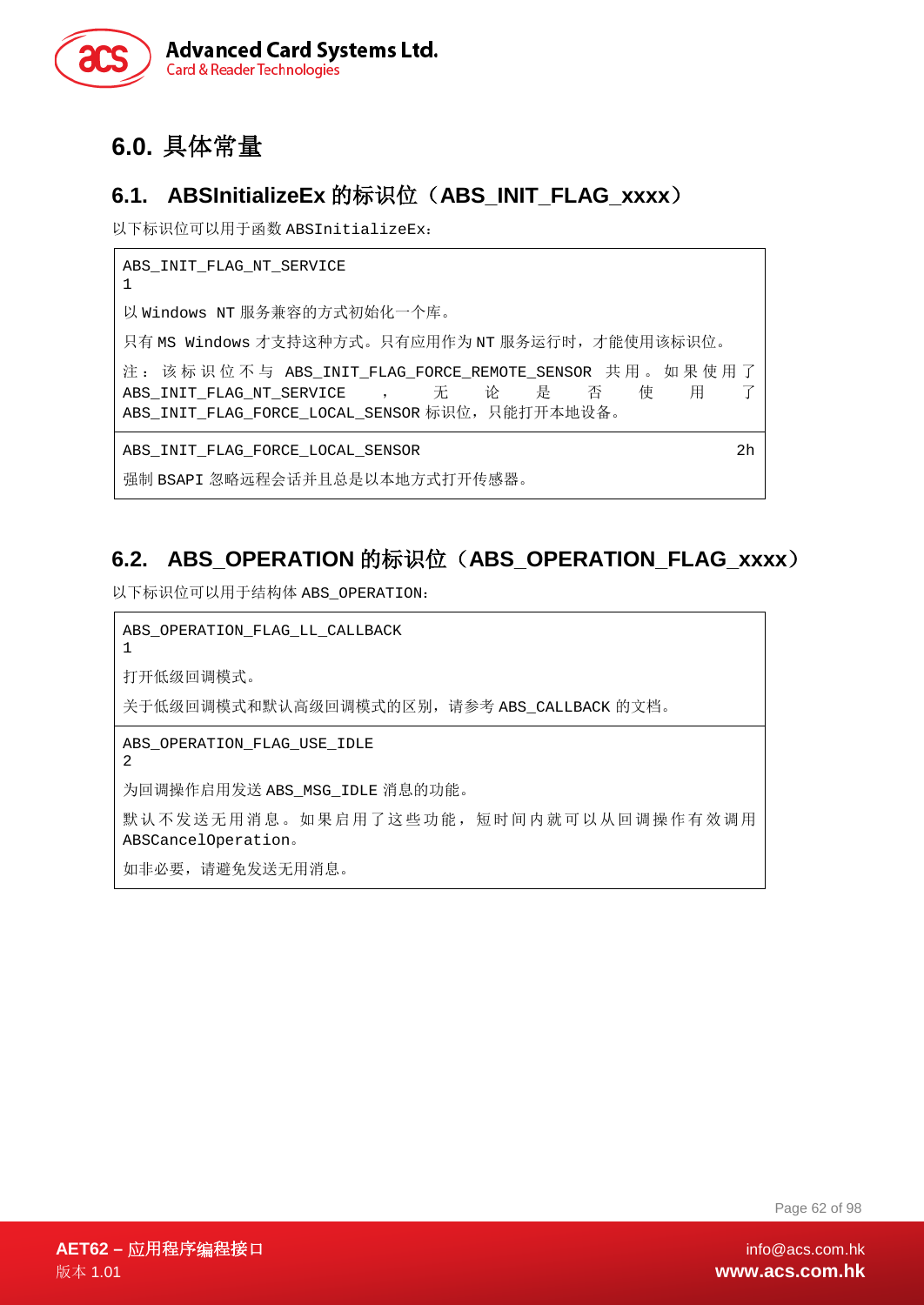# 6.0. 具体常量

## 6.1. ABSInitializeEx 的标识位（ABS_INIT_FLAG_xxxx）

以下标识位可以用于函数 ABSInitializeEx：

| ABS_INIT_FLAG_NT_SERVICE | 1 |
|---|---|
| 以 Windows NT 服务兼容的方式初始化一个库。<br>只有 MS Windows 才支持这种方式。只有应用作为 NT 服务运行时，才能使用该标识位。<br>注：该标识位不与 ABS_INIT_FLAG_FORCE_REMOTE_SENSOR 共用。如果使用了 ABS_INIT_FLAG_NT_SERVICE，无论是否使用了 ABS_INIT_FLAG_FORCE_LOCAL_SENSOR 标识位，只能打开本地设备。 | |
| ABS_INIT_FLAG_FORCE_LOCAL_SENSOR | 2h |
| 强制 BSAPI 忽略远程会话并且总是以本地方式打开传感器。 | |

## 6.2. ABS_OPERATION 的标识位（ABS_OPERATION_FLAG_xxxx）

以下标识位可以用于结构体 ABS_OPERATION：

| ABS_OPERATION_FLAG_LL_CALLBACK | 1 |
|---|---|
| 打开低级回调模式。<br>关于低级回调模式和默认高级回调模式的区别，请参考 ABS_CALLBACK 的文档。 | |
| ABS_OPERATION_FLAG_USE_IDLE | 2 |
| 为回调操作启用发送 ABS_MSG_IDLE 消息的功能。<br>默认不发送无用消息。如果启用了这些功能，短时间内就可以从回调操作有效调用 ABSCancelOperation。<br>如非必要，请避免发送无用消息。 | |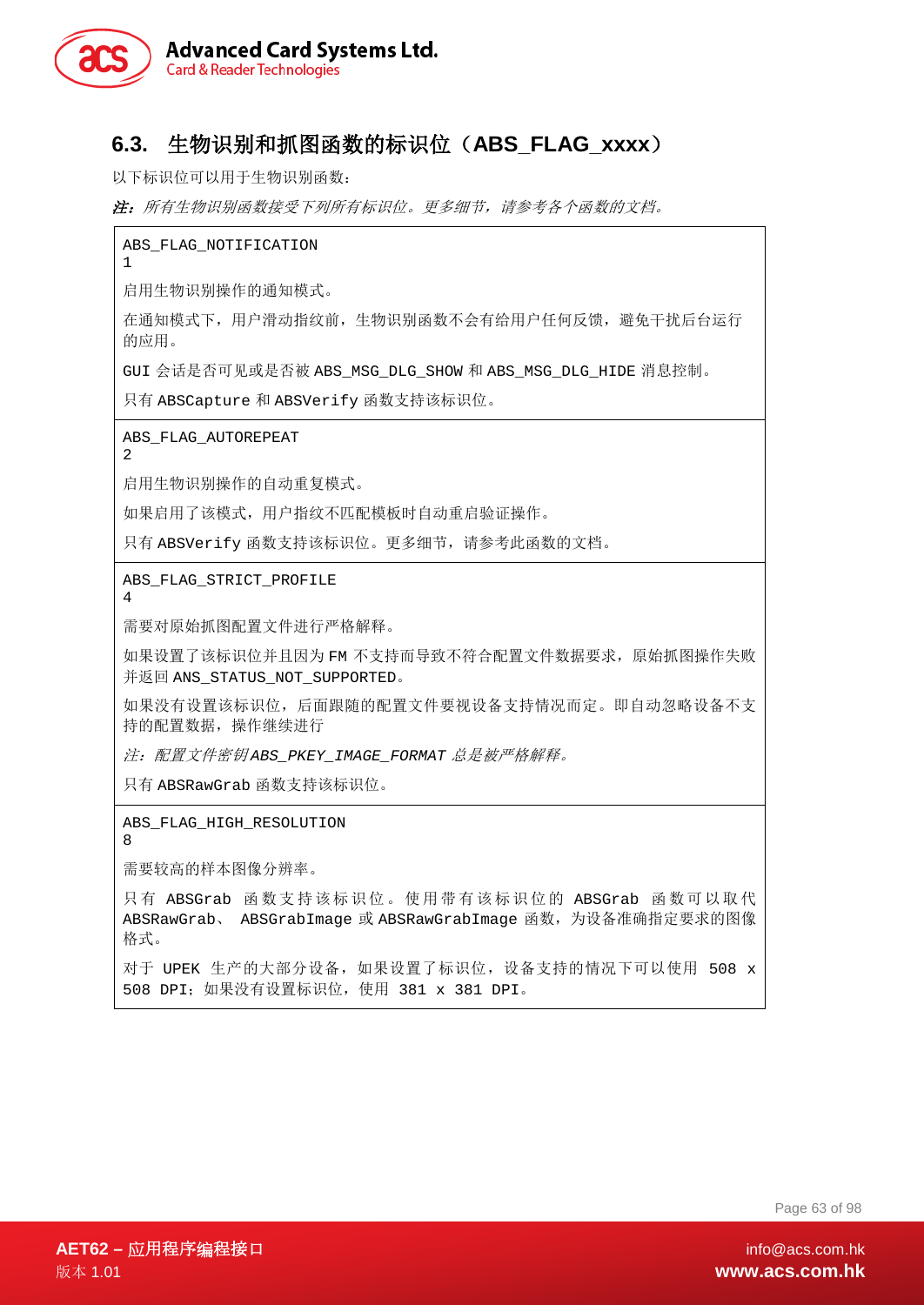## 6.3. 生物识别和抓图函数的标识位（ABS_FLAG_xxxx）

以下标识位可以用于生物识别函数：

***注：****所有生物识别函数接受下列所有标识位。更多细节，请参考各个函数的文档。*

| |
|---|
| ABS_FLAG_NOTIFICATION<br>1<br><br>启用生物识别操作的通知模式。<br><br>在通知模式下，用户滑动指纹前，生物识别函数不会有给用户任何反馈，避免干扰后台运行的应用。<br><br>GUI 会话是否可见或是否被 ABS_MSG_DLG_SHOW 和 ABS_MSG_DLG_HIDE 消息控制。<br><br>只有 ABSCapture 和 ABSVerify 函数支持该标识位。 |
| ABS_FLAG_AUTOREPEAT<br>2<br><br>启用生物识别操作的自动重复模式。<br><br>如果启用了该模式，用户指纹不匹配模板时自动重启验证操作。<br><br>只有 ABSVerify 函数支持该标识位。更多细节，请参考此函数的文档。 |
| ABS_FLAG_STRICT_PROFILE<br>4<br><br>需要对原始抓图配置文件进行严格解释。<br><br>如果设置了该标识位并且因为 FM 不支持而导致不符合配置文件数据要求，原始抓图操作失败并返回 ANS_STATUS_NOT_SUPPORTED。<br><br>如果没有设置该标识位，后面跟随的配置文件要视设备支持情况而定。即自动忽略设备不支持的配置数据，操作继续进行<br><br>*注：配置文件密钥 ABS_PKEY_IMAGE_FORMAT 总是被严格解释。*<br><br>只有 ABSRawGrab 函数支持该标识位。 |
| ABS_FLAG_HIGH_RESOLUTION<br>8<br><br>需要较高的样本图像分辨率。<br><br>只有 ABSGrab 函数支持该标识位。使用带有该标识位的 ABSGrab 函数可以取代 ABSRawGrab、 ABSGrabImage 或 ABSRawGrabImage 函数，为设备准确指定要求的图像格式。<br><br>对于 UPEK 生产的大部分设备，如果设置了标识位，设备支持的情况下可以使用 508 x 508 DPI；如果没有设置标识位，使用 381 x 381 DPI。 |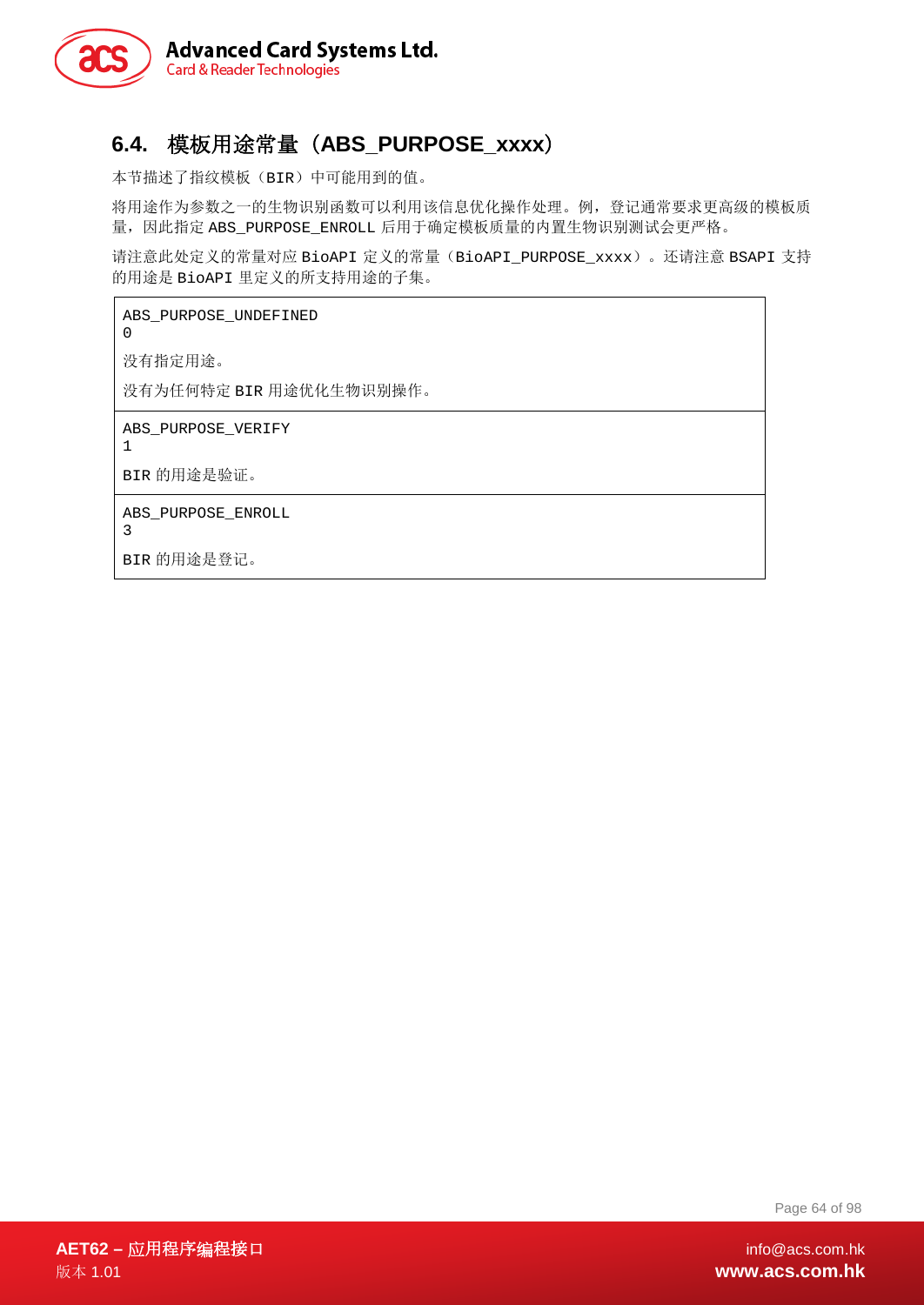## 6.4. 模板用途常量（ABS_PURPOSE_xxxx）

本节描述了指纹模板（BIR）中可能用到的值。

将用途作为参数之一的生物识别函数可以利用该信息优化操作处理。例，登记通常要求更高级的模板质量，因此指定 ABS_PURPOSE_ENROLL 后用于确定模板质量的内置生物识别测试会更严格。

请注意此处定义的常量对应 BioAPI 定义的常量（BioAPI_PURPOSE_xxxx）。还请注意 BSAPI 支持的用途是 BioAPI 里定义的所支持用途的子集。

| |
|---|
| ABS_PURPOSE_UNDEFINED<br>0<br>没有指定用途。<br>没有为任何特定 BIR 用途优化生物识别操作。 |
| ABS_PURPOSE_VERIFY<br>1<br>BIR 的用途是验证。 |
| ABS_PURPOSE_ENROLL<br>3<br>BIR 的用途是登记。 |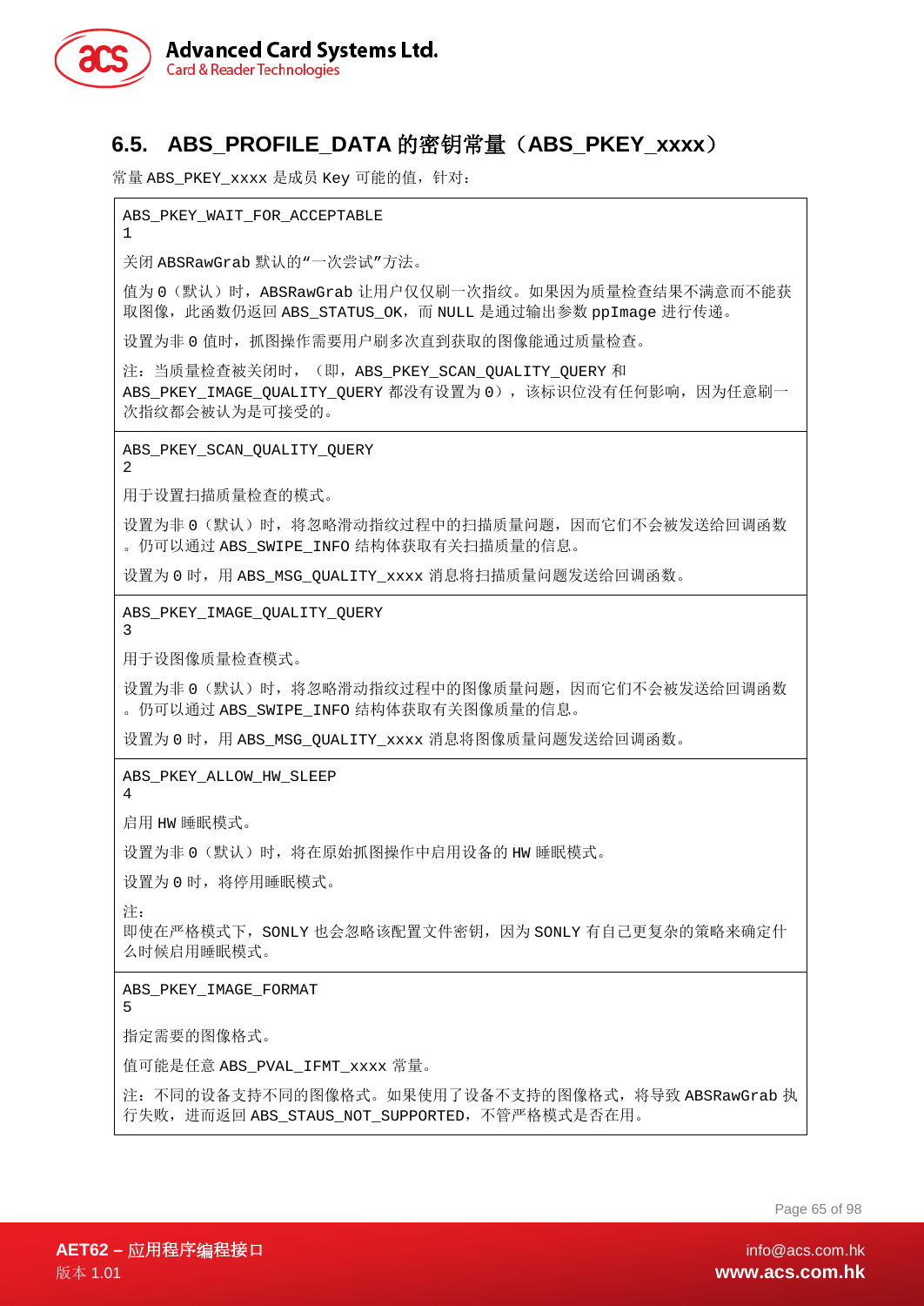## 6.5. ABS_PROFILE_DATA 的密钥常量（ABS_PKEY_xxxx）

常量 ABS_PKEY_xxxx 是成员 Key 可能的值，针对：

| ABS_PKEY_WAIT_FOR_ACCEPTABLE<br>1<br><br>关闭 ABSRawGrab 默认的“一次尝试”方法。<br><br>值为 0（默认）时，ABSRawGrab 让用户仅仅刷一次指纹。如果因为质量检查结果不满意而不能获取图像，此函数仍返回 ABS_STATUS_OK，而 NULL 是通过输出参数 ppImage 进行传递。<br><br>设置为非 0 值时，抓图操作需要用户刷多次直到获取的图像能通过质量检查。<br><br>注：当质量检查被关闭时，（即，ABS_PKEY_SCAN_QUALITY_QUERY 和 ABS_PKEY_IMAGE_QUALITY_QUERY 都没有设置为 0），该标识位没有任何影响，因为任意刷一次指纹都会被认为是可接受的。 |
|---|
| ABS_PKEY_SCAN_QUALITY_QUERY<br>2<br><br>用于设置扫描质量检查的模式。<br><br>设置为非 0（默认）时，将忽略滑动指纹过程中的扫描质量问题，因而它们不会被发送给回调函数。仍可以通过 ABS_SWIPE_INFO 结构体获取有关扫描质量的信息。<br><br>设置为 0 时，用 ABS_MSG_QUALITY_xxxx 消息将扫描质量问题发送给回调函数。 |
| ABS_PKEY_IMAGE_QUALITY_QUERY<br>3<br><br>用于设图像质量检查模式。<br><br>设置为非 0（默认）时，将忽略滑动指纹过程中的图像质量问题，因而它们不会被发送给回调函数。仍可以通过 ABS_SWIPE_INFO 结构体获取有关图像质量的信息。<br><br>设置为 0 时，用 ABS_MSG_QUALITY_xxxx 消息将图像质量问题发送给回调函数。 |
| ABS_PKEY_ALLOW_HW_SLEEP<br>4<br><br>启用 HW 睡眠模式。<br><br>设置为非 0（默认）时，将在原始抓图操作中启用设备的 HW 睡眠模式。<br><br>设置为 0 时，将停用睡眠模式。<br><br>注：<br>即使在严格模式下，SONLY 也会忽略该配置文件密钥，因为 SONLY 有自己更复杂的策略来确定什么时候启用睡眠模式。 |
| ABS_PKEY_IMAGE_FORMAT<br>5<br><br>指定需要的图像格式。<br><br>值可能是任意 ABS_PVAL_IFMT_xxxx 常量。<br><br>注：不同的设备支持不同的图像格式。如果使用了设备不支持的图像格式，将导致 ABSRawGrab 执行失败，进而返回 ABS_STAUS_NOT_SUPPORTED，不管严格模式是否在用。 |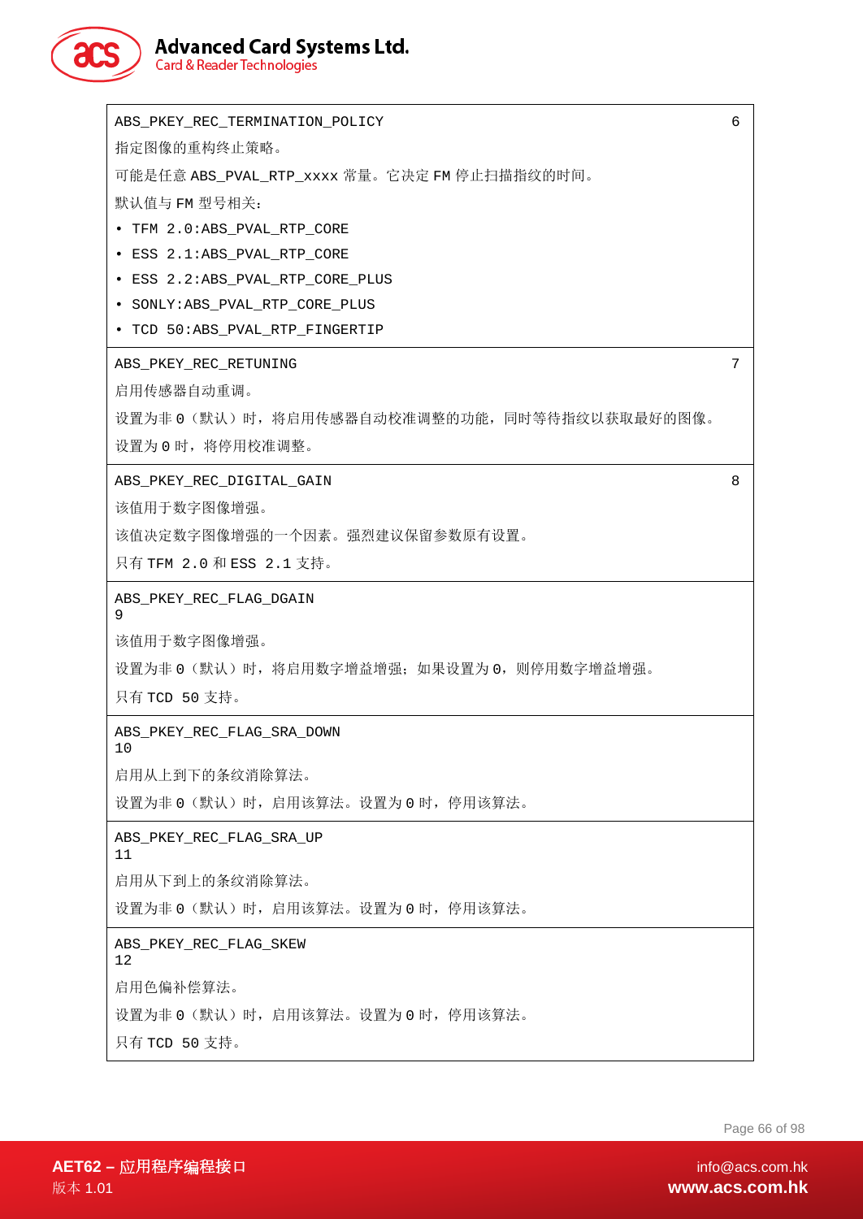| | |
|---|---|
| ABS_PKEY_REC_TERMINATION_POLICY<br>指定图像的重构终止策略。<br>可能是任意 ABS_PVAL_RTP_xxxx 常量。它决定 FM 停止扫描指纹的时间。<br>默认值与 FM 型号相关：<br>• TFM 2.0:ABS_PVAL_RTP_CORE<br>• ESS 2.1:ABS_PVAL_RTP_CORE<br>• ESS 2.2:ABS_PVAL_RTP_CORE_PLUS<br>• SONLY:ABS_PVAL_RTP_CORE_PLUS<br>• TCD 50:ABS_PVAL_RTP_FINGERTIP | 6 |
| ABS_PKEY_REC_RETUNING<br>启用传感器自动重调。<br>设置为非 0（默认）时，将启用传感器自动校准调整的功能，同时等待指纹以获取最好的图像。<br>设置为 0 时，将停用校准调整。 | 7 |
| ABS_PKEY_REC_DIGITAL_GAIN<br>该值用于数字图像增强。<br>该值决定数字图像增强的一个因素。强烈建议保留参数原有设置。<br>只有 TFM 2.0 和 ESS 2.1 支持。 | 8 |
| ABS_PKEY_REC_FLAG_DGAIN<br>9<br>该值用于数字图像增强。<br>设置为非 0（默认）时，将启用数字增益增强；如果设置为 0，则停用数字增益增强。<br>只有 TCD 50 支持。 | |
| ABS_PKEY_REC_FLAG_SRA_DOWN<br>10<br>启用从上到下的条纹消除算法。<br>设置为非 0（默认）时，启用该算法。设置为 0 时，停用该算法。 | |
| ABS_PKEY_REC_FLAG_SRA_UP<br>11<br>启用从下到上的条纹消除算法。<br>设置为非 0（默认）时，启用该算法。设置为 0 时，停用该算法。 | |
| ABS_PKEY_REC_FLAG_SKEW<br>12<br>启用色偏补偿算法。<br>设置为非 0（默认）时，启用该算法。设置为 0 时，停用该算法。<br>只有 TCD 50 支持。 | |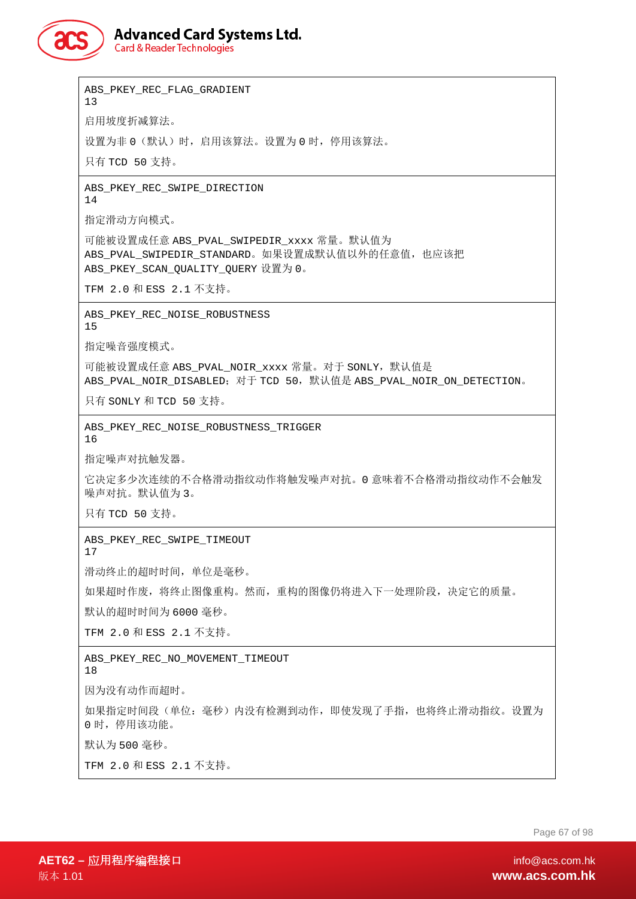| |
|---|
| ABS_PKEY_REC_FLAG_GRADIENT<br>13<br><br>启用坡度折减算法。<br><br>设置为非 0（默认）时，启用该算法。设置为 0 时，停用该算法。<br><br>只有 TCD 50 支持。 |
| ABS_PKEY_REC_SWIPE_DIRECTION<br>14<br><br>指定滑动方向模式。<br><br>可能被设置成任意 ABS_PVAL_SWIPEDIR_xxxx 常量。默认值为 ABS_PVAL_SWIPEDIR_STANDARD。如果设置成默认值以外的任意值，也应该把 ABS_PKEY_SCAN_QUALITY_QUERY 设置为 0。<br><br>TFM 2.0 和 ESS 2.1 不支持。 |
| ABS_PKEY_REC_NOISE_ROBUSTNESS<br>15<br><br>指定噪音强度模式。<br><br>可能被设置成任意 ABS_PVAL_NOIR_xxxx 常量。对于 SONLY，默认值是 ABS_PVAL_NOIR_DISABLED；对于 TCD 50，默认值是 ABS_PVAL_NOIR_ON_DETECTION。<br><br>只有 SONLY 和 TCD 50 支持。 |
| ABS_PKEY_REC_NOISE_ROBUSTNESS_TRIGGER<br>16<br><br>指定噪声对抗触发器。<br><br>它决定多少次连续的不合格滑动指纹动作将触发噪声对抗。0 意味着不合格滑动指纹动作不会触发噪声对抗。默认值为 3。<br><br>只有 TCD 50 支持。 |
| ABS_PKEY_REC_SWIPE_TIMEOUT<br>17<br><br>滑动终止的超时时间，单位是毫秒。<br><br>如果超时作废，将终止图像重构。然而，重构的图像仍将进入下一处理阶段，决定它的质量。<br><br>默认的超时时间为 6000 毫秒。<br><br>TFM 2.0 和 ESS 2.1 不支持。 |
| ABS_PKEY_REC_NO_MOVEMENT_TIMEOUT<br>18<br><br>因为没有动作而超时。<br><br>如果指定时间段（单位：毫秒）内没有检测到动作，即使发现了手指，也将终止滑动指纹。设置为 0 时，停用该功能。<br><br>默认为 500 毫秒。<br><br>TFM 2.0 和 ESS 2.1 不支持。 |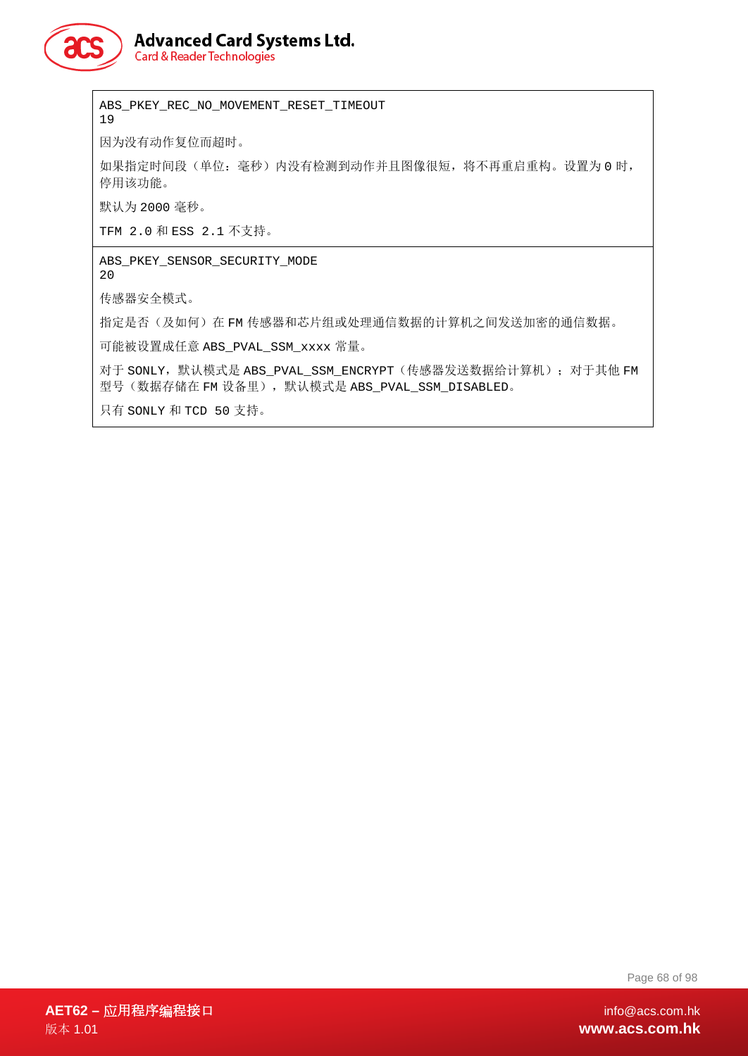| ABS_PKEY_REC_NO_MOVEMENT_RESET_TIMEOUT<br>19<br><br>因为没有动作复位而超时。<br><br>如果指定时间段（单位：毫秒）内没有检测到动作并且图像很短，将不再重启重构。设置为 0 时，停用该功能。<br><br>默认为 2000 毫秒。<br><br>TFM 2.0 和 ESS 2.1 不支持。 |
|---|
| ABS_PKEY_SENSOR_SECURITY_MODE<br>20<br><br>传感器安全模式。<br><br>指定是否（及如何）在 FM 传感器和芯片组或处理通信数据的计算机之间发送加密的通信数据。<br><br>可能被设置成任意 ABS_PVAL_SSM_xxxx 常量。<br><br>对于 SONLY，默认模式是 ABS_PVAL_SSM_ENCRYPT（传感器发送数据给计算机）；对于其他 FM 型号（数据存储在 FM 设备里），默认模式是 ABS_PVAL_SSM_DISABLED。<br><br>只有 SONLY 和 TCD 50 支持。 |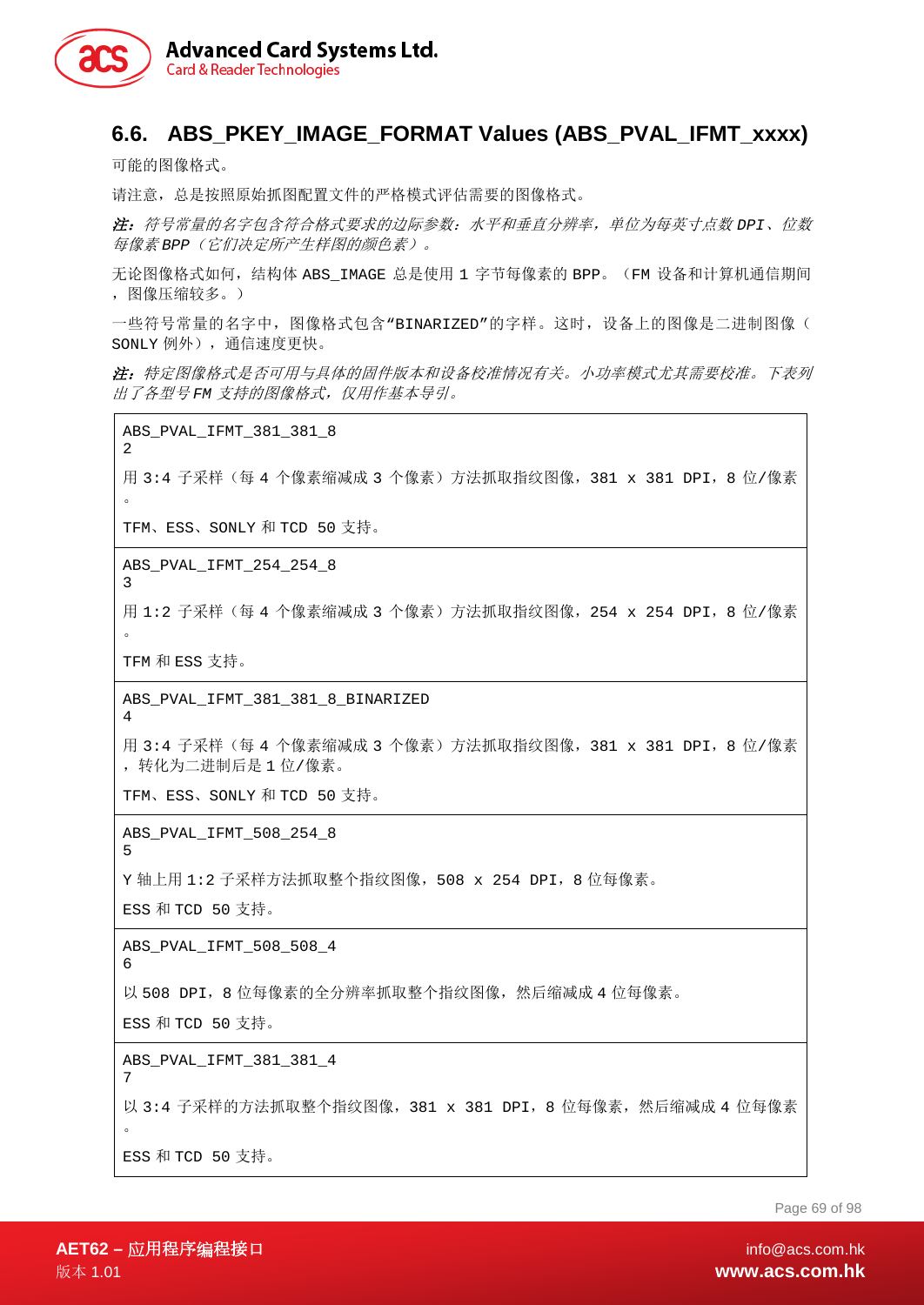## 6.6. ABS_PKEY_IMAGE_FORMAT Values (ABS_PVAL_IFMT_xxxx)

可能的图像格式。

请注意，总是按照原始抓图配置文件的严格模式评估需要的图像格式。

***注：****符号常量的名字包含符合格式要求的边际参数：水平和垂直分辨率，单位为每英寸点数 DPI、位数每像素 BPP（它们决定所产生样图的颜色素）。*

无论图像格式如何，结构体 ABS_IMAGE 总是使用 1 字节每像素的 BPP。（FM 设备和计算机通信期间，图像压缩较多。）

一些符号常量的名字中，图像格式包含"BINARIZED"的字样。这时，设备上的图像是二进制图像（SONLY 例外），通信速度更快。

***注：****特定图像格式是否可用与具体的固件版本和设备校准情况有关。小功率模式尤其需要校准。下表列出了各型号 FM 支持的图像格式，仅用作基本导引。*

| |
|---|
| ABS_PVAL_IFMT_381_381_8<br>2<br>用 3:4 子采样（每 4 个像素缩减成 3 个像素）方法抓取指纹图像，381 x 381 DPI，8 位/像素。<br>TFM、ESS、SONLY 和 TCD 50 支持。 |
| ABS_PVAL_IFMT_254_254_8<br>3<br>用 1:2 子采样（每 4 个像素缩减成 3 个像素）方法抓取指纹图像，254 x 254 DPI，8 位/像素。<br>TFM 和 ESS 支持。 |
| ABS_PVAL_IFMT_381_381_8_BINARIZED<br>4<br>用 3:4 子采样（每 4 个像素缩减成 3 个像素）方法抓取指纹图像，381 x 381 DPI，8 位/像素，转化为二进制后是 1 位/像素。<br>TFM、ESS、SONLY 和 TCD 50 支持。 |
| ABS_PVAL_IFMT_508_254_8<br>5<br>Y 轴上用 1:2 子采样方法抓取整个指纹图像，508 x 254 DPI，8 位每像素。<br>ESS 和 TCD 50 支持。 |
| ABS_PVAL_IFMT_508_508_4<br>6<br>以 508 DPI，8 位每像素的全分辨率抓取整个指纹图像，然后缩减成 4 位每像素。<br>ESS 和 TCD 50 支持。 |
| ABS_PVAL_IFMT_381_381_4<br>7<br>以 3:4 子采样的方法抓取整个指纹图像，381 x 381 DPI，8 位每像素，然后缩减成 4 位每像素。<br>ESS 和 TCD 50 支持。 |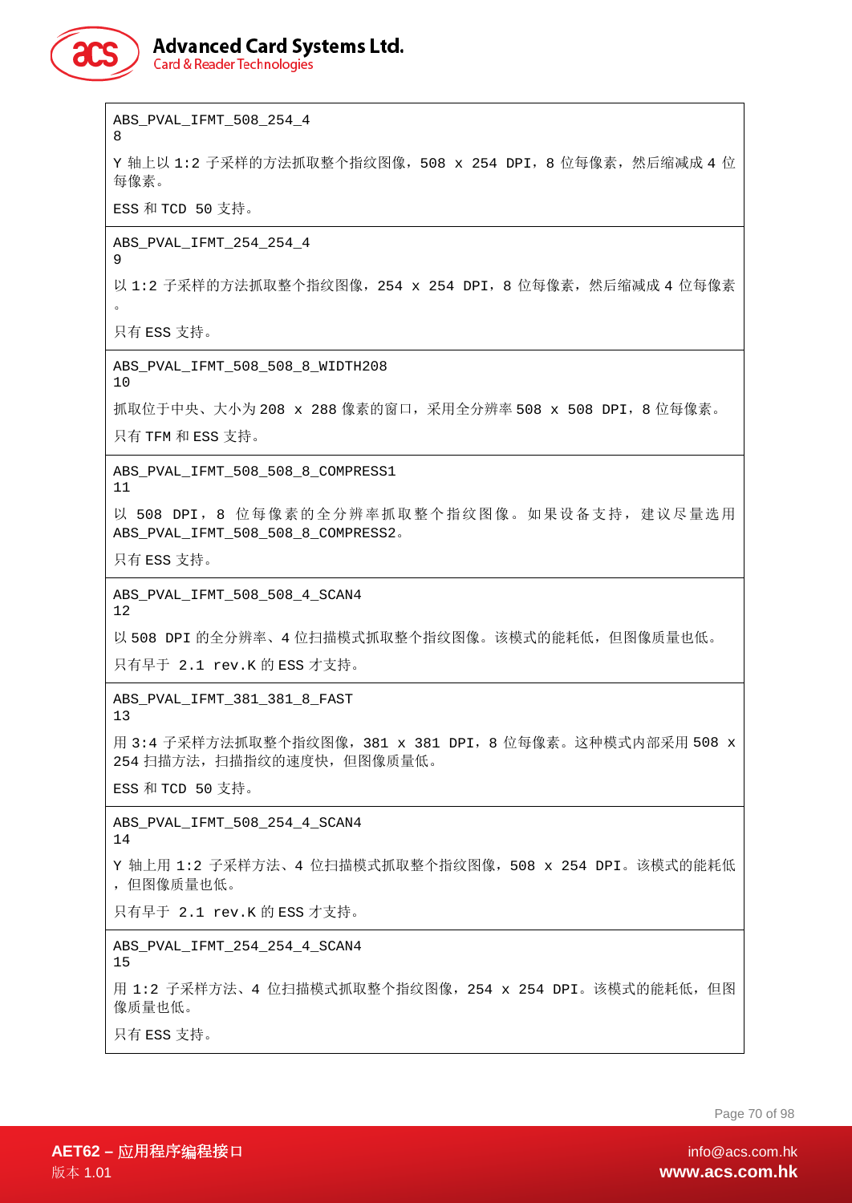| |
|---|
| ABS_PVAL_IFMT_508_254_4<br>8<br><br>Y 轴上以 1:2 子采样的方法抓取整个指纹图像，508 x 254 DPI，8 位每像素，然后缩减成 4 位每像素。<br><br>ESS 和 TCD 50 支持。 |
| ABS_PVAL_IFMT_254_254_4<br>9<br><br>以 1:2 子采样的方法抓取整个指纹图像，254 x 254 DPI，8 位每像素，然后缩减成 4 位每像素。<br><br>只有 ESS 支持。 |
| ABS_PVAL_IFMT_508_508_8_WIDTH208<br>10<br><br>抓取位于中央、大小为 208 x 288 像素的窗口，采用全分辨率 508 x 508 DPI，8 位每像素。<br><br>只有 TFM 和 ESS 支持。 |
| ABS_PVAL_IFMT_508_508_8_COMPRESS1<br>11<br><br>以 508 DPI，8 位每像素的全分辨率抓取整个指纹图像。如果设备支持，建议尽量选用 ABS_PVAL_IFMT_508_508_8_COMPRESS2。<br><br>只有 ESS 支持。 |
| ABS_PVAL_IFMT_508_508_4_SCAN4<br>12<br><br>以 508 DPI 的全分辨率、4 位扫描模式抓取整个指纹图像。该模式的能耗低，但图像质量也低。<br><br>只有早于 2.1 rev.K 的 ESS 才支持。 |
| ABS_PVAL_IFMT_381_381_8_FAST<br>13<br><br>用 3:4 子采样方法抓取整个指纹图像，381 x 381 DPI，8 位每像素。这种模式内部采用 508 x 254 扫描方法，扫描指纹的速度快，但图像质量低。<br><br>ESS 和 TCD 50 支持。 |
| ABS_PVAL_IFMT_508_254_4_SCAN4<br>14<br><br>Y 轴上用 1:2 子采样方法、4 位扫描模式抓取整个指纹图像，508 x 254 DPI。该模式的能耗低，但图像质量也低。<br><br>只有早于 2.1 rev.K 的 ESS 才支持。 |
| ABS_PVAL_IFMT_254_254_4_SCAN4<br>15<br><br>用 1:2 子采样方法、4 位扫描模式抓取整个指纹图像，254 x 254 DPI。该模式的能耗低，但图像质量也低。<br><br>只有 ESS 支持。 |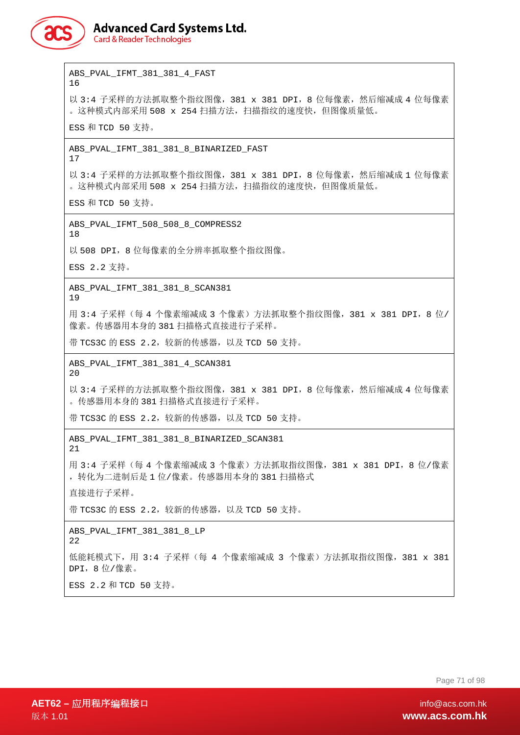| |
|---|
| ABS_PVAL_IFMT_381_381_4_FAST<br>16<br><br>以 3:4 子采样的方法抓取整个指纹图像，381 x 381 DPI，8 位每像素，然后缩减成 4 位每像素。这种模式内部采用 508 x 254 扫描方法，扫描指纹的速度快，但图像质量低。<br><br>ESS 和 TCD 50 支持。 |
| ABS_PVAL_IFMT_381_381_8_BINARIZED_FAST<br>17<br><br>以 3:4 子采样的方法抓取整个指纹图像，381 x 381 DPI，8 位每像素，然后缩减成 1 位每像素。这种模式内部采用 508 x 254 扫描方法，扫描指纹的速度快，但图像质量低。<br><br>ESS 和 TCD 50 支持。 |
| ABS_PVAL_IFMT_508_508_8_COMPRESS2<br>18<br><br>以 508 DPI，8 位每像素的全分辨率抓取整个指纹图像。<br><br>ESS 2.2 支持。 |
| ABS_PVAL_IFMT_381_381_8_SCAN381<br>19<br><br>用 3:4 子采样（每 4 个像素缩减成 3 个像素）方法抓取整个指纹图像，381 x 381 DPI，8 位/像素。传感器用本身的 381 扫描格式直接进行子采样。<br><br>带 TCS3C 的 ESS 2.2，较新的传感器，以及 TCD 50 支持。 |
| ABS_PVAL_IFMT_381_381_4_SCAN381<br>20<br><br>以 3:4 子采样的方法抓取整个指纹图像，381 x 381 DPI，8 位每像素，然后缩减成 4 位每像素。传感器用本身的 381 扫描格式直接进行子采样。<br><br>带 TCS3C 的 ESS 2.2，较新的传感器，以及 TCD 50 支持。 |
| ABS_PVAL_IFMT_381_381_8_BINARIZED_SCAN381<br>21<br><br>用 3:4 子采样（每 4 个像素缩减成 3 个像素）方法抓取指纹图像，381 x 381 DPI，8 位/像素，转化为二进制后是 1 位/像素。传感器用本身的 381 扫描格式<br><br>直接进行子采样。<br><br>带 TCS3C 的 ESS 2.2，较新的传感器，以及 TCD 50 支持。 |
| ABS_PVAL_IFMT_381_381_8_LP<br>22<br><br>低能耗模式下，用 3:4 子采样（每 4 个像素缩减成 3 个像素）方法抓取指纹图像，381 x 381 DPI，8 位/像素。<br><br>ESS 2.2 和 TCD 50 支持。 |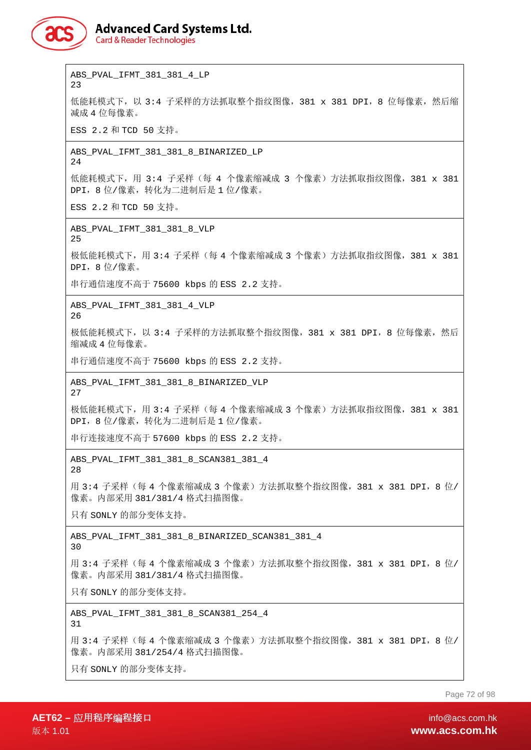| |
|---|
| ABS_PVAL_IFMT_381_381_4_LP<br>23<br><br>低能耗模式下，以 3:4 子采样的方法抓取整个指纹图像，381 x 381 DPI，8 位每像素，然后缩减成 4 位每像素。<br><br>ESS 2.2 和 TCD 50 支持。 |
| ABS_PVAL_IFMT_381_381_8_BINARIZED_LP<br>24<br><br>低能耗模式下，用 3:4 子采样（每 4 个像素缩减成 3 个像素）方法抓取指纹图像，381 x 381 DPI，8 位/像素，转化为二进制后是 1 位/像素。<br><br>ESS 2.2 和 TCD 50 支持。 |
| ABS_PVAL_IFMT_381_381_8_VLP<br>25<br><br>极低能耗模式下，用 3:4 子采样（每 4 个像素缩减成 3 个像素）方法抓取指纹图像，381 x 381 DPI，8 位/像素。<br><br>串行通信速度不高于 75600 kbps 的 ESS 2.2 支持。 |
| ABS_PVAL_IFMT_381_381_4_VLP<br>26<br><br>极低能耗模式下，以 3:4 子采样的方法抓取整个指纹图像，381 x 381 DPI，8 位每像素，然后缩减成 4 位每像素。<br><br>串行通信速度不高于 75600 kbps 的 ESS 2.2 支持。 |
| ABS_PVAL_IFMT_381_381_8_BINARIZED_VLP<br>27<br><br>极低能耗模式下，用 3:4 子采样（每 4 个像素缩减成 3 个像素）方法抓取指纹图像，381 x 381 DPI，8 位/像素，转化为二进制后是 1 位/像素。<br><br>串行连接速度不高于 57600 kbps 的 ESS 2.2 支持。 |
| ABS_PVAL_IFMT_381_381_8_SCAN381_381_4<br>28<br><br>用 3:4 子采样（每 4 个像素缩减成 3 个像素）方法抓取整个指纹图像，381 x 381 DPI，8 位/像素。内部采用 381/381/4 格式扫描图像。<br><br>只有 SONLY 的部分变体支持。 |
| ABS_PVAL_IFMT_381_381_8_BINARIZED_SCAN381_381_4<br>30<br><br>用 3:4 子采样（每 4 个像素缩减成 3 个像素）方法抓取整个指纹图像，381 x 381 DPI，8 位/像素。内部采用 381/381/4 格式扫描图像。<br><br>只有 SONLY 的部分变体支持。 |
| ABS_PVAL_IFMT_381_381_8_SCAN381_254_4<br>31<br><br>用 3:4 子采样（每 4 个像素缩减成 3 个像素）方法抓取整个指纹图像，381 x 381 DPI，8 位/像素。内部采用 381/254/4 格式扫描图像。<br><br>只有 SONLY 的部分变体支持。 |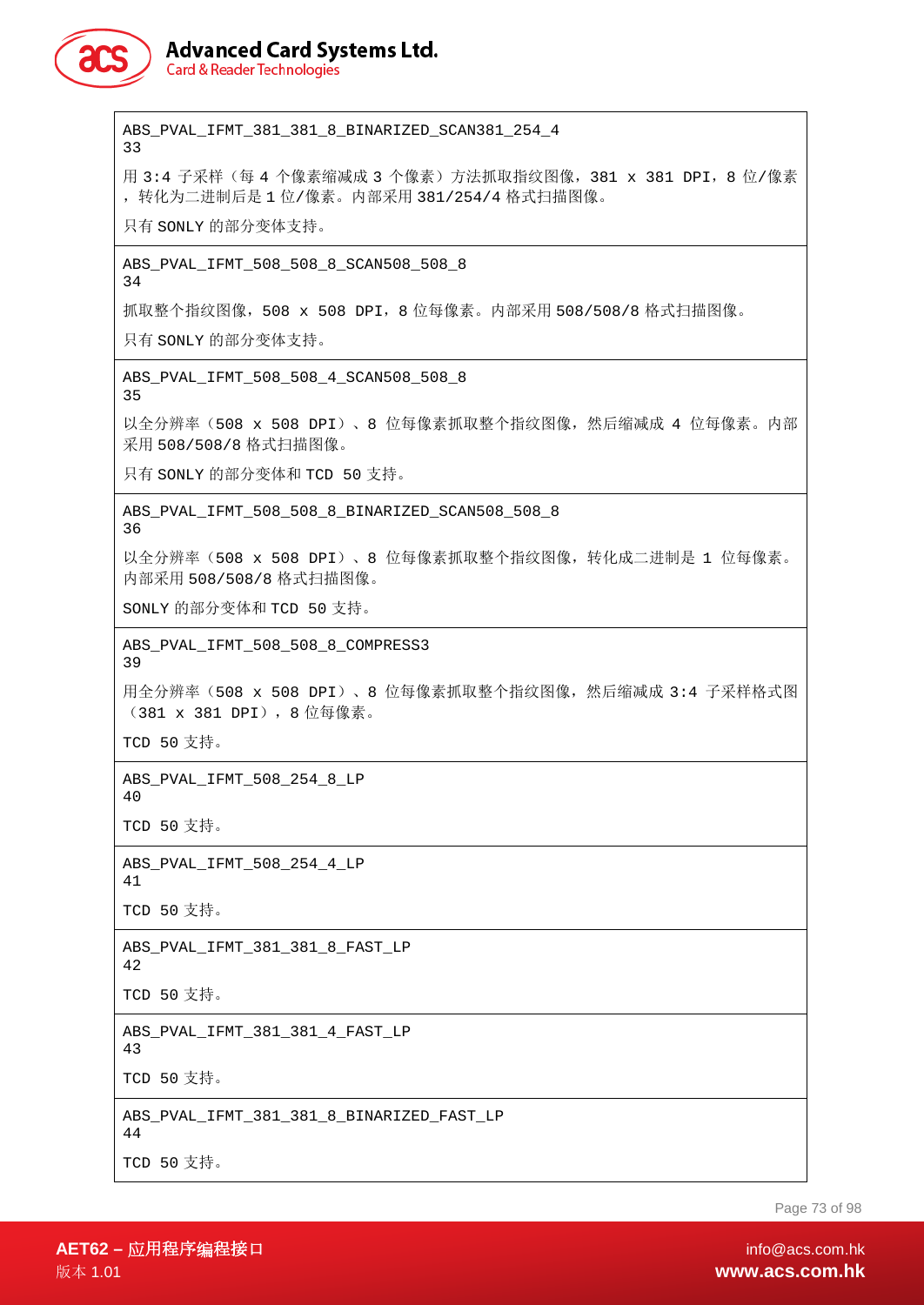| |
|---|
| ABS_PVAL_IFMT_381_381_8_BINARIZED_SCAN381_254_4<br>33<br><br>用 3:4 子采样（每 4 个像素缩减成 3 个像素）方法抓取指纹图像，381 x 381 DPI，8 位/像素，转化为二进制后是 1 位/像素。内部采用 381/254/4 格式扫描图像。<br><br>只有 SONLY 的部分变体支持。 |
| ABS_PVAL_IFMT_508_508_8_SCAN508_508_8<br>34<br><br>抓取整个指纹图像，508 x 508 DPI，8 位每像素。内部采用 508/508/8 格式扫描图像。<br><br>只有 SONLY 的部分变体支持。 |
| ABS_PVAL_IFMT_508_508_4_SCAN508_508_8<br>35<br><br>以全分辨率（508 x 508 DPI）、8 位每像素抓取整个指纹图像，然后缩减成 4 位每像素。内部采用 508/508/8 格式扫描图像。<br><br>只有 SONLY 的部分变体和 TCD 50 支持。 |
| ABS_PVAL_IFMT_508_508_8_BINARIZED_SCAN508_508_8<br>36<br><br>以全分辨率（508 x 508 DPI）、8 位每像素抓取整个指纹图像，转化成二进制是 1 位每像素。内部采用 508/508/8 格式扫描图像。<br><br>SONLY 的部分变体和 TCD 50 支持。 |
| ABS_PVAL_IFMT_508_508_8_COMPRESS3<br>39<br><br>用全分辨率（508 x 508 DPI）、8 位每像素抓取整个指纹图像，然后缩减成 3:4 子采样格式图（381 x 381 DPI），8 位每像素。<br><br>TCD 50 支持。 |
| ABS_PVAL_IFMT_508_254_8_LP<br>40<br><br>TCD 50 支持。 |
| ABS_PVAL_IFMT_508_254_4_LP<br>41<br><br>TCD 50 支持。 |
| ABS_PVAL_IFMT_381_381_8_FAST_LP<br>42<br><br>TCD 50 支持。 |
| ABS_PVAL_IFMT_381_381_4_FAST_LP<br>43<br><br>TCD 50 支持。 |
| ABS_PVAL_IFMT_381_381_8_BINARIZED_FAST_LP<br>44<br><br>TCD 50 支持。 |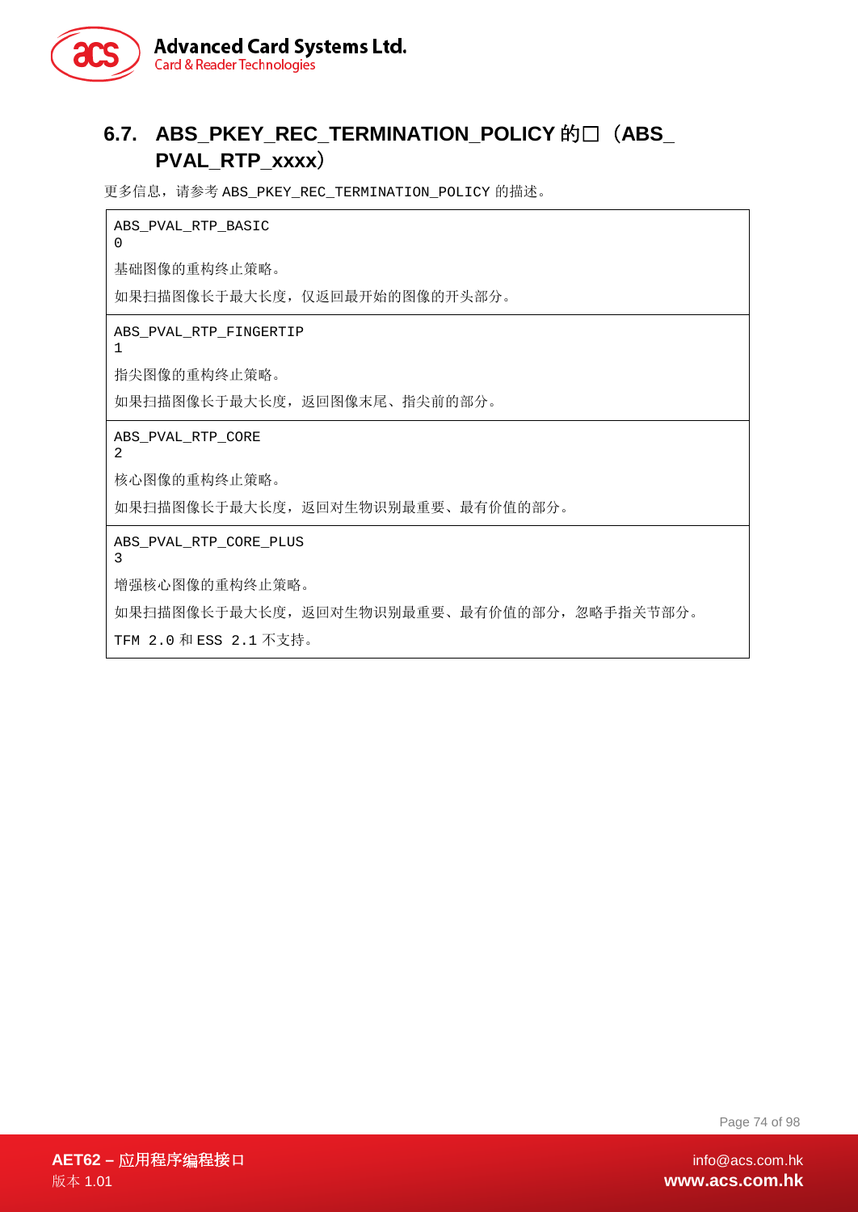## 6.7. ABS_PKEY_REC_TERMINATION_POLICY 的□（ABS_PVAL_RTP_xxxx）

更多信息，请参考 ABS_PKEY_REC_TERMINATION_POLICY 的描述。

| |
|---|
| ABS_PVAL_RTP_BASIC<br>0<br>基础图像的重构终止策略。<br>如果扫描图像长于最大长度，仅返回最开始的图像的开头部分。 |
| ABS_PVAL_RTP_FINGERTIP<br>1<br>指尖图像的重构终止策略。<br>如果扫描图像长于最大长度，返回图像末尾、指尖前的部分。 |
| ABS_PVAL_RTP_CORE<br>2<br>核心图像的重构终止策略。<br>如果扫描图像长于最大长度，返回对生物识别最重要、最有价值的部分。 |
| ABS_PVAL_RTP_CORE_PLUS<br>3<br>增强核心图像的重构终止策略。<br>如果扫描图像长于最大长度，返回对生物识别最重要、最有价值的部分，忽略手指关节部分。<br>TFM 2.0 和 ESS 2.1 不支持。 |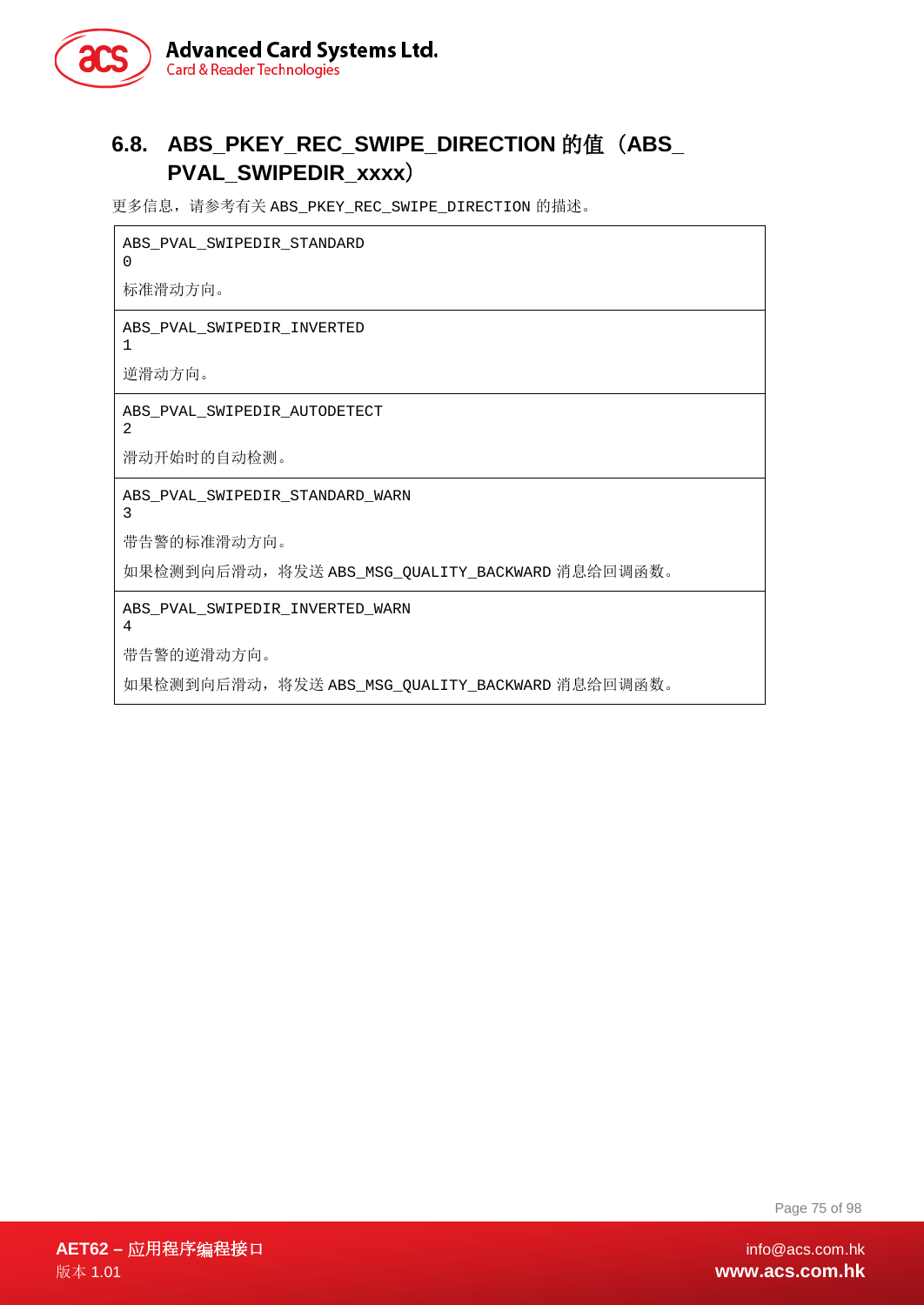## 6.8. ABS_PKEY_REC_SWIPE_DIRECTION 的值（ABS_PVAL_SWIPEDIR_xxxx）

更多信息，请参考有关 ABS_PKEY_REC_SWIPE_DIRECTION 的描述。

| |
|---|
| ABS_PVAL_SWIPEDIR_STANDARD<br>0<br><br>标准滑动方向。 |
| ABS_PVAL_SWIPEDIR_INVERTED<br>1<br><br>逆滑动方向。 |
| ABS_PVAL_SWIPEDIR_AUTODETECT<br>2<br><br>滑动开始时的自动检测。 |
| ABS_PVAL_SWIPEDIR_STANDARD_WARN<br>3<br><br>带告警的标准滑动方向。<br><br>如果检测到向后滑动，将发送 ABS_MSG_QUALITY_BACKWARD 消息给回调函数。 |
| ABS_PVAL_SWIPEDIR_INVERTED_WARN<br>4<br><br>带告警的逆滑动方向。<br><br>如果检测到向后滑动，将发送 ABS_MSG_QUALITY_BACKWARD 消息给回调函数。 |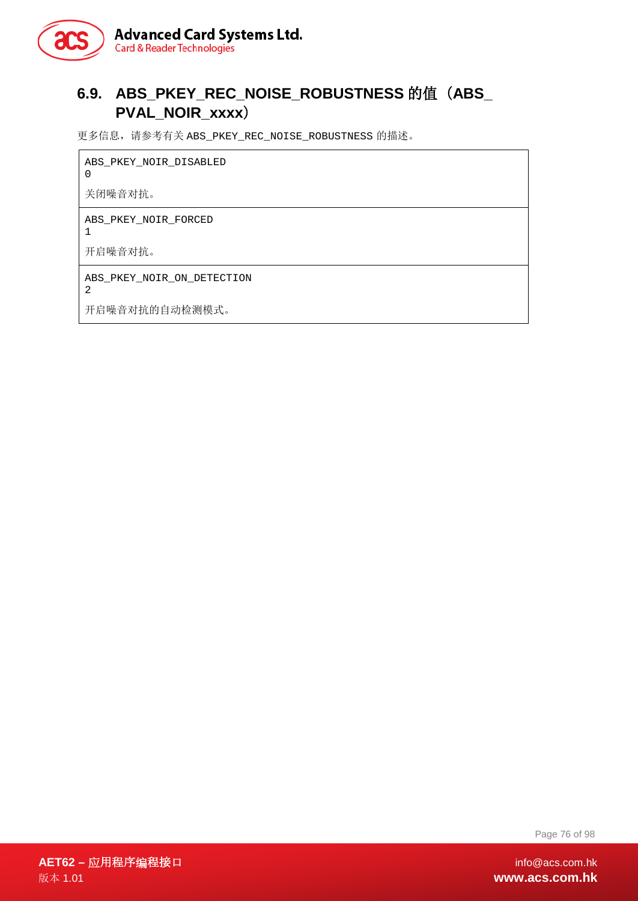## 6.9. ABS_PKEY_REC_NOISE_ROBUSTNESS 的值（ABS_PVAL_NOIR_xxxx）

更多信息，请参考有关 ABS_PKEY_REC_NOISE_ROBUSTNESS 的描述。

| |
|---|
| ABS_PKEY_NOIR_DISABLED<br>0<br>关闭噪音对抗。 |
| ABS_PKEY_NOIR_FORCED<br>1<br>开启噪音对抗。 |
| ABS_PKEY_NOIR_ON_DETECTION<br>2<br>开启噪音对抗的自动检测模式。 |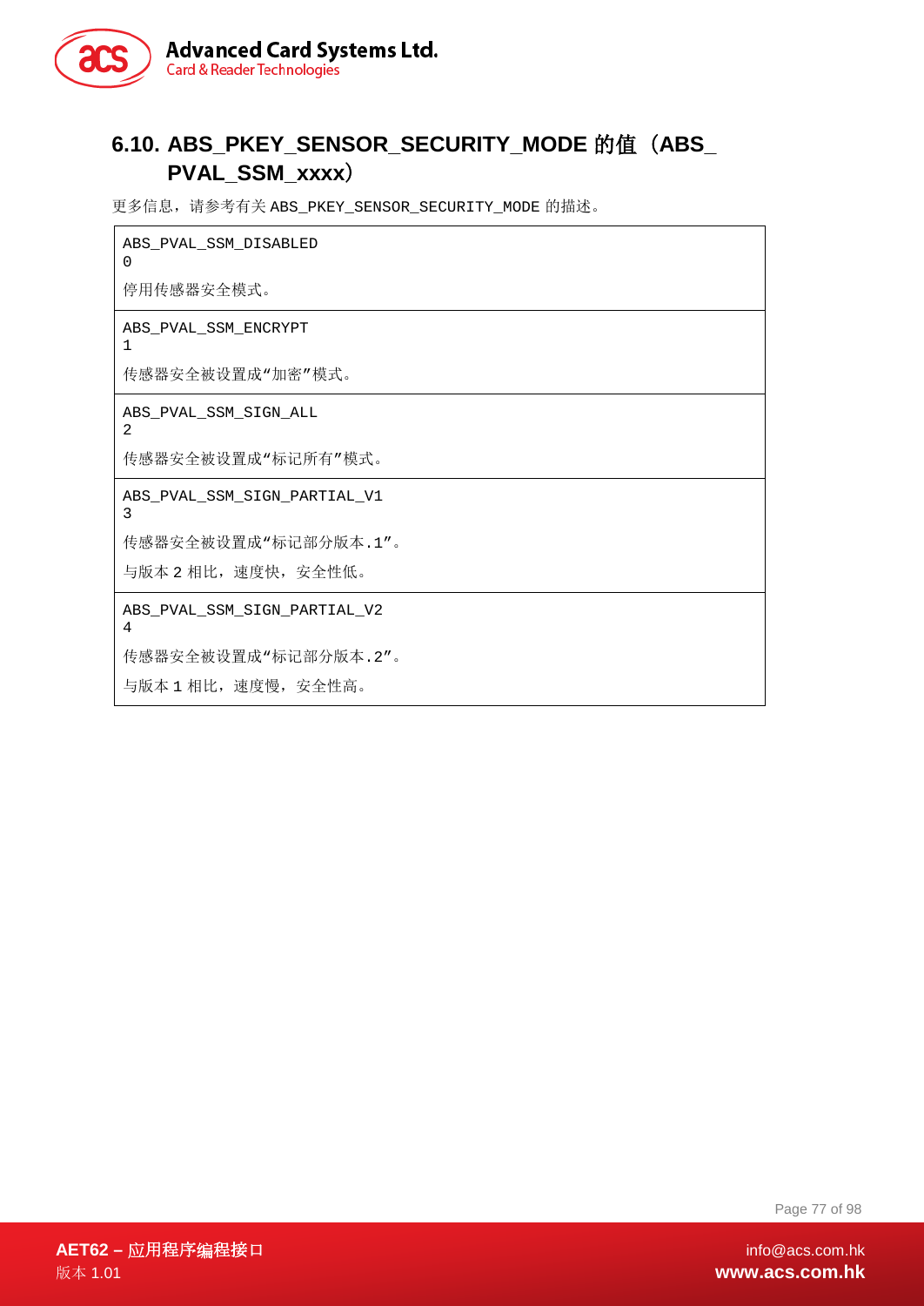## 6.10. ABS_PKEY_SENSOR_SECURITY_MODE 的值（ABS_PVAL_SSM_xxxx）

更多信息，请参考有关 ABS_PKEY_SENSOR_SECURITY_MODE 的描述。

| |
|---|
| ABS_PVAL_SSM_DISABLED<br>0<br>停用传感器安全模式。 |
| ABS_PVAL_SSM_ENCRYPT<br>1<br>传感器安全被设置成“加密”模式。 |
| ABS_PVAL_SSM_SIGN_ALL<br>2<br>传感器安全被设置成“标记所有”模式。 |
| ABS_PVAL_SSM_SIGN_PARTIAL_V1<br>3<br>传感器安全被设置成“标记部分版本.1”。<br>与版本 2 相比，速度快，安全性低。 |
| ABS_PVAL_SSM_SIGN_PARTIAL_V2<br>4<br>传感器安全被设置成“标记部分版本.2”。<br>与版本 1 相比，速度慢，安全性高。 |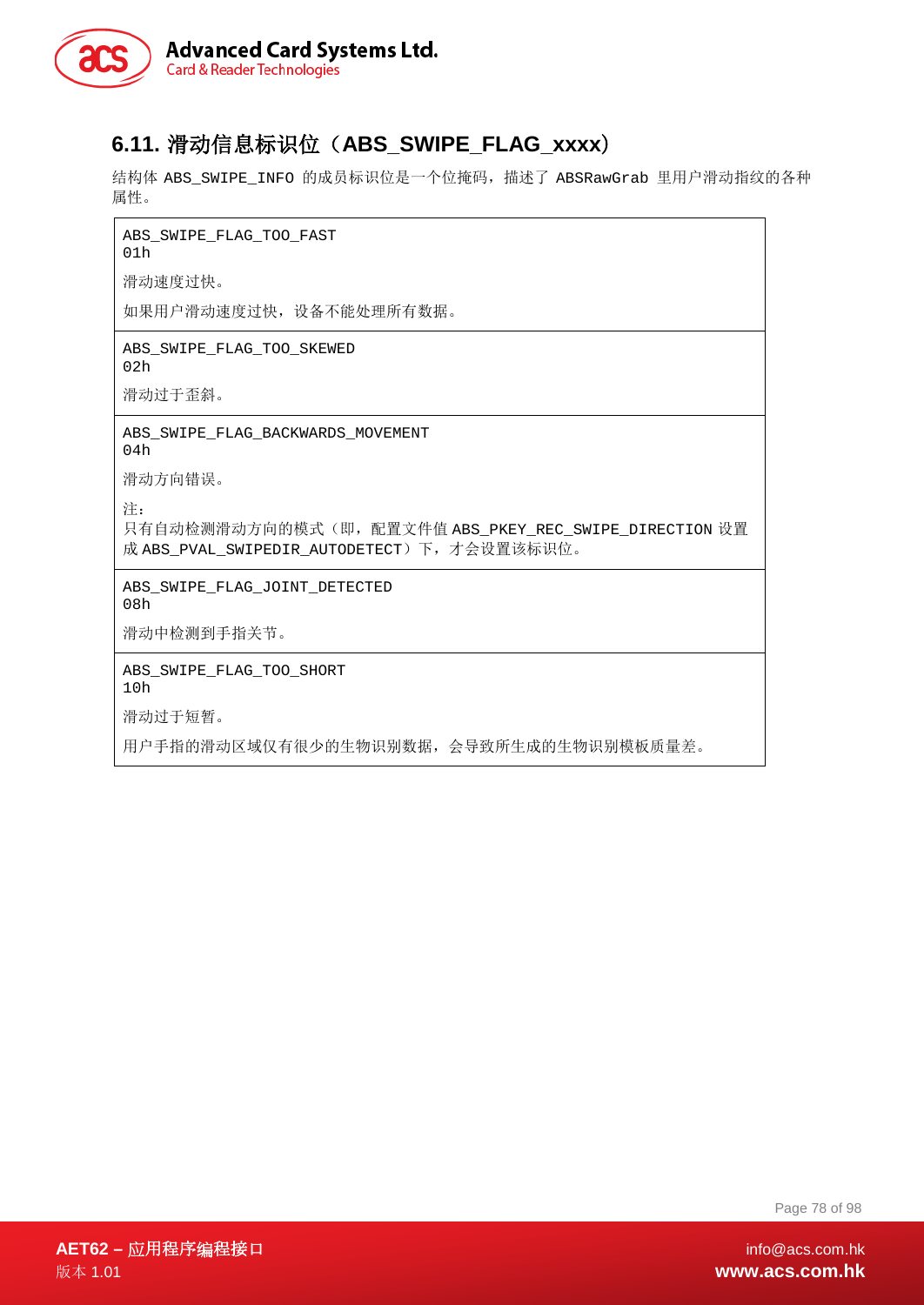## 6.11. 滑动信息标识位（ABS_SWIPE_FLAG_xxxx）

结构体 ABS_SWIPE_INFO 的成员标识位是一个位掩码，描述了 ABSRawGrab 里用户滑动指纹的各种属性。

| |
|---|
| ABS_SWIPE_FLAG_TOO_FAST<br>01h<br><br>滑动速度过快。<br><br>如果用户滑动速度过快，设备不能处理所有数据。 |
| ABS_SWIPE_FLAG_TOO_SKEWED<br>02h<br><br>滑动过于歪斜。 |
| ABS_SWIPE_FLAG_BACKWARDS_MOVEMENT<br>04h<br><br>滑动方向错误。<br><br>注：<br>只有自动检测滑动方向的模式（即，配置文件值 ABS_PKEY_REC_SWIPE_DIRECTION 设置成 ABS_PVAL_SWIPEDIR_AUTODETECT）下，才会设置该标识位。 |
| ABS_SWIPE_FLAG_JOINT_DETECTED<br>08h<br><br>滑动中检测到手指关节。 |
| ABS_SWIPE_FLAG_TOO_SHORT<br>10h<br><br>滑动过于短暂。<br><br>用户手指的滑动区域仅有很少的生物识别数据，会导致所生成的生物识别模板质量差。 |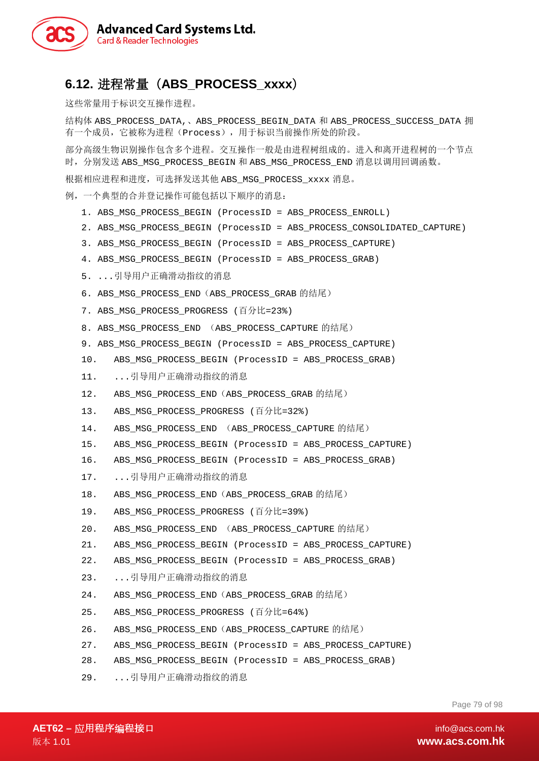## 6.12. 进程常量（ABS_PROCESS_xxxx）

这些常量用于标识交互操作进程。

结构体 ABS_PROCESS_DATA,、ABS_PROCESS_BEGIN_DATA 和 ABS_PROCESS_SUCCESS_DATA 拥有一个成员，它被称为进程（Process），用于标识当前操作所处的阶段。

部分高级生物识别操作包含多个进程。交互操作一般是由进程树组成的。进入和离开进程树的一个节点时，分别发送 ABS_MSG_PROCESS_BEGIN 和 ABS_MSG_PROCESS_END 消息以调用回调函数。

根据相应进程和进度，可选择发送其他 ABS_MSG_PROCESS_xxxx 消息。

例，一个典型的合并登记操作可能包括以下顺序的消息：

1. ABS_MSG_PROCESS_BEGIN (ProcessID = ABS_PROCESS_ENROLL)
2. ABS_MSG_PROCESS_BEGIN (ProcessID = ABS_PROCESS_CONSOLIDATED_CAPTURE)
3. ABS_MSG_PROCESS_BEGIN (ProcessID = ABS_PROCESS_CAPTURE)
4. ABS_MSG_PROCESS_BEGIN (ProcessID = ABS_PROCESS_GRAB)
5. ...引导用户正确滑动指纹的消息
6. ABS_MSG_PROCESS_END（ABS_PROCESS_GRAB 的结尾）
7. ABS_MSG_PROCESS_PROGRESS (百分比=23%)
8. ABS_MSG_PROCESS_END （ABS_PROCESS_CAPTURE 的结尾）
9. ABS_MSG_PROCESS_BEGIN (ProcessID = ABS_PROCESS_CAPTURE)
10. ABS_MSG_PROCESS_BEGIN (ProcessID = ABS_PROCESS_GRAB)
11. ...引导用户正确滑动指纹的消息
12. ABS_MSG_PROCESS_END（ABS_PROCESS_GRAB 的结尾）
13. ABS_MSG_PROCESS_PROGRESS (百分比=32%)
14. ABS_MSG_PROCESS_END （ABS_PROCESS_CAPTURE 的结尾）
15. ABS_MSG_PROCESS_BEGIN (ProcessID = ABS_PROCESS_CAPTURE)
16. ABS_MSG_PROCESS_BEGIN (ProcessID = ABS_PROCESS_GRAB)
17. ...引导用户正确滑动指纹的消息
18. ABS_MSG_PROCESS_END（ABS_PROCESS_GRAB 的结尾）
19. ABS_MSG_PROCESS_PROGRESS (百分比=39%)
20. ABS_MSG_PROCESS_END （ABS_PROCESS_CAPTURE 的结尾）
21. ABS_MSG_PROCESS_BEGIN (ProcessID = ABS_PROCESS_CAPTURE)
22. ABS_MSG_PROCESS_BEGIN (ProcessID = ABS_PROCESS_GRAB)
23. ...引导用户正确滑动指纹的消息
24. ABS_MSG_PROCESS_END（ABS_PROCESS_GRAB 的结尾）
25. ABS_MSG_PROCESS_PROGRESS (百分比=64%)
26. ABS_MSG_PROCESS_END（ABS_PROCESS_CAPTURE 的结尾）
27. ABS_MSG_PROCESS_BEGIN (ProcessID = ABS_PROCESS_CAPTURE)
28. ABS_MSG_PROCESS_BEGIN (ProcessID = ABS_PROCESS_GRAB)
29. ...引导用户正确滑动指纹的消息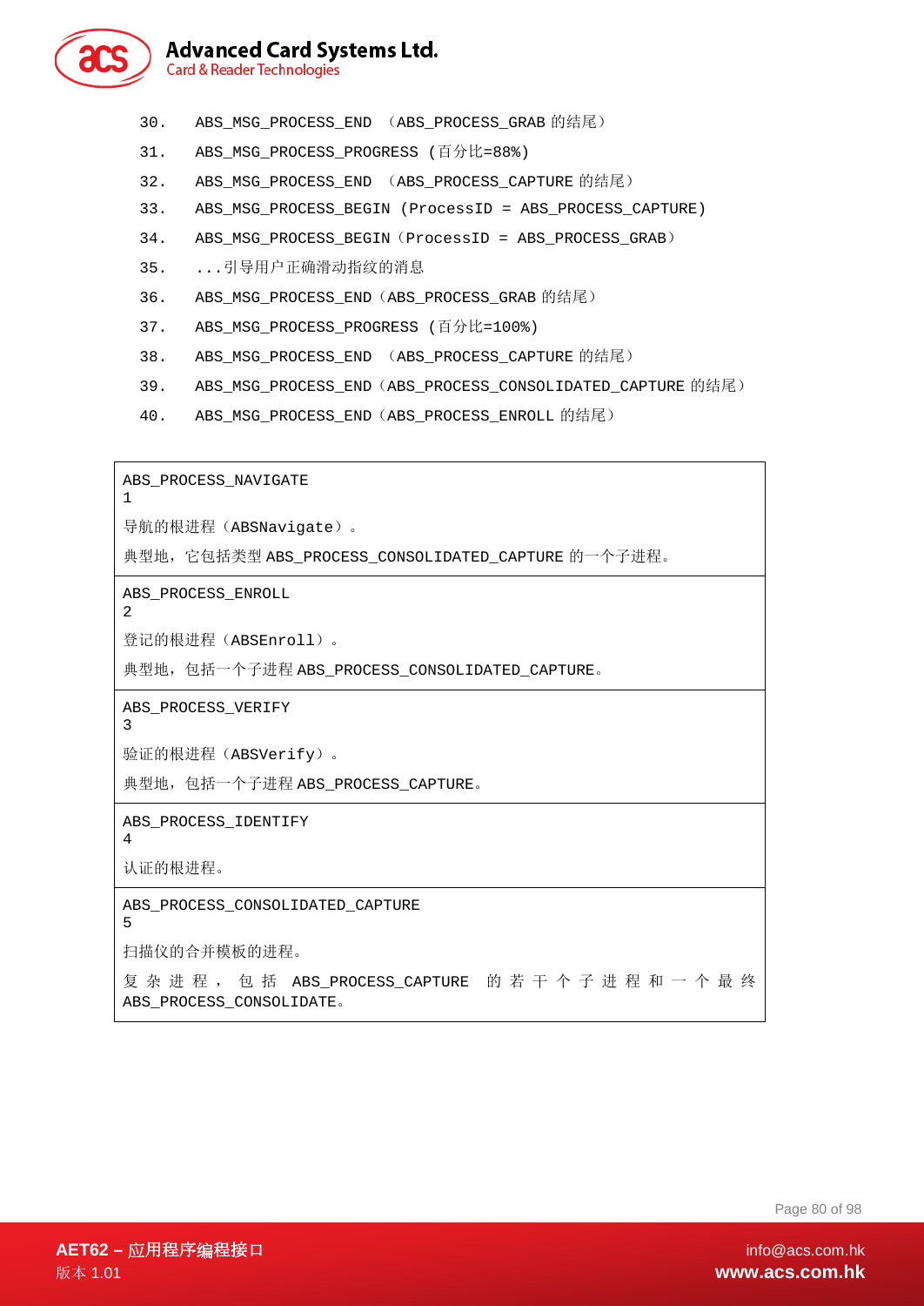30. ABS_MSG_PROCESS_END （ABS_PROCESS_GRAB 的结尾）
31. ABS_MSG_PROCESS_PROGRESS (百分比=88%)
32. ABS_MSG_PROCESS_END （ABS_PROCESS_CAPTURE 的结尾）
33. ABS_MSG_PROCESS_BEGIN (ProcessID = ABS_PROCESS_CAPTURE)
34. ABS_MSG_PROCESS_BEGIN（ProcessID = ABS_PROCESS_GRAB）
35. ...引导用户正确滑动指纹的消息
36. ABS_MSG_PROCESS_END（ABS_PROCESS_GRAB 的结尾）
37. ABS_MSG_PROCESS_PROGRESS (百分比=100%)
38. ABS_MSG_PROCESS_END （ABS_PROCESS_CAPTURE 的结尾）
39. ABS_MSG_PROCESS_END（ABS_PROCESS_CONSOLIDATED_CAPTURE 的结尾）
40. ABS_MSG_PROCESS_END（ABS_PROCESS_ENROLL 的结尾）

| |
|---|
| ABS_PROCESS_NAVIGATE<br>1<br>导航的根进程（ABSNavigate）。<br>典型地，它包括类型 ABS_PROCESS_CONSOLIDATED_CAPTURE 的一个子进程。 |
| ABS_PROCESS_ENROLL<br>2<br>登记的根进程（ABSEnroll）。<br>典型地，包括一个子进程 ABS_PROCESS_CONSOLIDATED_CAPTURE。 |
| ABS_PROCESS_VERIFY<br>3<br>验证的根进程（ABSVerify）。<br>典型地，包括一个子进程 ABS_PROCESS_CAPTURE。 |
| ABS_PROCESS_IDENTIFY<br>4<br>认证的根进程。 |
| ABS_PROCESS_CONSOLIDATED_CAPTURE<br>5<br>扫描仪的合并模板的进程。<br>复杂进程，包括 ABS_PROCESS_CAPTURE 的若干个子进程和一个最终 ABS_PROCESS_CONSOLIDATE。 |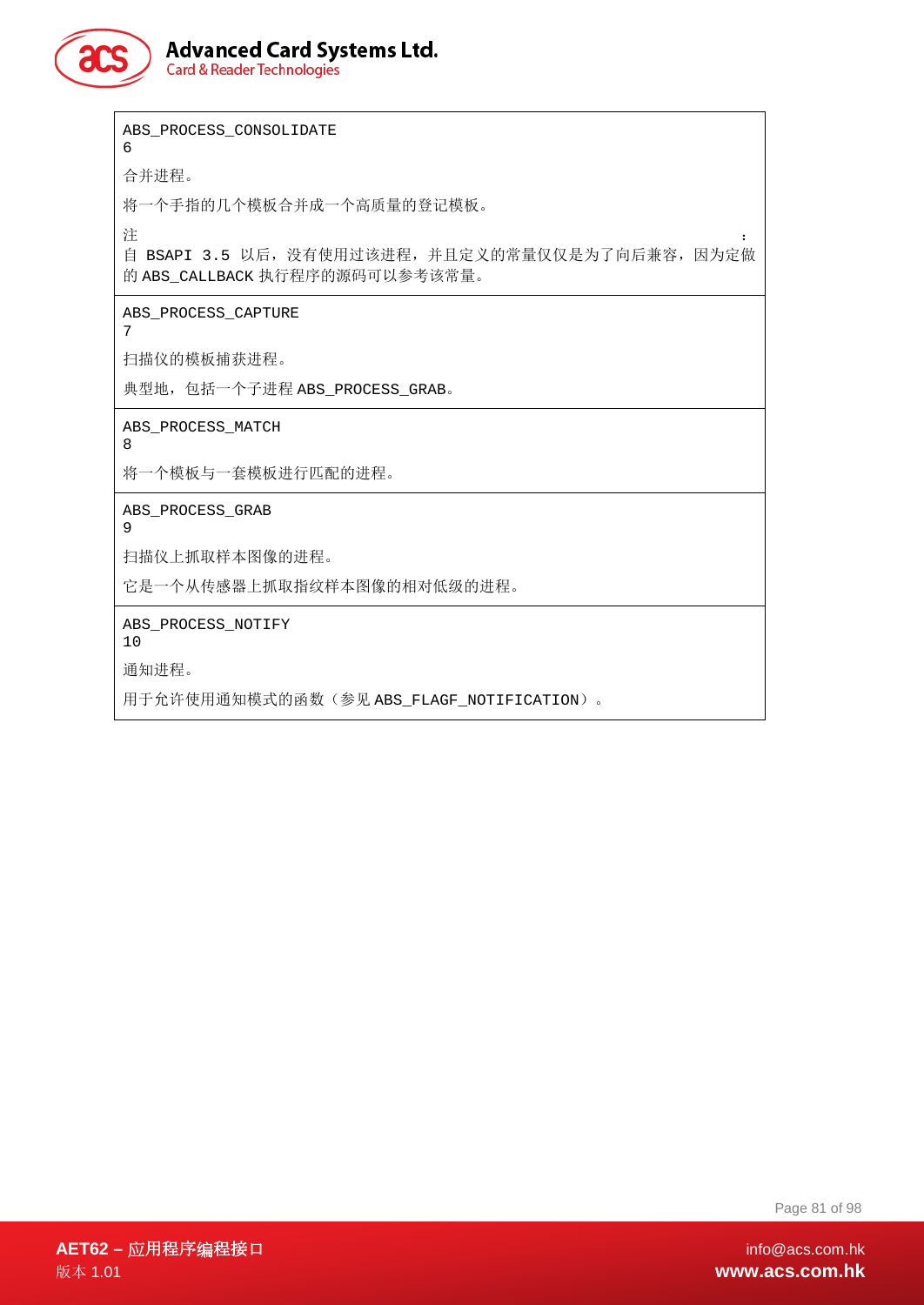| |
|---|
| ABS_PROCESS_CONSOLIDATE<br>6<br><br>合并进程。<br><br>将一个手指的几个模板合并成一个高质量的登记模板。<br><br>注：<br>自 BSAPI 3.5 以后，没有使用过该进程，并且定义的常量仅仅是为了向后兼容，因为定做的 ABS_CALLBACK 执行程序的源码可以参考该常量。 |
| ABS_PROCESS_CAPTURE<br>7<br><br>扫描仪的模板捕获进程。<br><br>典型地，包括一个子进程 ABS_PROCESS_GRAB。 |
| ABS_PROCESS_MATCH<br>8<br><br>将一个模板与一套模板进行匹配的进程。 |
| ABS_PROCESS_GRAB<br>9<br><br>扫描仪上抓取样本图像的进程。<br><br>它是一个从传感器上抓取指纹样本图像的相对低级的进程。 |
| ABS_PROCESS_NOTIFY<br>10<br><br>通知进程。<br><br>用于允许使用通知模式的函数（参见 ABS_FLAGF_NOTIFICATION）。 |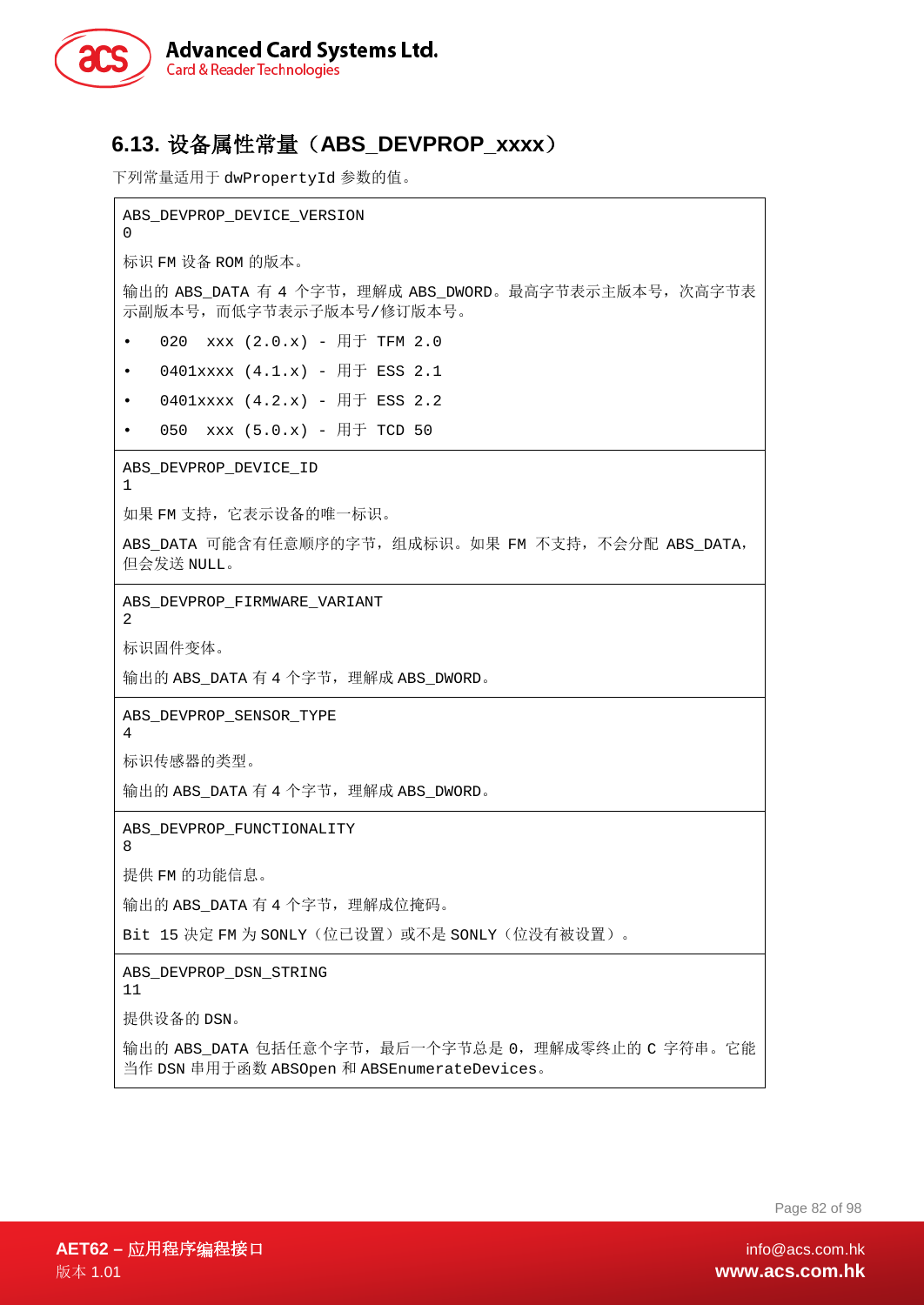## 6.13. 设备属性常量（ABS_DEVPROP_xxxx）

下列常量适用于 dwPropertyId 参数的值。

| ABS_DEVPROP_DEVICE_VERSION<br>0<br><br>标识 FM 设备 ROM 的版本。<br><br>输出的 ABS_DATA 有 4 个字节，理解成 ABS_DWORD。最高字节表示主版本号，次高字节表示副版本号，而低字节表示子版本号/修订版本号。<br><br>• 020 xxx (2.0.x) - 用于 TFM 2.0<br>• 0401xxxx (4.1.x) - 用于 ESS 2.1<br>• 0401xxxx (4.2.x) - 用于 ESS 2.2<br>• 050 xxx (5.0.x) - 用于 TCD 50 |
|---|
| ABS_DEVPROP_DEVICE_ID<br>1<br><br>如果 FM 支持，它表示设备的唯一标识。<br><br>ABS_DATA 可能含有任意顺序的字节，组成标识。如果 FM 不支持，不会分配 ABS_DATA，但会发送 NULL。 |
| ABS_DEVPROP_FIRMWARE_VARIANT<br>2<br><br>标识固件变体。<br><br>输出的 ABS_DATA 有 4 个字节，理解成 ABS_DWORD。 |
| ABS_DEVPROP_SENSOR_TYPE<br>4<br><br>标识传感器的类型。<br><br>输出的 ABS_DATA 有 4 个字节，理解成 ABS_DWORD。 |
| ABS_DEVPROP_FUNCTIONALITY<br>8<br><br>提供 FM 的功能信息。<br><br>输出的 ABS_DATA 有 4 个字节，理解成位掩码。<br><br>Bit 15 决定 FM 为 SONLY（位已设置）或不是 SONLY（位没有被设置）。 |
| ABS_DEVPROP_DSN_STRING<br>11<br><br>提供设备的 DSN。<br><br>输出的 ABS_DATA 包括任意个字节，最后一个字节总是 0，理解成零终止的 C 字符串。它能当作 DSN 串用于函数 ABSOpen 和 ABSEnumerateDevices。 |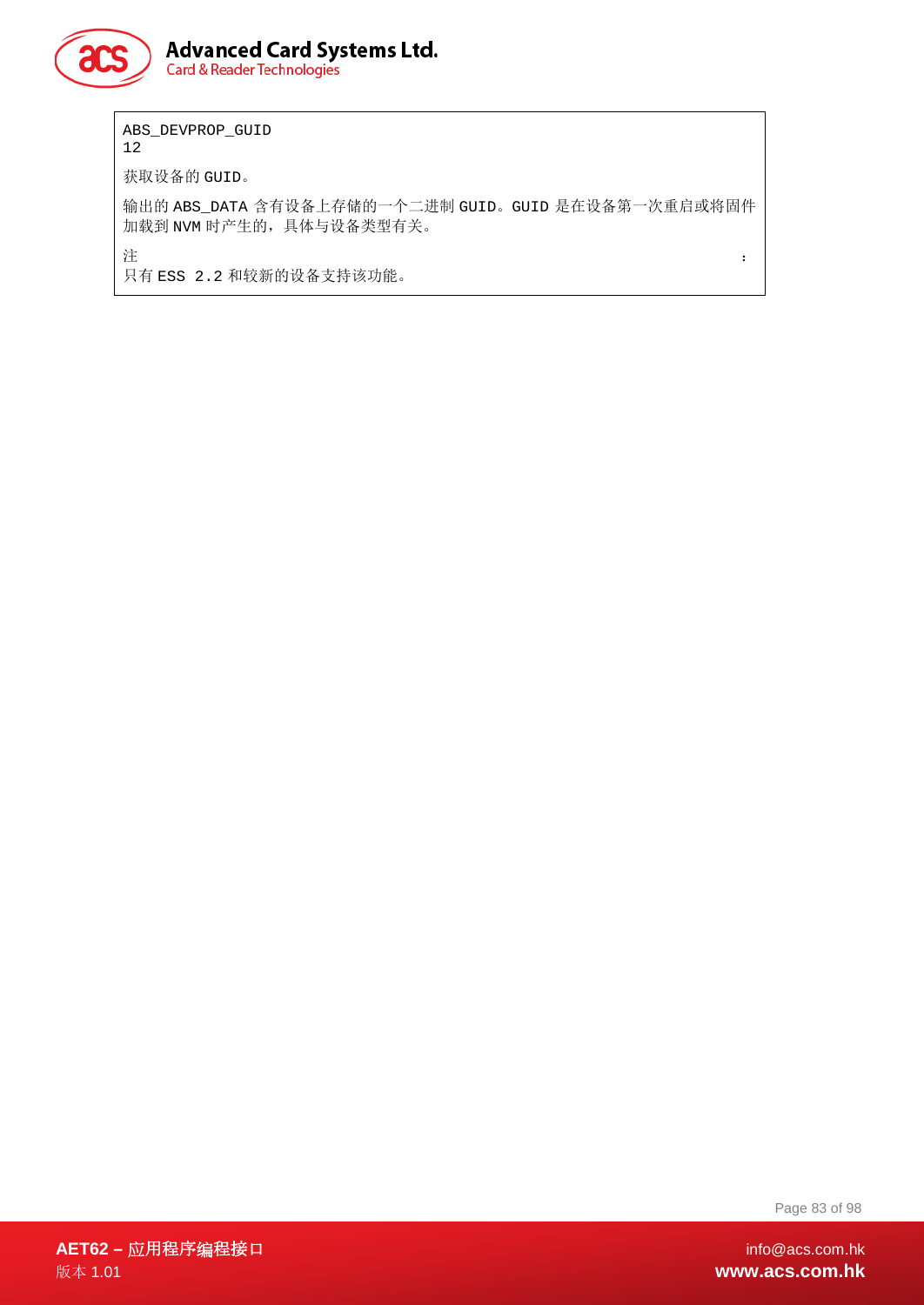ABS_DEVPROP_GUID
12

获取设备的 GUID。

输出的 ABS_DATA 含有设备上存储的一个二进制 GUID。GUID 是在设备第一次重启或将固件加载到 NVM 时产生的，具体与设备类型有关。

注 :
只有 ESS 2.2 和较新的设备支持该功能。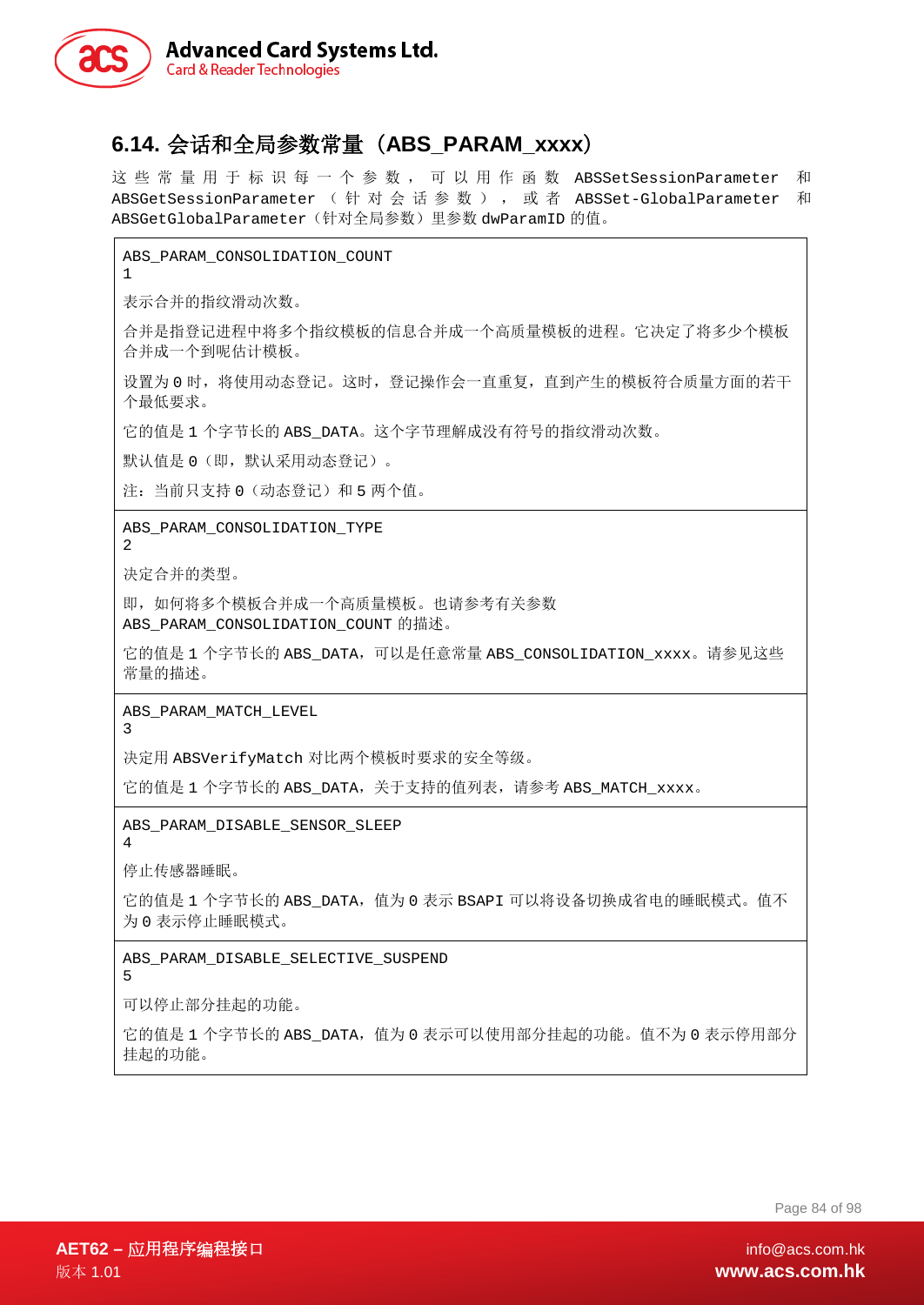## 6.14. 会话和全局参数常量（ABS_PARAM_xxxx）

这些常量用于标识每一个参数，可以用作函数 ABSSetSessionParameter 和 ABSGetSessionParameter（针对会话参数），或者 ABSSet-GlobalParameter 和 ABSGetGlobalParameter（针对全局参数）里参数 dwParamID 的值。

| |
|---|
| ABS_PARAM_CONSOLIDATION_COUNT<br>1<br><br>表示合并的指纹滑动次数。<br><br>合并是指登记进程中将多个指纹模板的信息合并成一个高质量模板的进程。它决定了将多少个模板合并成一个到呢估计模板。<br><br>设置为 0 时，将使用动态登记。这时，登记操作会一直重复，直到产生的模板符合质量方面的若干个最低要求。<br><br>它的值是 1 个字节长的 ABS_DATA。这个字节理解成没有符号的指纹滑动次数。<br><br>默认值是 0（即，默认采用动态登记）。<br><br>注：当前只支持 0（动态登记）和 5 两个值。 |
| ABS_PARAM_CONSOLIDATION_TYPE<br>2<br><br>决定合并的类型。<br><br>即，如何将多个模板合并成一个高质量模板。也请参考有关参数 ABS_PARAM_CONSOLIDATION_COUNT 的描述。<br><br>它的值是 1 个字节长的 ABS_DATA，可以是任意常量 ABS_CONSOLIDATION_xxxx。请参见这些常量的描述。 |
| ABS_PARAM_MATCH_LEVEL<br>3<br><br>决定用 ABSVerifyMatch 对比两个模板时要求的安全等级。<br><br>它的值是 1 个字节长的 ABS_DATA，关于支持的值列表，请参考 ABS_MATCH_xxxx。 |
| ABS_PARAM_DISABLE_SENSOR_SLEEP<br>4<br><br>停止传感器睡眠。<br><br>它的值是 1 个字节长的 ABS_DATA，值为 0 表示 BSAPI 可以将设备切换成省电的睡眠模式。值不为 0 表示停止睡眠模式。 |
| ABS_PARAM_DISABLE_SELECTIVE_SUSPEND<br>5<br><br>可以停止部分挂起的功能。<br><br>它的值是 1 个字节长的 ABS_DATA，值为 0 表示可以使用部分挂起的功能。值不为 0 表示停用部分挂起的功能。 |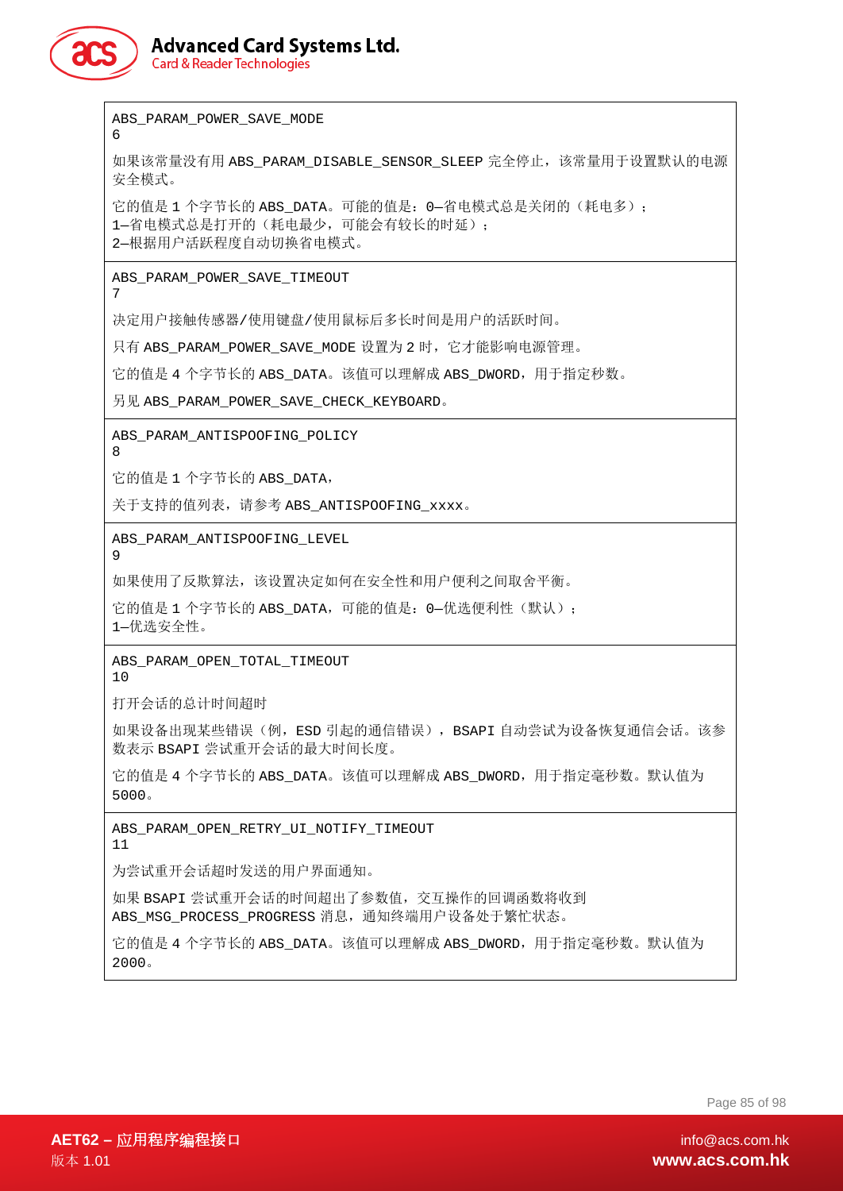| ABS_PARAM_POWER_SAVE_MODE<br>6<br><br>如果该常量没有用 ABS_PARAM_DISABLE_SENSOR_SLEEP 完全停止，该常量用于设置默认的电源安全模式。<br><br>它的值是 1 个字节长的 ABS_DATA。可能的值是：0—省电模式总是关闭的（耗电多）；<br>1—省电模式总是打开的（耗电最少，可能会有较长的时延）；<br>2—根据用户活跃程度自动切换省电模式。 |
|---|
| ABS_PARAM_POWER_SAVE_TIMEOUT<br>7<br><br>决定用户接触传感器/使用键盘/使用鼠标后多长时间是用户的活跃时间。<br><br>只有 ABS_PARAM_POWER_SAVE_MODE 设置为 2 时，它才能影响电源管理。<br><br>它的值是 4 个字节长的 ABS_DATA。该值可以理解成 ABS_DWORD，用于指定秒数。<br><br>另见 ABS_PARAM_POWER_SAVE_CHECK_KEYBOARD。 |
| ABS_PARAM_ANTISPOOFING_POLICY<br>8<br><br>它的值是 1 个字节长的 ABS_DATA，<br><br>关于支持的值列表，请参考 ABS_ANTISPOOFING_xxxx。 |
| ABS_PARAM_ANTISPOOFING_LEVEL<br>9<br><br>如果使用了反欺算法，该设置决定如何在安全性和用户便利之间取舍平衡。<br><br>它的值是 1 个字节长的 ABS_DATA，可能的值是：0—优选便利性（默认）；<br>1—优选安全性。 |
| ABS_PARAM_OPEN_TOTAL_TIMEOUT<br>10<br><br>打开会话的总计时间超时<br><br>如果设备出现某些错误（例，ESD 引起的通信错误），BSAPI 自动尝试为设备恢复通信会话。该参数表示 BSAPI 尝试重开会话的最大时间长度。<br><br>它的值是 4 个字节长的 ABS_DATA。该值可以理解成 ABS_DWORD，用于指定毫秒数。默认值为 5000。 |
| ABS_PARAM_OPEN_RETRY_UI_NOTIFY_TIMEOUT<br>11<br><br>为尝试重开会话超时发送的用户界面通知。<br><br>如果 BSAPI 尝试重开会话的时间超出了参数值，交互操作的回调函数将收到 ABS_MSG_PROCESS_PROGRESS 消息，通知终端用户设备处于繁忙状态。<br><br>它的值是 4 个字节长的 ABS_DATA。该值可以理解成 ABS_DWORD，用于指定毫秒数。默认值为 2000。 |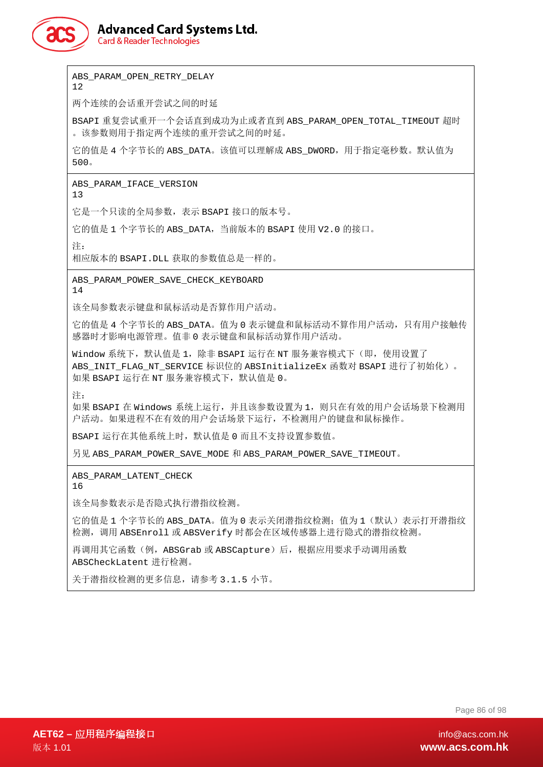| |
|---|
| ABS_PARAM_OPEN_RETRY_DELAY<br>12<br><br>两个连续的会话重开尝试之间的时延<br><br>BSAPI 重复尝试重开一个会话直到成功为止或者直到 ABS_PARAM_OPEN_TOTAL_TIMEOUT 超时。该参数则用于指定两个连续的重开尝试之间的时延。<br><br>它的值是 4 个字节长的 ABS_DATA。该值可以理解成 ABS_DWORD，用于指定毫秒数。默认值为 500。 |
| ABS_PARAM_IFACE_VERSION<br>13<br><br>它是一个只读的全局参数，表示 BSAPI 接口的版本号。<br><br>它的值是 1 个字节长的 ABS_DATA，当前版本的 BSAPI 使用 V2.0 的接口。<br><br>注：<br>相应版本的 BSAPI.DLL 获取的参数值总是一样的。 |
| ABS_PARAM_POWER_SAVE_CHECK_KEYBOARD<br>14<br><br>该全局参数表示键盘和鼠标活动是否算作用户活动。<br><br>它的值是 4 个字节长的 ABS_DATA。值为 0 表示键盘和鼠标活动不算作用户活动，只有用户接触传感器时才影响电源管理。值非 0 表示键盘和鼠标活动算作用户活动。<br><br>Window 系统下，默认值是 1，除非 BSAPI 运行在 NT 服务兼容模式下（即，使用设置了 ABS_INIT_FLAG_NT_SERVICE 标识位的 ABSInitializeEx 函数对 BSAPI 进行了初始化）。如果 BSAPI 运行在 NT 服务兼容模式下，默认值是 0。<br><br>注：<br>如果 BSAPI 在 Windows 系统上运行，并且该参数设置为 1，则只在有效的用户会话场景下检测用户活动。如果进程不在有效的用户会话场景下运行，不检测用户的键盘和鼠标操作。<br><br>BSAPI 运行在其他系统上时，默认值是 0 而且不支持设置参数值。<br><br>另见 ABS_PARAM_POWER_SAVE_MODE 和 ABS_PARAM_POWER_SAVE_TIMEOUT。 |
| ABS_PARAM_LATENT_CHECK<br>16<br><br>该全局参数表示是否隐式执行潜指纹检测。<br><br>它的值是 1 个字节长的 ABS_DATA。值为 0 表示关闭潜指纹检测；值为 1（默认）表示打开潜指纹检测，调用 ABSEnroll 或 ABSVerify 时都会在区域传感器上进行隐式的潜指纹检测。<br><br>再调用其它函数（例，ABSGrab 或 ABSCapture）后，根据应用要求手动调用函数 ABSCheckLatent 进行检测。<br><br>关于潜指纹检测的更多信息，请参考 3.1.5 小节。 |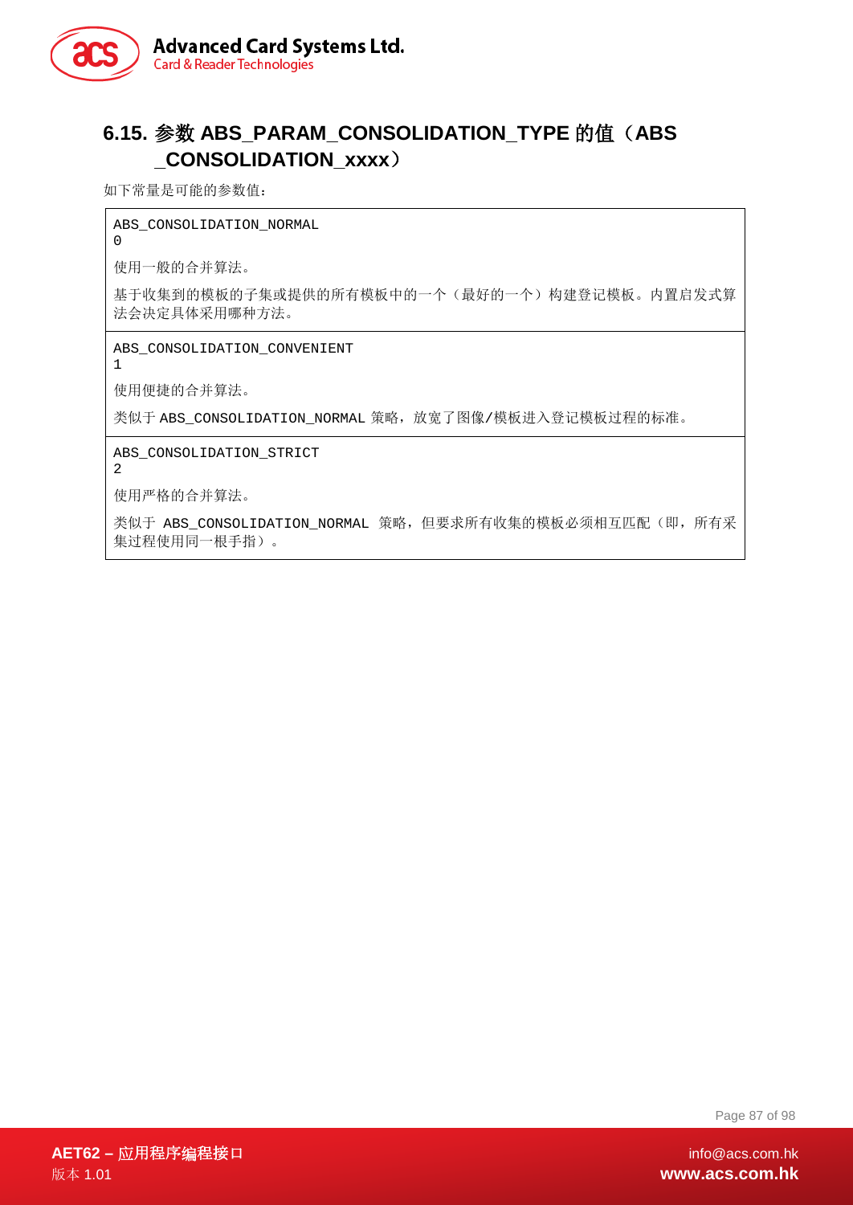## 6.15. 参数 ABS_PARAM_CONSOLIDATION_TYPE 的值（ABS_CONSOLIDATION_xxxx）

如下常量是可能的参数值：

| |
|---|
| ABS_CONSOLIDATION_NORMAL<br>0<br><br>使用一般的合并算法。<br><br>基于收集到的模板的子集或提供的所有模板中的一个（最好的一个）构建登记模板。内置启发式算法会决定具体采用哪种方法。 |
| ABS_CONSOLIDATION_CONVENIENT<br>1<br><br>使用便捷的合并算法。<br><br>类似于 ABS_CONSOLIDATION_NORMAL 策略，放宽了图像/模板进入登记模板过程的标准。 |
| ABS_CONSOLIDATION_STRICT<br>2<br><br>使用严格的合并算法。<br><br>类似于 ABS_CONSOLIDATION_NORMAL 策略，但要求所有收集的模板必须相互匹配（即，所有采集过程使用同一根手指）。 |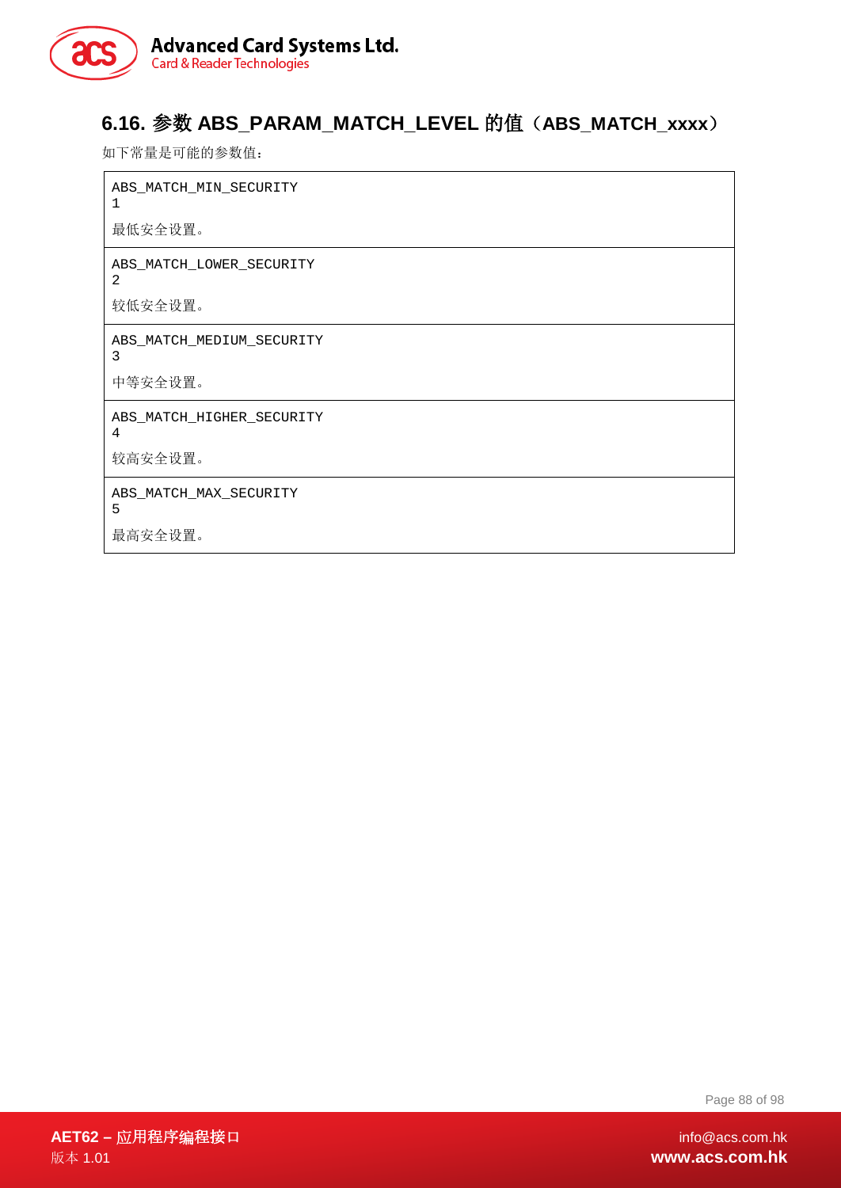## 6.16. 参数 ABS_PARAM_MATCH_LEVEL 的值（ABS_MATCH_xxxx）

如下常量是可能的参数值：

| |
|---|
| ABS_MATCH_MIN_SECURITY<br>1<br>最低安全设置。 |
| ABS_MATCH_LOWER_SECURITY<br>2<br>较低安全设置。 |
| ABS_MATCH_MEDIUM_SECURITY<br>3<br>中等安全设置。 |
| ABS_MATCH_HIGHER_SECURITY<br>4<br>较高安全设置。 |
| ABS_MATCH_MAX_SECURITY<br>5<br>最高安全设置。 |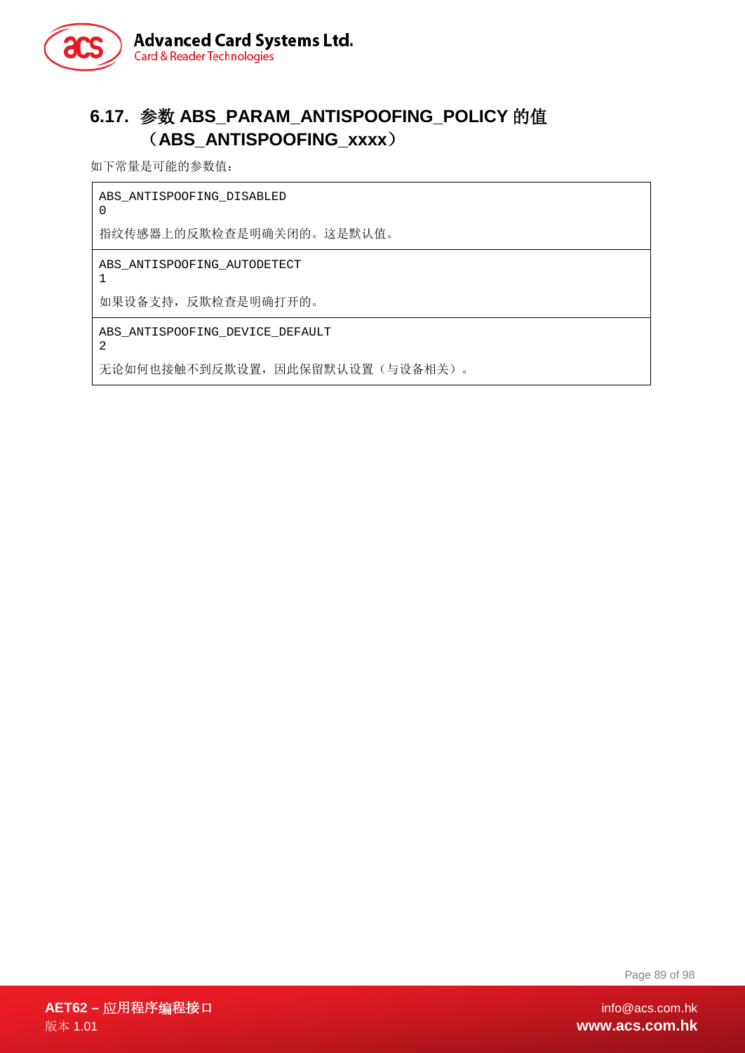## 6.17. 参数 ABS_PARAM_ANTISPOOFING_POLICY 的值（ABS_ANTISPOOFING_xxxx）

如下常量是可能的参数值：

| |
|---|
| ABS_ANTISPOOFING_DISABLED<br>0<br>指纹传感器上的反欺检查是明确关闭的。这是默认值。 |
| ABS_ANTISPOOFING_AUTODETECT<br>1<br>如果设备支持，反欺检查是明确打开的。 |
| ABS_ANTISPOOFING_DEVICE_DEFAULT<br>2<br>无论如何也接触不到反欺设置，因此保留默认设置（与设备相关）。 |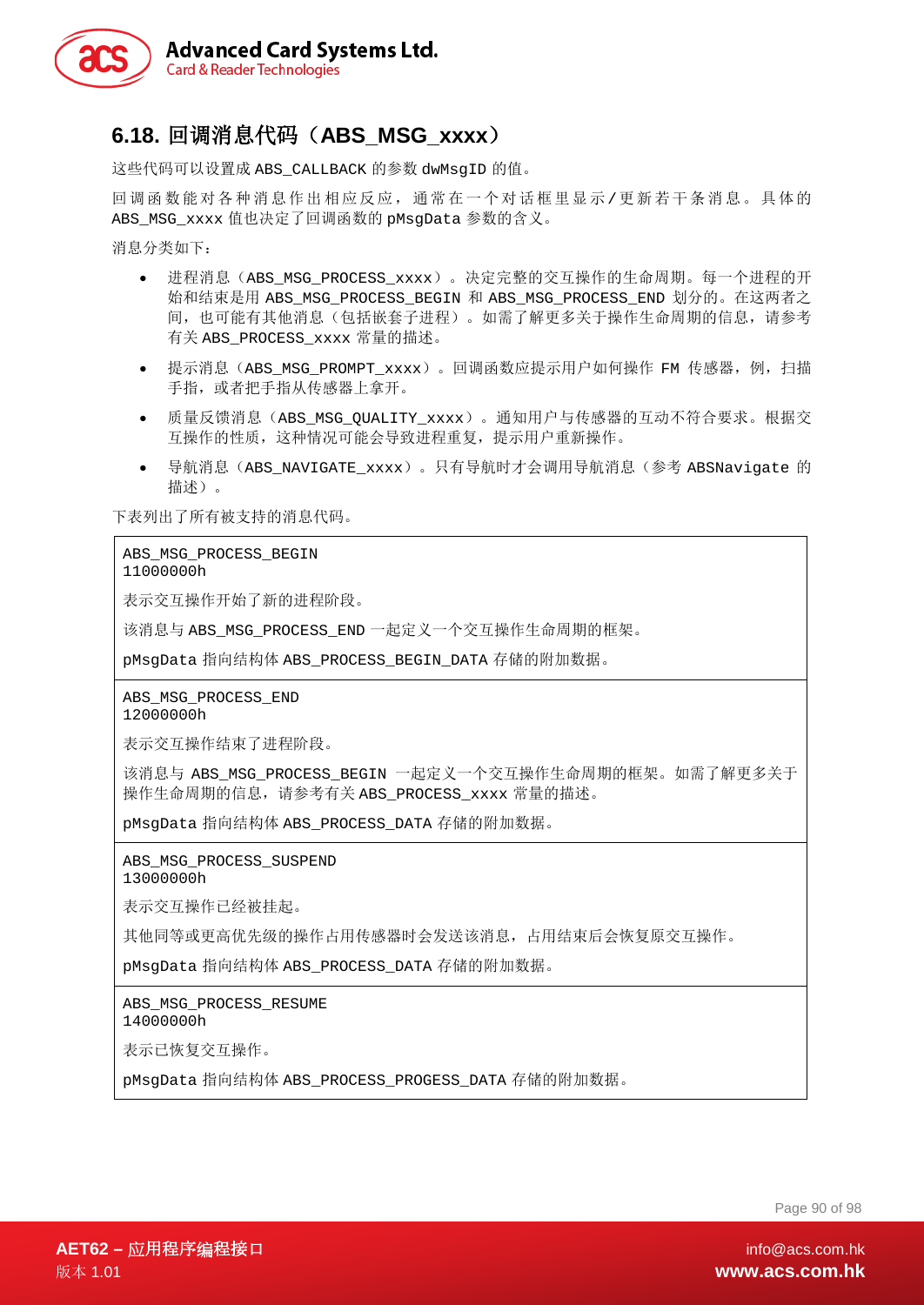## 6.18. 回调消息代码（ABS_MSG_xxxx）

这些代码可以设置成 ABS_CALLBACK 的参数 dwMsgID 的值。

回调函数能对各种消息作出相应反应，通常在一个对话框里显示/更新若干条消息。具体的 ABS_MSG_xxxx 值也决定了回调函数的 pMsgData 参数的含义。

消息分类如下：

- 进程消息（ABS_MSG_PROCESS_xxxx）。决定完整的交互操作的生命周期。每一个进程的开始和结束是用 ABS_MSG_PROCESS_BEGIN 和 ABS_MSG_PROCESS_END 划分的。在这两者之间，也可能有其他消息（包括嵌套子进程）。如需了解更多关于操作生命周期的信息，请参考有关 ABS_PROCESS_xxxx 常量的描述。
- 提示消息（ABS_MSG_PROMPT_xxxx）。回调函数应提示用户如何操作 FM 传感器，例，扫描手指，或者把手指从传感器上拿开。
- 质量反馈消息（ABS_MSG_QUALITY_xxxx）。通知用户与传感器的互动不符合要求。根据交互操作的性质，这种情况可能会导致进程重复，提示用户重新操作。
- 导航消息（ABS_NAVIGATE_xxxx）。只有导航时才会调用导航消息（参考 ABSNavigate 的描述）。

下表列出了所有被支持的消息代码。

| |
|---|
| ABS_MSG_PROCESS_BEGIN<br>11000000h<br><br>表示交互操作开始了新的进程阶段。<br><br>该消息与 ABS_MSG_PROCESS_END 一起定义一个交互操作生命周期的框架。<br><br>pMsgData 指向结构体 ABS_PROCESS_BEGIN_DATA 存储的附加数据。 |
| ABS_MSG_PROCESS_END<br>12000000h<br><br>表示交互操作结束了进程阶段。<br><br>该消息与 ABS_MSG_PROCESS_BEGIN 一起定义一个交互操作生命周期的框架。如需了解更多关于操作生命周期的信息，请参考有关 ABS_PROCESS_xxxx 常量的描述。<br><br>pMsgData 指向结构体 ABS_PROCESS_DATA 存储的附加数据。 |
| ABS_MSG_PROCESS_SUSPEND<br>13000000h<br><br>表示交互操作已经被挂起。<br><br>其他同等或更高优先级的操作占用传感器时会发送该消息，占用结束后会恢复原交互操作。<br><br>pMsgData 指向结构体 ABS_PROCESS_DATA 存储的附加数据。 |
| ABS_MSG_PROCESS_RESUME<br>14000000h<br><br>表示已恢复交互操作。<br><br>pMsgData 指向结构体 ABS_PROCESS_PROGESS_DATA 存储的附加数据。 |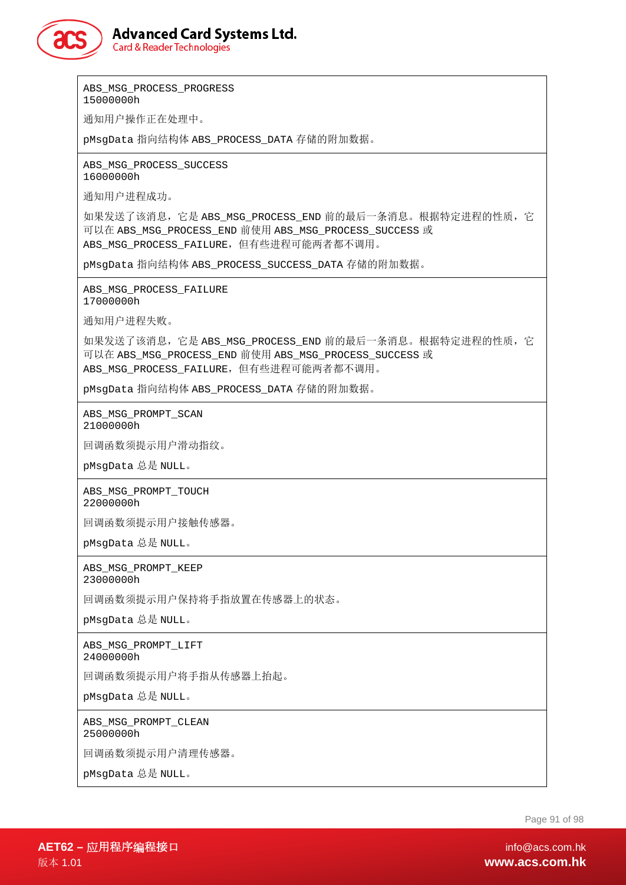| |
|---|
| ABS_MSG_PROCESS_PROGRESS<br>15000000h<br><br>通知用户操作正在处理中。<br><br>pMsgData 指向结构体 ABS_PROCESS_DATA 存储的附加数据。 |
| ABS_MSG_PROCESS_SUCCESS<br>16000000h<br><br>通知用户进程成功。<br><br>如果发送了该消息，它是 ABS_MSG_PROCESS_END 前的最后一条消息。根据特定进程的性质，它可以在 ABS_MSG_PROCESS_END 前使用 ABS_MSG_PROCESS_SUCCESS 或 ABS_MSG_PROCESS_FAILURE，但有些进程可能两者都不调用。<br><br>pMsgData 指向结构体 ABS_PROCESS_SUCCESS_DATA 存储的附加数据。 |
| ABS_MSG_PROCESS_FAILURE<br>17000000h<br><br>通知用户进程失败。<br><br>如果发送了该消息，它是 ABS_MSG_PROCESS_END 前的最后一条消息。根据特定进程的性质，它可以在 ABS_MSG_PROCESS_END 前使用 ABS_MSG_PROCESS_SUCCESS 或 ABS_MSG_PROCESS_FAILURE，但有些进程可能两者都不调用。<br><br>pMsgData 指向结构体 ABS_PROCESS_DATA 存储的附加数据。 |
| ABS_MSG_PROMPT_SCAN<br>21000000h<br><br>回调函数须提示用户滑动指纹。<br><br>pMsgData 总是 NULL。 |
| ABS_MSG_PROMPT_TOUCH<br>22000000h<br><br>回调函数须提示用户接触传感器。<br><br>pMsgData 总是 NULL。 |
| ABS_MSG_PROMPT_KEEP<br>23000000h<br><br>回调函数须提示用户保持将手指放置在传感器上的状态。<br><br>pMsgData 总是 NULL。 |
| ABS_MSG_PROMPT_LIFT<br>24000000h<br><br>回调函数须提示用户将手指从传感器上抬起。<br><br>pMsgData 总是 NULL。 |
| ABS_MSG_PROMPT_CLEAN<br>25000000h<br><br>回调函数须提示用户清理传感器。<br><br>pMsgData 总是 NULL。 |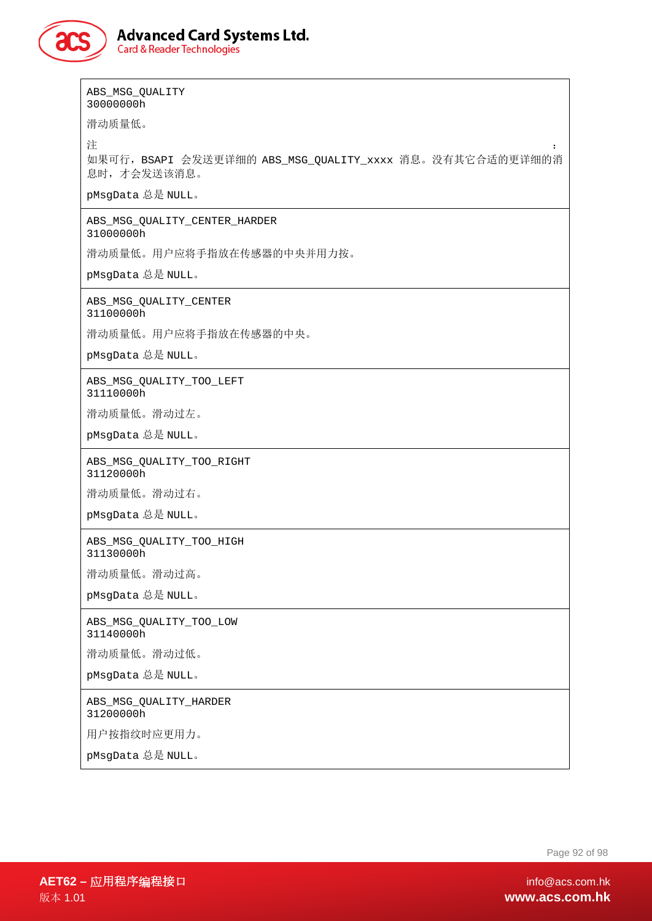| |
|---|
| ABS_MSG_QUALITY<br>30000000h<br><br>滑动质量低。<br><br>注：<br>如果可行，BSAPI 会发送更详细的 ABS_MSG_QUALITY_xxxx 消息。没有其它合适的更详细的消息时，才会发送该消息。<br><br>pMsgData 总是 NULL。 |
| ABS_MSG_QUALITY_CENTER_HARDER<br>31000000h<br><br>滑动质量低。用户应将手指放在传感器的中央并用力按。<br><br>pMsgData 总是 NULL。 |
| ABS_MSG_QUALITY_CENTER<br>31100000h<br><br>滑动质量低。用户应将手指放在传感器的中央。<br><br>pMsgData 总是 NULL。 |
| ABS_MSG_QUALITY_TOO_LEFT<br>31110000h<br><br>滑动质量低。滑动过左。<br><br>pMsgData 总是 NULL。 |
| ABS_MSG_QUALITY_TOO_RIGHT<br>31120000h<br><br>滑动质量低。滑动过右。<br><br>pMsgData 总是 NULL。 |
| ABS_MSG_QUALITY_TOO_HIGH<br>31130000h<br><br>滑动质量低。滑动过高。<br><br>pMsgData 总是 NULL。 |
| ABS_MSG_QUALITY_TOO_LOW<br>31140000h<br><br>滑动质量低。滑动过低。<br><br>pMsgData 总是 NULL。 |
| ABS_MSG_QUALITY_HARDER<br>31200000h<br><br>用户按指纹时应更用力。<br><br>pMsgData 总是 NULL。 |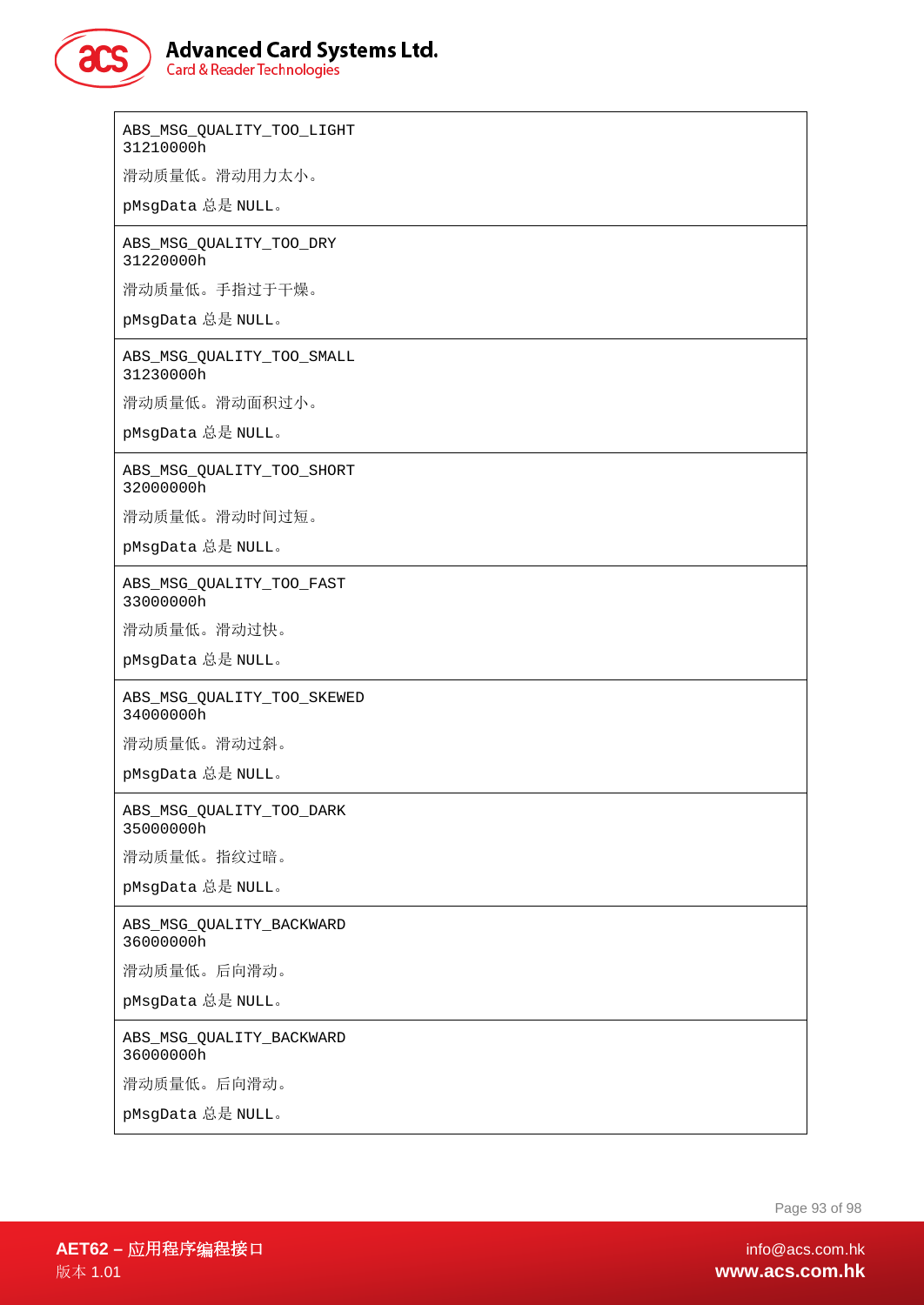| |
|---|
| ABS_MSG_QUALITY_TOO_LIGHT<br>31210000h<br><br>滑动质量低。滑动用力太小。<br><br>pMsgData 总是 NULL。 |
| ABS_MSG_QUALITY_TOO_DRY<br>31220000h<br><br>滑动质量低。手指过于干燥。<br><br>pMsgData 总是 NULL。 |
| ABS_MSG_QUALITY_TOO_SMALL<br>31230000h<br><br>滑动质量低。滑动面积过小。<br><br>pMsgData 总是 NULL。 |
| ABS_MSG_QUALITY_TOO_SHORT<br>32000000h<br><br>滑动质量低。滑动时间过短。<br><br>pMsgData 总是 NULL。 |
| ABS_MSG_QUALITY_TOO_FAST<br>33000000h<br><br>滑动质量低。滑动过快。<br><br>pMsgData 总是 NULL。 |
| ABS_MSG_QUALITY_TOO_SKEWED<br>34000000h<br><br>滑动质量低。滑动过斜。<br><br>pMsgData 总是 NULL。 |
| ABS_MSG_QUALITY_TOO_DARK<br>35000000h<br><br>滑动质量低。指纹过暗。<br><br>pMsgData 总是 NULL。 |
| ABS_MSG_QUALITY_BACKWARD<br>36000000h<br><br>滑动质量低。后向滑动。<br><br>pMsgData 总是 NULL。 |
| ABS_MSG_QUALITY_BACKWARD<br>36000000h<br><br>滑动质量低。后向滑动。<br><br>pMsgData 总是 NULL。 |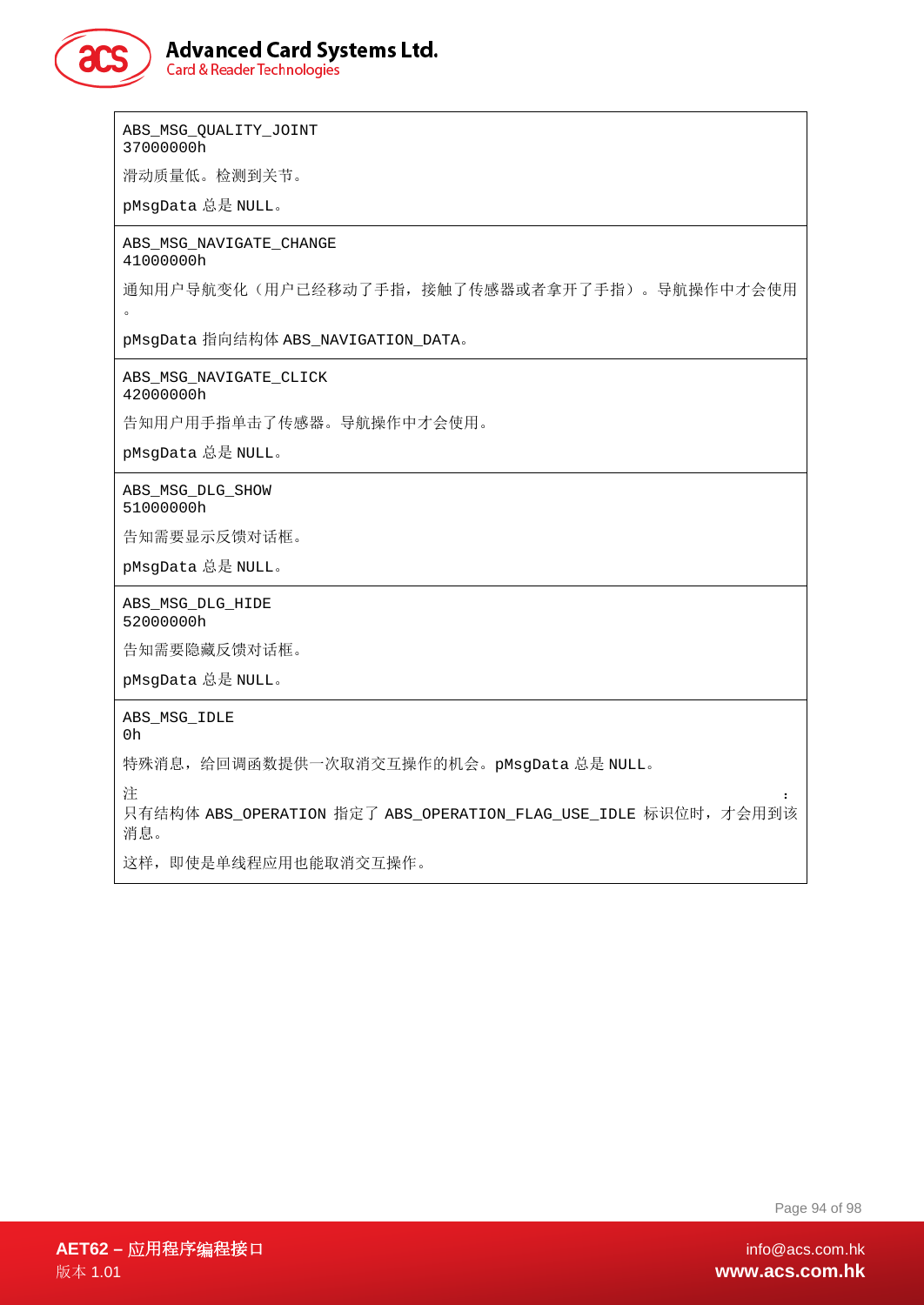| |
|---|
| ABS_MSG_QUALITY_JOINT<br>37000000h<br><br>滑动质量低。检测到关节。<br><br>pMsgData 总是 NULL。 |
| ABS_MSG_NAVIGATE_CHANGE<br>41000000h<br><br>通知用户导航变化（用户已经移动了手指，接触了传感器或者拿开了手指）。导航操作中才会使用。<br><br>pMsgData 指向结构体 ABS_NAVIGATION_DATA。 |
| ABS_MSG_NAVIGATE_CLICK<br>42000000h<br><br>告知用户用手指单击了传感器。导航操作中才会使用。<br><br>pMsgData 总是 NULL。 |
| ABS_MSG_DLG_SHOW<br>51000000h<br><br>告知需要显示反馈对话框。<br><br>pMsgData 总是 NULL。 |
| ABS_MSG_DLG_HIDE<br>52000000h<br><br>告知需要隐藏反馈对话框。<br><br>pMsgData 总是 NULL。 |
| ABS_MSG_IDLE<br>0h<br><br>特殊消息，给回调函数提供一次取消交互操作的机会。pMsgData 总是 NULL。<br><br>注：<br>只有结构体 ABS_OPERATION 指定了 ABS_OPERATION_FLAG_USE_IDLE 标识位时，才会用到该消息。<br><br>这样，即使是单线程应用也能取消交互操作。 |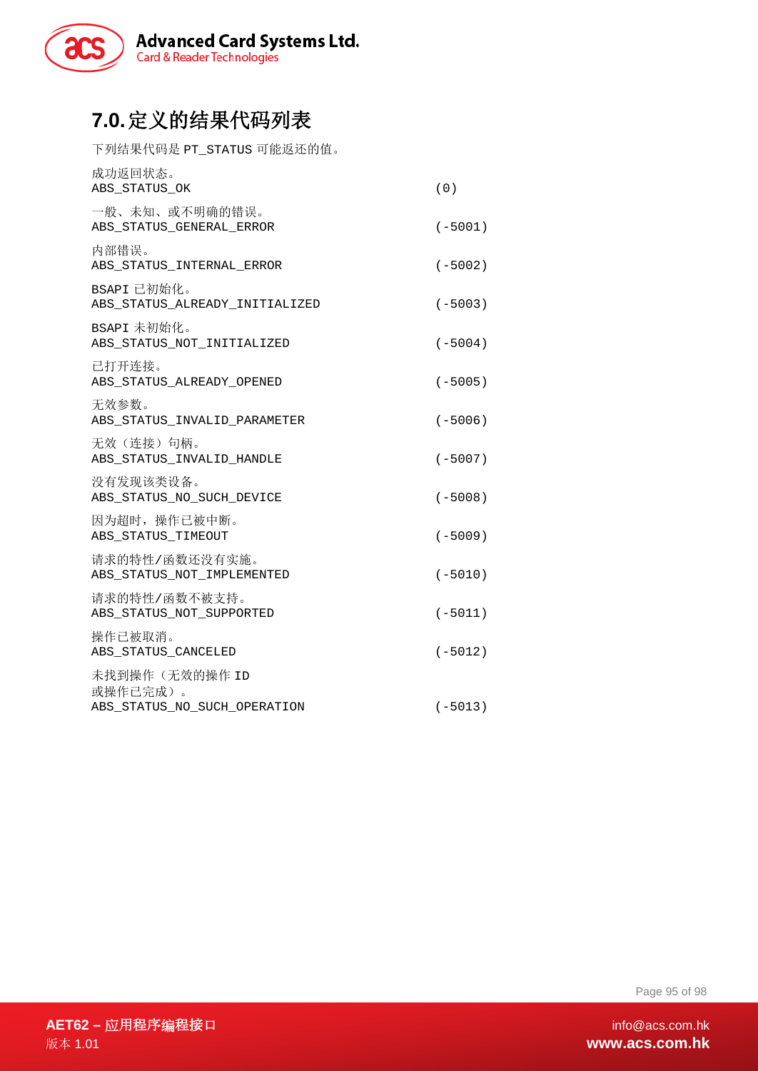# 7.0. 定义的结果代码列表

下列结果代码是 PT_STATUS 可能返还的值。

成功返回状态。
ABS_STATUS_OK (0)

一般、未知、或不明确的错误。
ABS_STATUS_GENERAL_ERROR (-5001)

内部错误。
ABS_STATUS_INTERNAL_ERROR (-5002)

BSAPI 已初始化。
ABS_STATUS_ALREADY_INITIALIZED (-5003)

BSAPI 未初始化。
ABS_STATUS_NOT_INITIALIZED (-5004)

已打开连接。
ABS_STATUS_ALREADY_OPENED (-5005)

无效参数。
ABS_STATUS_INVALID_PARAMETER (-5006)

无效（连接）句柄。
ABS_STATUS_INVALID_HANDLE (-5007)

没有发现该类设备。
ABS_STATUS_NO_SUCH_DEVICE (-5008)

因为超时，操作已被中断。
ABS_STATUS_TIMEOUT (-5009)

请求的特性/函数还没有实施。
ABS_STATUS_NOT_IMPLEMENTED (-5010)

请求的特性/函数不被支持。
ABS_STATUS_NOT_SUPPORTED (-5011)

操作已被取消。
ABS_STATUS_CANCELED (-5012)

未找到操作（无效的操作 ID 或操作已完成）。
ABS_STATUS_NO_SUCH_OPERATION (-5013)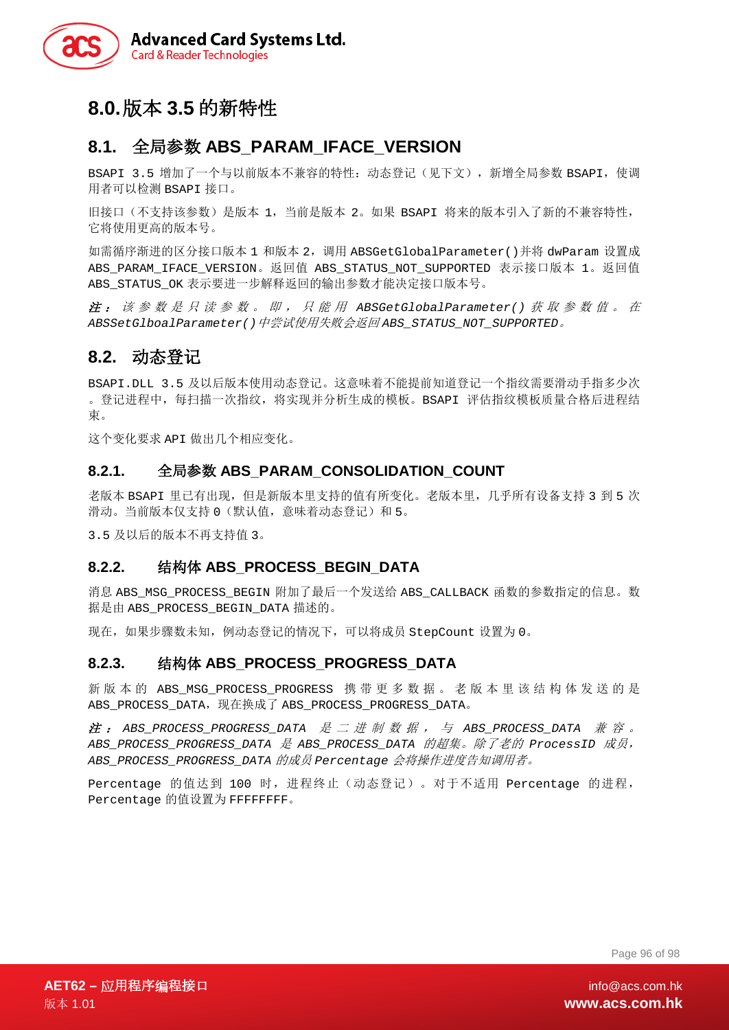# 8.0. 版本 3.5 的新特性

## 8.1. 全局参数 ABS_PARAM_IFACE_VERSION

BSAPI 3.5 增加了一个与以前版本不兼容的特性：动态登记（见下文），新增全局参数 BSAPI，使调用者可以检测 BSAPI 接口。

旧接口（不支持该参数）是版本 1，当前是版本 2。如果 BSAPI 将来的版本引入了新的不兼容特性，它将使用更高的版本号。

如需循序渐进的区分接口版本 1 和版本 2，调用 ABSGetGlobalParameter()并将 dwParam 设置成 ABS_PARAM_IFACE_VERSION。返回值 ABS_STATUS_NOT_SUPPORTED 表示接口版本 1。返回值 ABS_STATUS_OK 表示要进一步解释返回的输出参数才能决定接口版本号。

***注：*** *该参数是只读参数。即，只能用 ABSGetGlobalParameter() 获取参数值。在 ABSSetGlboalParameter()中尝试使用失败会返回 ABS_STATUS_NOT_SUPPORTED。*

## 8.2. 动态登记

BSAPI.DLL 3.5 及以后版本使用动态登记。这意味着不能提前知道登记一个指纹需要滑动手指多少次。登记进程中，每扫描一次指纹，将实现并分析生成的模板。BSAPI 评估指纹模板质量合格后进程结束。

这个变化要求 API 做出几个相应变化。

### 8.2.1. 全局参数 ABS_PARAM_CONSOLIDATION_COUNT

老版本 BSAPI 里已有出现，但是新版本里支持的值有所变化。老版本里，几乎所有设备支持 3 到 5 次滑动。当前版本仅支持 0（默认值，意味着动态登记）和 5。

3.5 及以后的版本不再支持值 3。

### 8.2.2. 结构体 ABS_PROCESS_BEGIN_DATA

消息 ABS_MSG_PROCESS_BEGIN 附加了最后一个发送给 ABS_CALLBACK 函数的参数指定的信息。数据是由 ABS_PROCESS_BEGIN_DATA 描述的。

现在，如果步骤数未知，例动态登记的情况下，可以将成员 StepCount 设置为 0。

### 8.2.3. 结构体 ABS_PROCESS_PROGRESS_DATA

新版本的 ABS_MSG_PROCESS_PROGRESS 携带更多数据。老版本里该结构体发送的是 ABS_PROCESS_DATA，现在换成了 ABS_PROCESS_PROGRESS_DATA。

***注：*** *ABS_PROCESS_PROGRESS_DATA 是二进制数据，与 ABS_PROCESS_DATA 兼容。ABS_PROCESS_PROGRESS_DATA 是 ABS_PROCESS_DATA 的超集。除了老的 ProcessID 成员，ABS_PROCESS_PROGRESS_DATA 的成员 Percentage 会将操作进度告知调用者。*

Percentage 的值达到 100 时，进程终止（动态登记）。对于不适用 Percentage 的进程，Percentage 的值设置为 FFFFFFFF。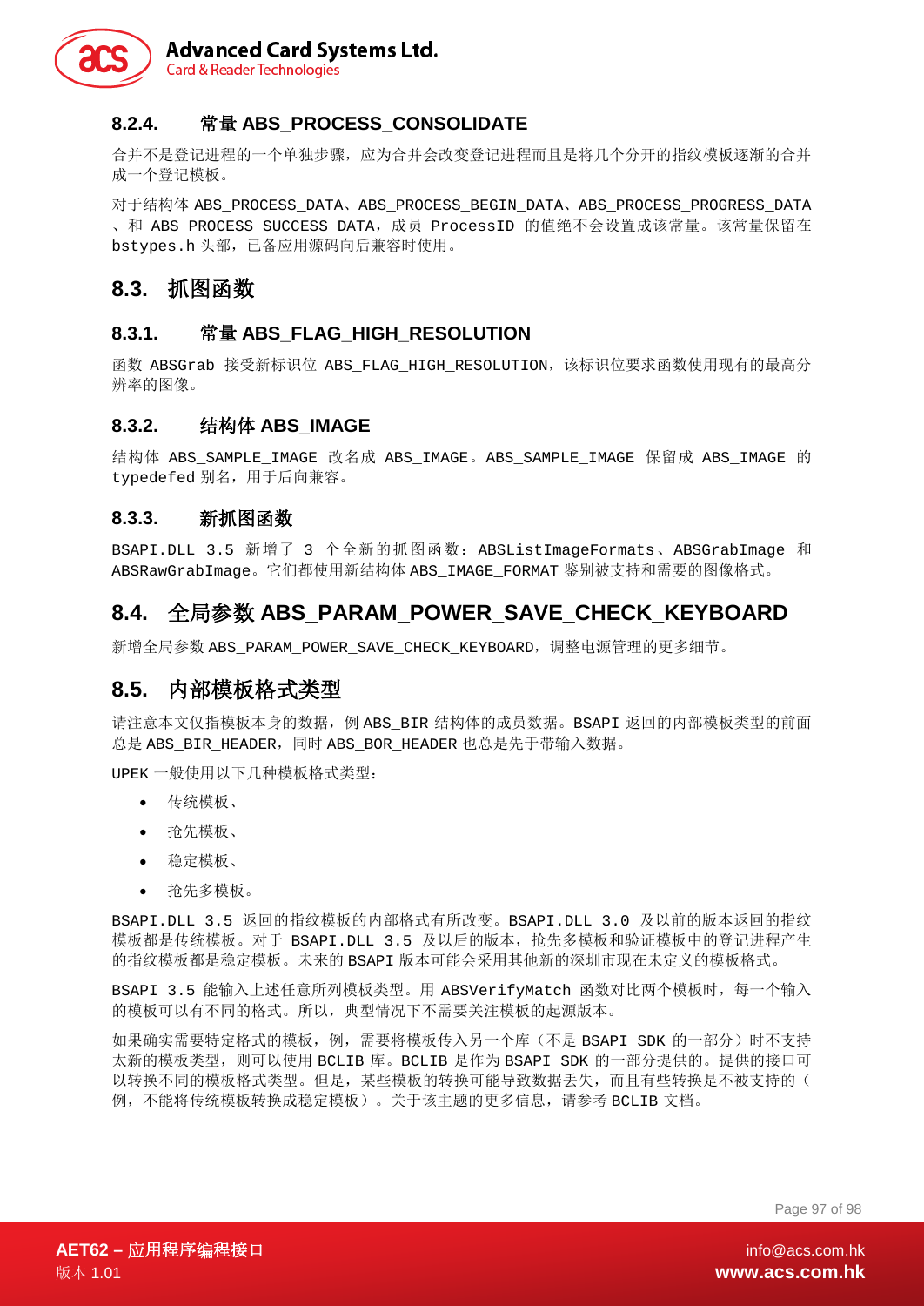### 8.2.4. 常量 ABS_PROCESS_CONSOLIDATE

合并不是登记进程的一个单独步骤，应为合并会改变登记进程而且是将几个分开的指纹模板逐渐的合并成一个登记模板。

对于结构体 ABS_PROCESS_DATA、ABS_PROCESS_BEGIN_DATA、ABS_PROCESS_PROGRESS_DATA、和 ABS_PROCESS_SUCCESS_DATA，成员 ProcessID 的值绝不会设置成该常量。该常量保留在 bstypes.h 头部，已备应用源码向后兼容时使用。

## 8.3. 抓图函数

### 8.3.1. 常量 ABS_FLAG_HIGH_RESOLUTION

函数 ABSGrab 接受新标识位 ABS_FLAG_HIGH_RESOLUTION，该标识位要求函数使用现有的最高分辨率的图像。

### 8.3.2. 结构体 ABS_IMAGE

结构体 ABS_SAMPLE_IMAGE 改名成 ABS_IMAGE。ABS_SAMPLE_IMAGE 保留成 ABS_IMAGE 的 typedefed 别名，用于后向兼容。

### 8.3.3. 新抓图函数

BSAPI.DLL 3.5 新增了 3 个全新的抓图函数：ABSListImageFormats、ABSGrabImage 和 ABSRawGrabImage。它们都使用新结构体 ABS_IMAGE_FORMAT 鉴别被支持和需要的图像格式。

## 8.4. 全局参数 ABS_PARAM_POWER_SAVE_CHECK_KEYBOARD

新增全局参数 ABS_PARAM_POWER_SAVE_CHECK_KEYBOARD，调整电源管理的更多细节。

## 8.5. 内部模板格式类型

请注意本文仅指模板本身的数据，例 ABS_BIR 结构体的成员数据。BSAPI 返回的内部模板类型的前面总是 ABS_BIR_HEADER，同时 ABS_BOR_HEADER 也总是先于带输入数据。

UPEK 一般使用以下几种模板格式类型：

- 传统模板、
- 抢先模板、
- 稳定模板、
- 抢先多模板。

BSAPI.DLL 3.5 返回的指纹模板的内部格式有所改变。BSAPI.DLL 3.0 及以前的版本返回的指纹模板都是传统模板。对于 BSAPI.DLL 3.5 及以后的版本，抢先多模板和验证模板中的登记进程产生的指纹模板都是稳定模板。未来的 BSAPI 版本可能会采用其他新的深圳市现在未定义的模板格式。

BSAPI 3.5 能输入上述任意所列模板类型。用 ABSVerifyMatch 函数对比两个模板时，每一个输入的模板可以有不同的格式。所以，典型情况下不需要关注模板的起源版本。

如果确实需要特定格式的模板，例，需要将模板传入另一个库（不是 BSAPI SDK 的一部分）时不支持太新的模板类型，则可以使用 BCLIB 库。BCLIB 是作为 BSAPI SDK 的一部分提供的。提供的接口可以转换不同的模板格式类型。但是，某些模板的转换可能导致数据丢失，而且有些转换是不被支持的（例，不能将传统模板转换成稳定模板）。关于该主题的更多信息，请参考 BCLIB 文档。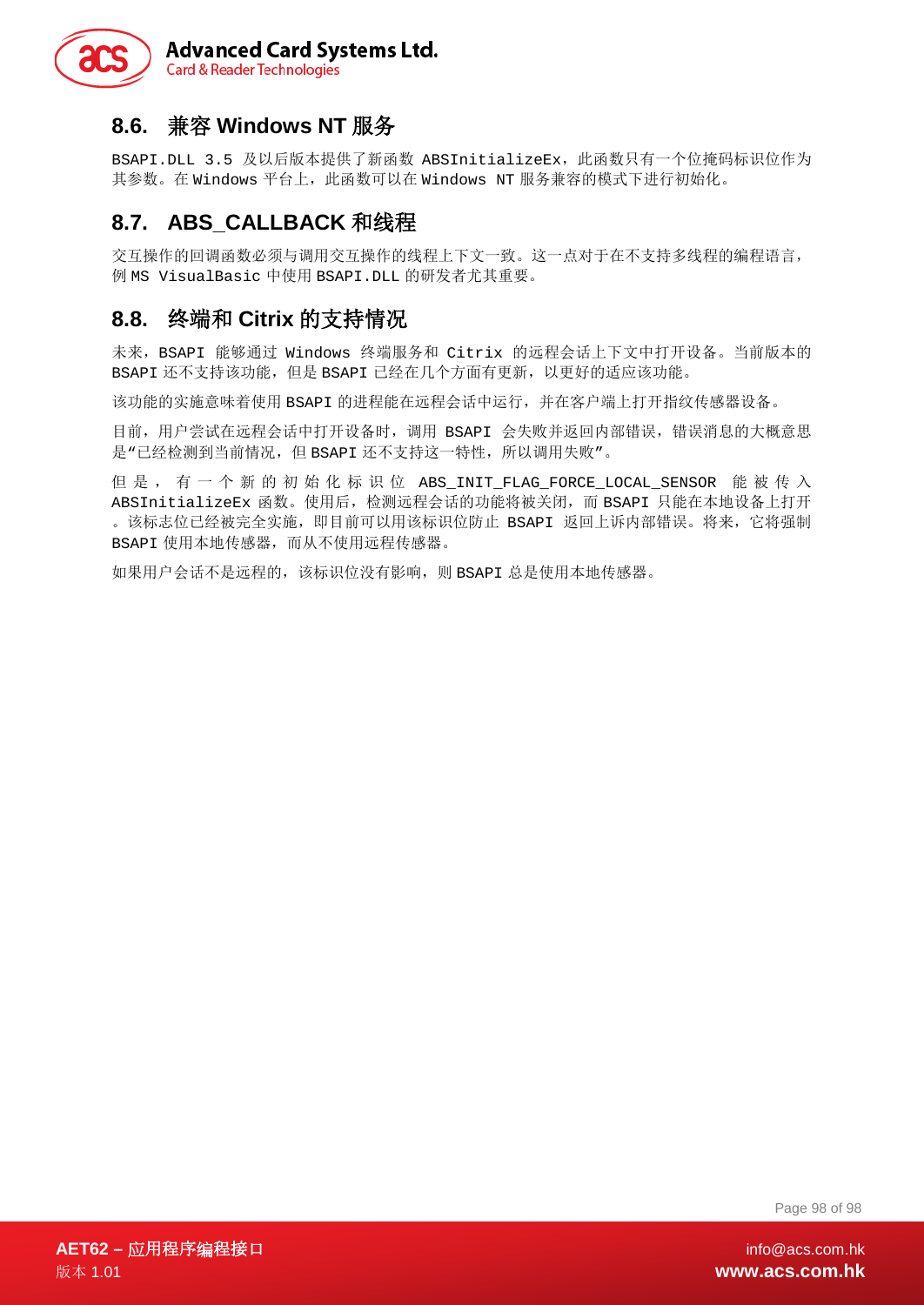## 8.6. 兼容 Windows NT 服务

BSAPI.DLL 3.5 及以后版本提供了新函数 ABSInitializeEx，此函数只有一个位掩码标识位作为其参数。在 Windows 平台上，此函数可以在 Windows NT 服务兼容的模式下进行初始化。

## 8.7. ABS_CALLBACK 和线程

交互操作的回调函数必须与调用交互操作的线程上下文一致。这一点对于在不支持多线程的编程语言，例 MS VisualBasic 中使用 BSAPI.DLL 的研发者尤其重要。

## 8.8. 终端和 Citrix 的支持情况

未来，BSAPI 能够通过 Windows 终端服务和 Citrix 的远程会话上下文中打开设备。当前版本的 BSAPI 还不支持该功能，但是 BSAPI 已经在几个方面有更新，以更好的适应该功能。

该功能的实施意味着使用 BSAPI 的进程能在远程会话中运行，并在客户端上打开指纹传感器设备。

目前，用户尝试在远程会话中打开设备时，调用 BSAPI 会失败并返回内部错误，错误消息的大概意思是"已经检测到当前情况，但 BSAPI 还不支持这一特性，所以调用失败"。

但是，有一个新的初始化标识位 ABS_INIT_FLAG_FORCE_LOCAL_SENSOR 能被传入 ABSInitializeEx 函数。使用后，检测远程会话的功能将被关闭，而 BSAPI 只能在本地设备上打开。该标志位已经被完全实施，即目前可以用该标识位防止 BSAPI 返回上诉内部错误。将来，它将强制 BSAPI 使用本地传感器，而从不使用远程传感器。

如果用户会话不是远程的，该标识位没有影响，则 BSAPI 总是使用本地传感器。